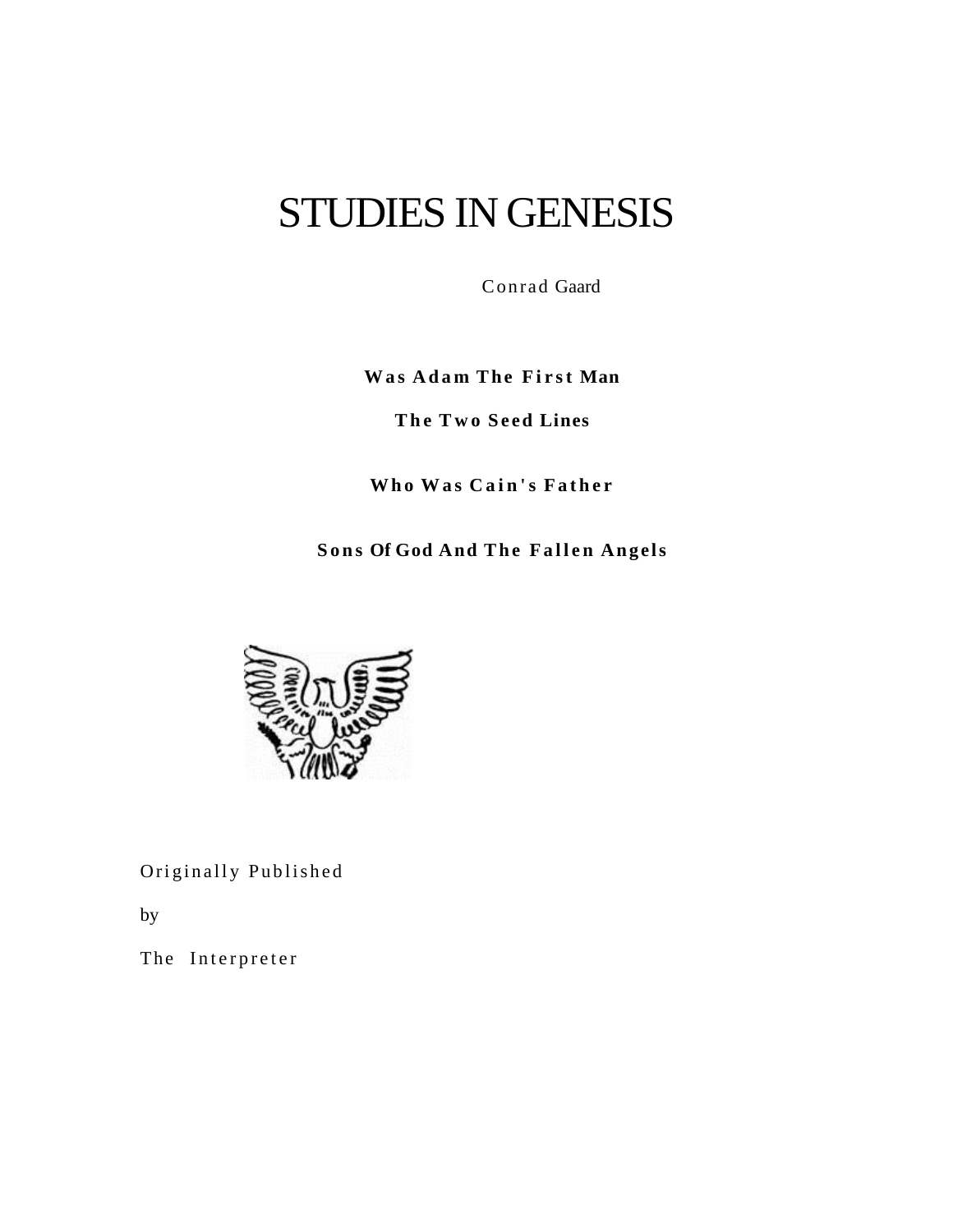# STUDIES IN GENESIS

Conrad Gaard

**Was Adam The First Man**

**The Two Seed Lines**

**Who Was Cain's Father**

**Sons Of God And The Fallen Angels**

Originally Published

by

The Interpreter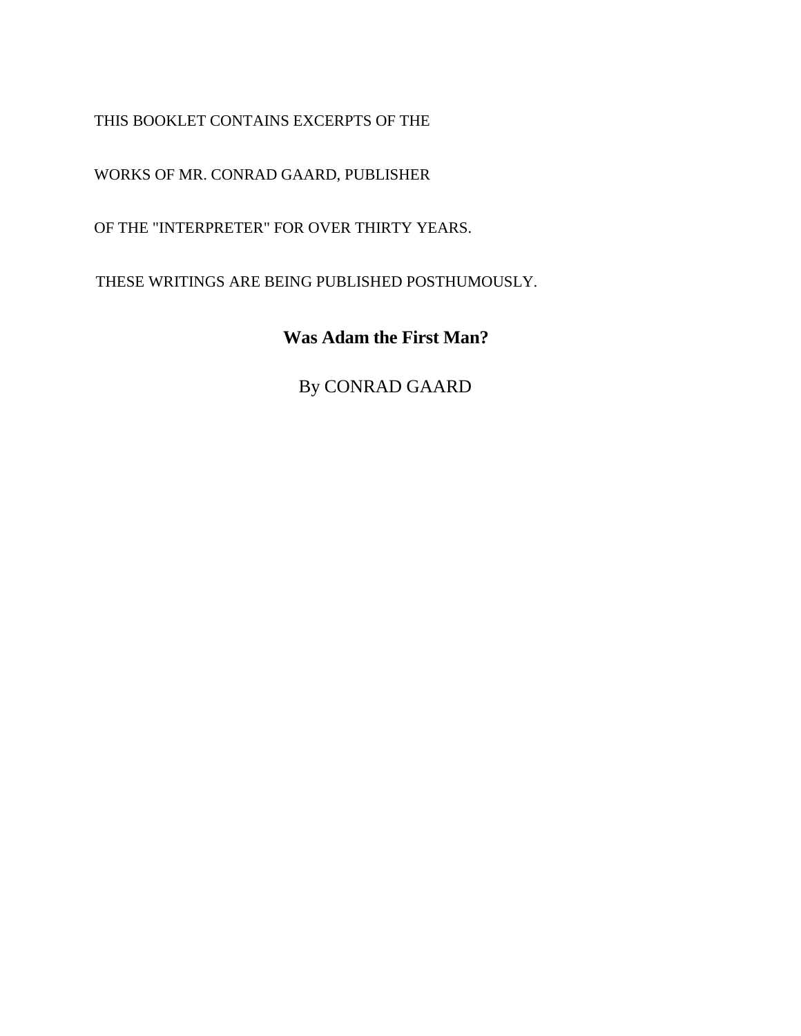THIS BOOKLET CONTAINS EXCERPTS OF THE

WORKS OF MR. CONRAD GAARD, PUBLISHER

OF THE "INTERPRETER" FOR OVER THIRTY YEARS.

THESE WRITINGS ARE BEING PUBLISHED POSTHUMOUSLY.

# Was Adam the First Man?

By CONRAD GAARD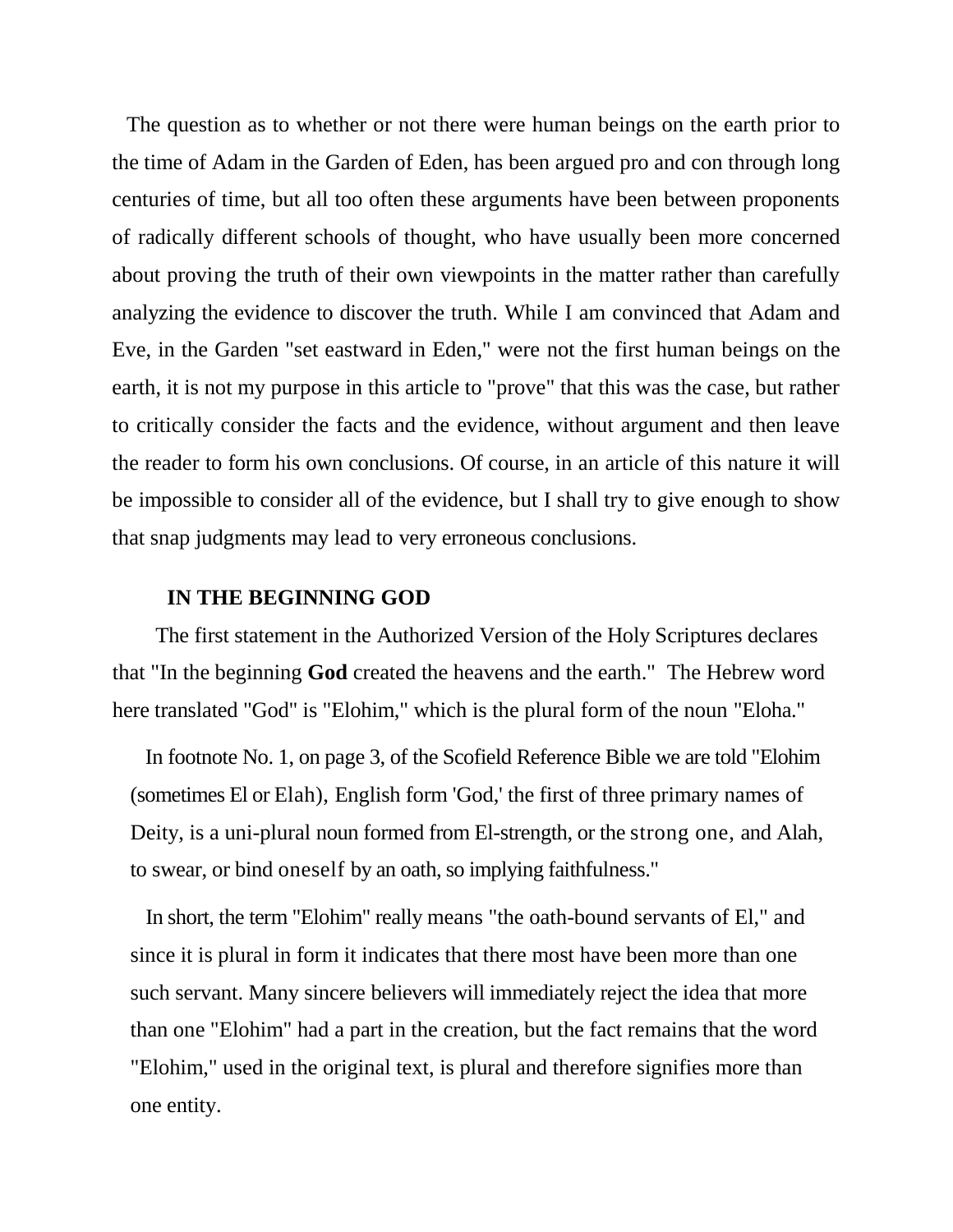The question as to whether or not there were human beings on the earth prior to the time of Adam in the Garden of Eden, has been argued pro and con through long centuries of time, but all too often these arguments have been between proponents of radically different schools of thought, who have usually been more concerned about proving the truth of their own viewpoints in the matter rather than carefully analyzing the evidence to discover the truth. While I am convinced that Adam and Eve, in the Garden "set eastward in Eden," were not the first human beings on the earth, it is not my purpose in this article to "prove" that this was the case, but rather to critically consider the facts and the evidence, without argument and then leave the reader to form his own conclusions. Of course, in an article of this nature it will be impossible to consider all of the evidence, but I shall try to give enough to show that snap judgments may lead to very erroneous conclusions.

## IN THE BEGINNING GOD

The first statement in the Authorized Version of the Holy Scriptures declares that "In the beginning **God** created the heavens and the earth." The Hebrew word here translated "God" is "Elohim," which is the plural form of the noun "Eloha."

In footnote No. 1, on page 3, of the Scofield Reference Bible we are told "Elohim (sometimes El or Elah), English form 'God,' the first of three primary names of Deity, is a uni-plural noun formed from El-strength, or the strong one, and Alah, to swear, or bind oneself by an oath, so implying faithfulness."

In short, the term "Elohim" really means "the oath-bound servants of El," and since it is plural in form it indicates that there most have been more than one such servant. Many sincere believers will immediately reject the idea that more than one "Elohim" had a part in the creation, but the fact remains that the word "Elohim," used in the original text, is plural and therefore signifies more than one entity.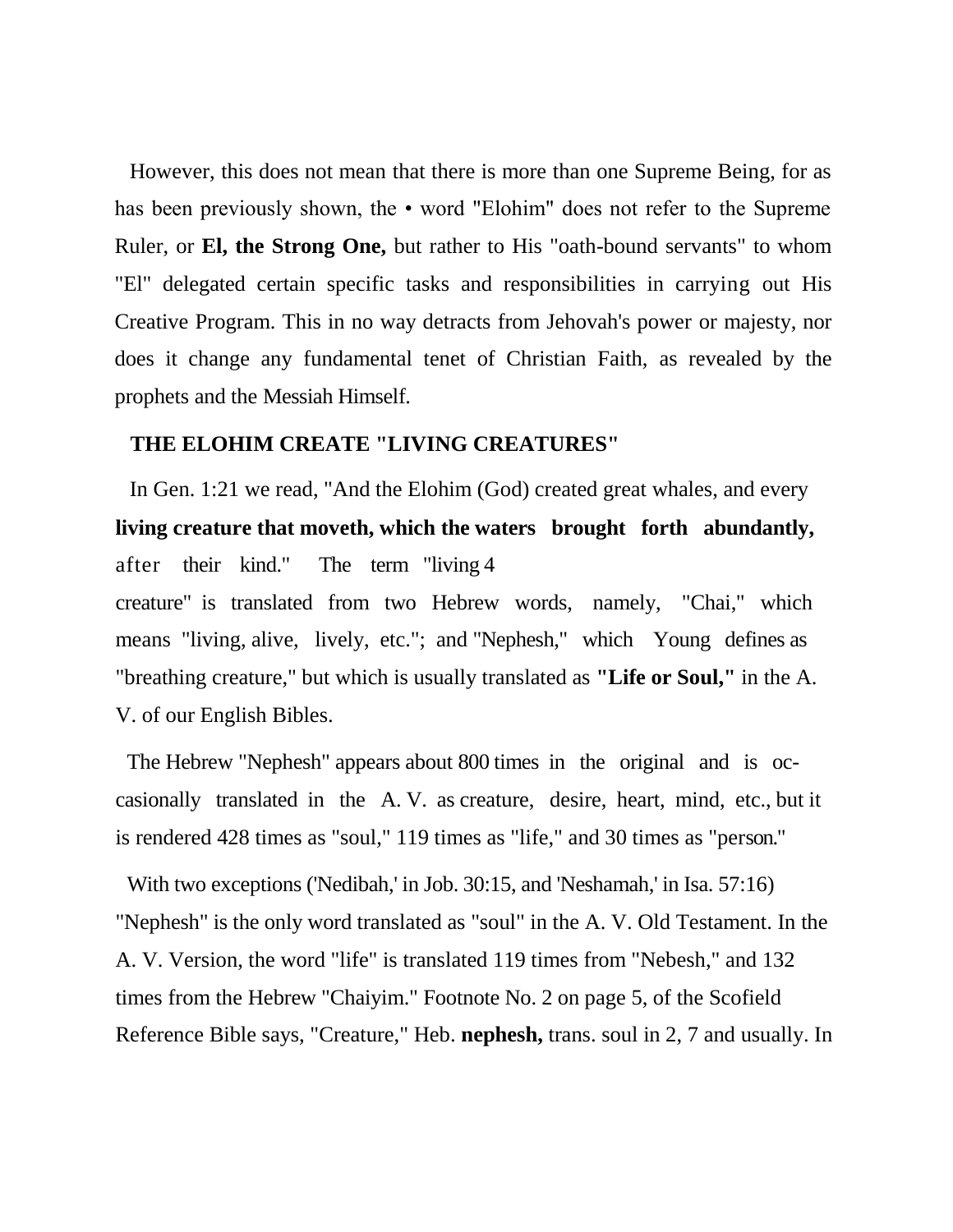However, this does not mean that there is more than one Supreme Being, for as has been previously shown, the • word "Elohim" does not refer to the Supreme Ruler, or **El, the Strong One,** but rather to His "oath-bound servants" to whom "El" delegated certain specific tasks and responsibilities in carrying out His Creative Program. This in no way detracts from Jehovah's power or majesty, nor does it change any fundamental tenet of Christian Faith, as revealed by the prophets and the Messiah Himself.

**THE ELOHIM CREATE "LIVING CREATURES"**

In Gen. 1:21 we read, "And the Elohim (God) created great whales, and every **living creature that moveth, which the waters brought forth abundantly,** after their kind." The term "living creature" is translated from two Hebrew words, namely, "Chai," which means "living, alive, lively, etc."; and "Nephesh," which Young defines as "breathing creature," but which is usually translated as **"Life or Soul,"** in the A. V. of our English Bibles.

The Hebrew "Nephesh" appears about 800 times in the original and is occasionally translated in the A. V. as creature, desire, heart, mind, etc., but it is rendered 428 times as "soul," 119 times as "life," and 30 times as "person."

With two exceptions ('Nedibah,' in Job. 30:15, and 'Neshamah,' in Isa. 57:16) "Nephesh" is the only word translated as "soul" in the A. V. Old Testament. In the A. V. Version, the word "life" is translated 119 times from "Nebesh," and 132 times from the Hebrew "Chaiyim." Footnote No. 2 on page 5, of the Scofield Reference Bible says, "Creature," Heb. **nephesh,** trans. soul in 2, 7 and usually. In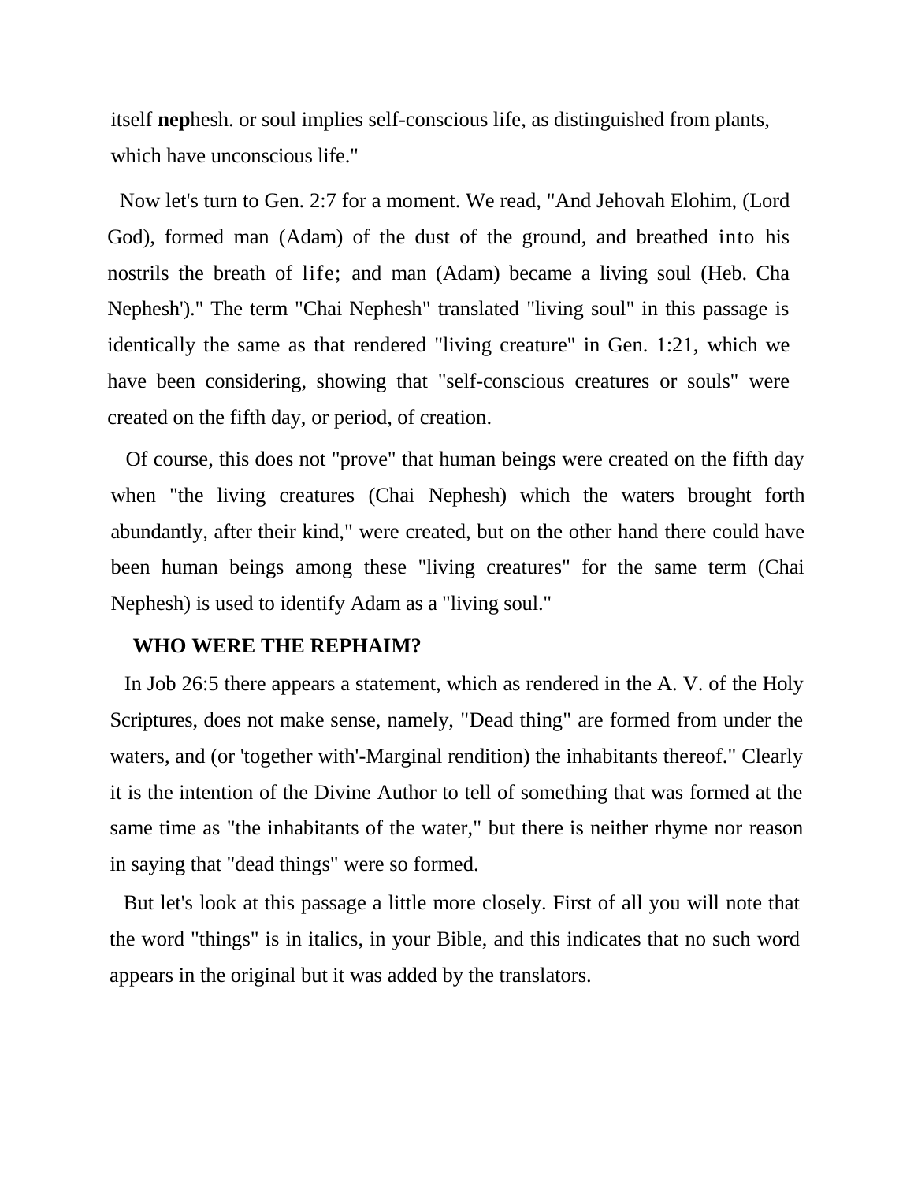itself **nep**hesh. or soul implies self-conscious life, as distinguished from plants, which have unconscious life."

Now let's turn to Gen. 2:7 for a moment. We read, "And Jehovah Elohim, (Lord God), formed man (Adam) of the dust of the ground, and breathed into his nostrils the breath of life; and man (Adam) became a living soul (Heb. Cha Nephesh')." The term "Chai Nephesh" translated "living soul" in this passage is identically the same as that rendered "living creature" in Gen. 1:21, which we have been considering, showing that "self-conscious creatures or souls" were created on the fifth day, or period, of creation.

Of course, this does not "prove" that human beings were created on the fifth day when "the living creatures (Chai Nephesh) which the waters brought forth abundantly, after their kind," were created, but on the other hand there could have been human beings among these "living creatures" for the same term (Chai Nephesh) is used to identify Adam as a "living soul."

## WHO WERE THE REPHAIM?

In Job 26:5 there appears a statement, which as rendered in the A. V. of the Holy Scriptures, does not make sense, namely, "Dead thing" are formed from under the waters, and (or 'together with'-Marginal rendition) the inhabitants thereof." Clearly it is the intention of the Divine Author to tell of something that was formed at the same time as "the inhabitants of the water," but there is neither rhyme nor reason in saying that "dead things" were so formed.

But let's look at this passage a little more closely. First of all you will note that the word "things" is in italics, in your Bible, and this indicates that no such word appears in the original but it was added by the translators.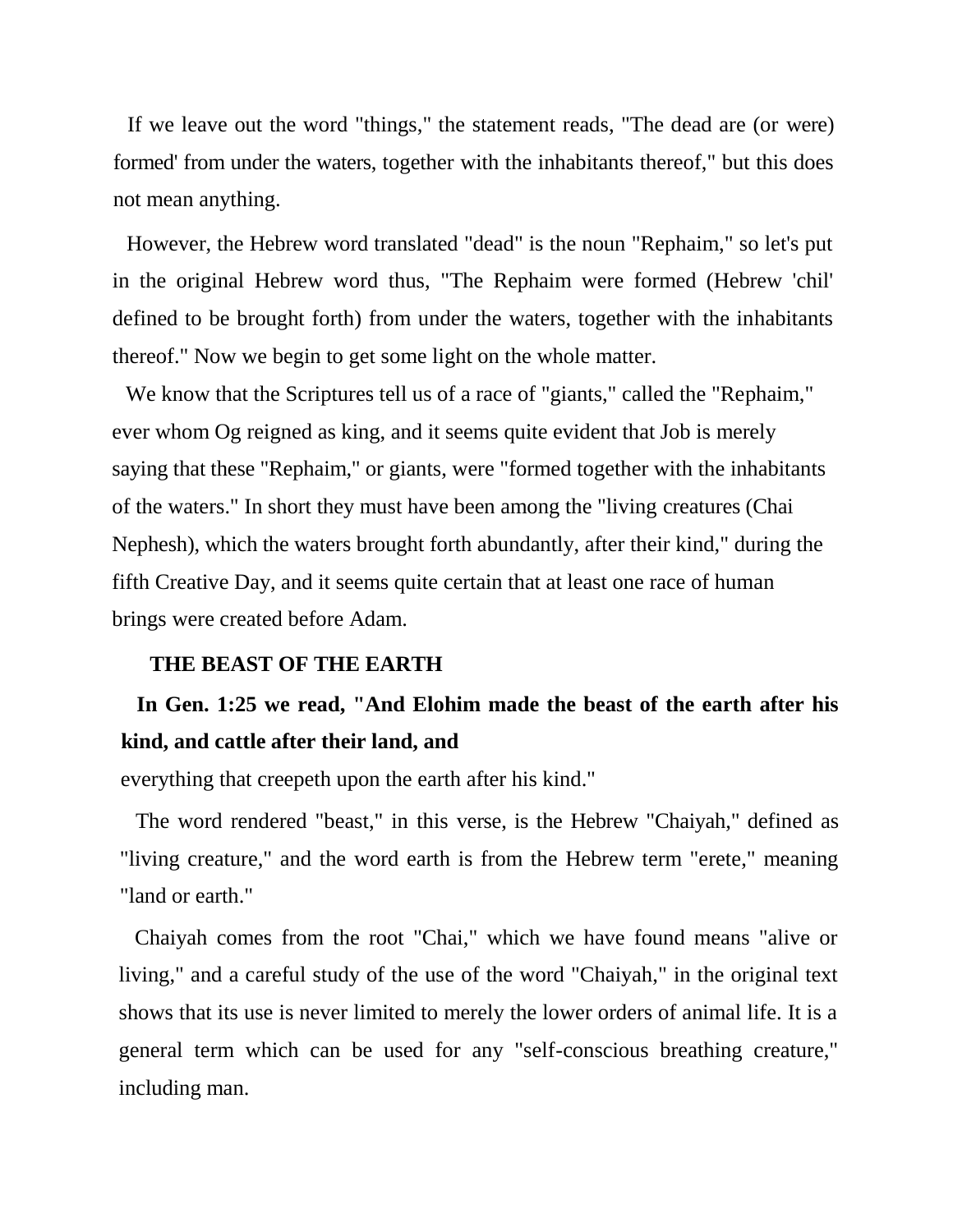If we leave out the word "things," the statement reads, "The dead are (or were) formed' from under the waters, together with the inhabitants thereof," but this does not mean anything.

However, the Hebrew word translated "dead" is the noun "Rephaim," so let's put in the original Hebrew word thus, "The Rephaim were formed (Hebrew 'chil' defined to be brought forth) from under the waters, together with the inhabitants thereof." Now we begin to get some light on the whole matter.

We know that the Scriptures tell us of a race of "giants," called the "Rephaim," ever whom Og reigned as king, and it seems quite evident that Job is merely saying that these "Rephaim," or giants, were "formed together with the inhabitants of the waters." In short they must have been among the "living creatures (Chai Nephesh), which the waters brought forth abundantly, after their kind," during the fifth Creative Day, and it seems quite certain that at least one race of human brings were created before Adam.

## THE BEAST OF THE EARTH

**In Gen. 1:25 we read, "And Elohim made the beast of the earth after his kind, and cattle after their land, and** everything that creepeth upon the earth after his kind."

The word rendered "beast," in this verse, is the Hebrew "Chaiyah," defined as "living creature," and the word earth is from the Hebrew term "erete," meaning "land or earth."

Chaiyah comes from the root "Chai," which we have found means "alive or living," and a careful study of the use of the word "Chaiyah," in the original text shows that its use is never limited to merely the lower orders of animal life. It is a general term which can be used for any "self-conscious breathing creature," including man.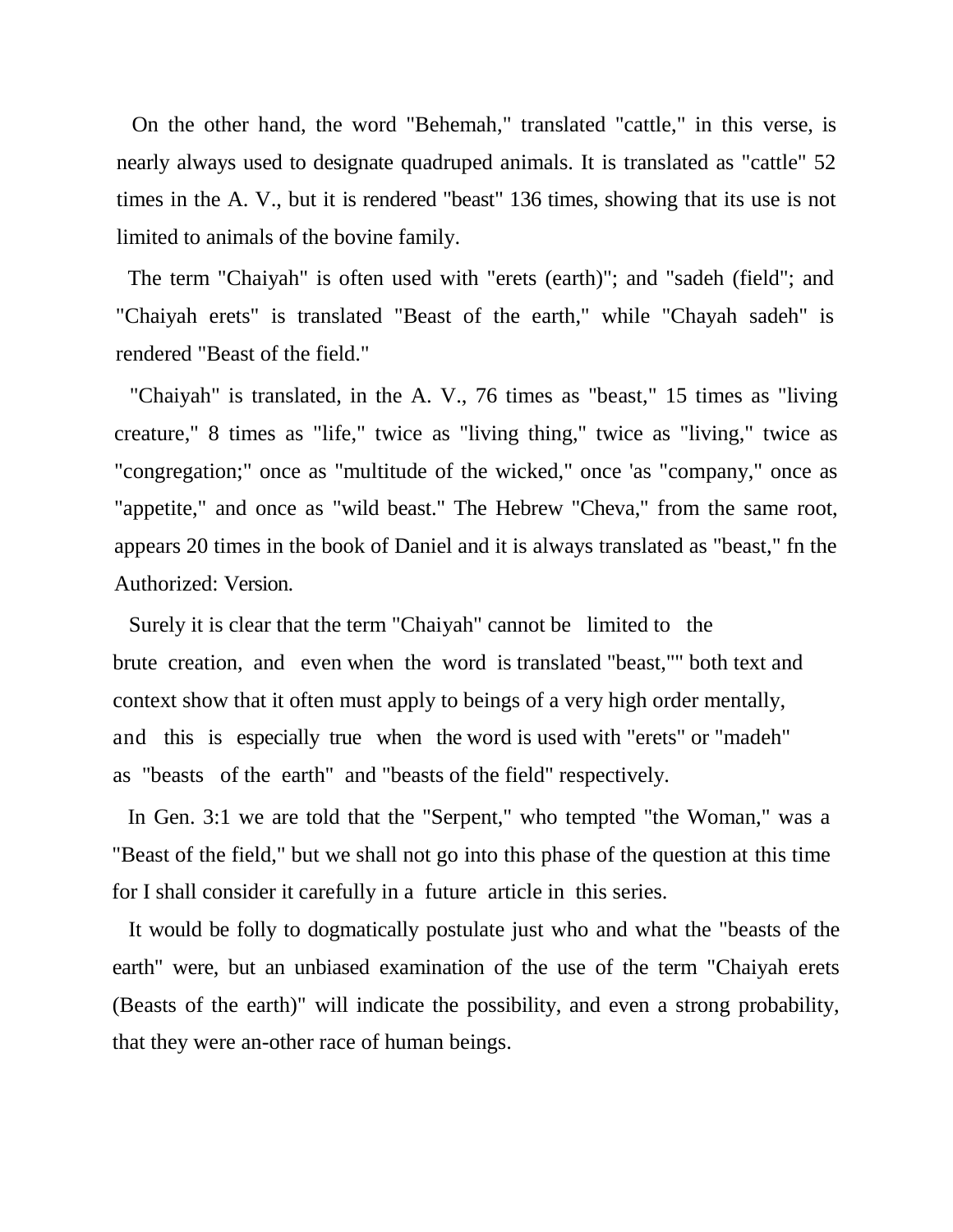On the other hand, the word "Behemah," translated "cattle," in this verse, is nearly always used to designate quadruped animals. It is translated as "cattle" 52 times in the A. V., but it is rendered "beast" 136 times, showing that its use is not limited to animals of the bovine family.

The term "Chaiyah" is often used with "erets (earth)"; and "sadeh (field"; and "Chaiyah erets" is translated "Beast of the earth," while "Chayah sadeh" is rendered "Beast of the field."

"Chaiyah" is translated, in the A. V., 76 times as "beast," 15 times as "living creature," 8 times as "life," twice as "living thing," twice as "living," twice as "congregation;" once as "multitude of the wicked," once 'as "company," once as "appetite," and once as "wild beast." The Hebrew "Cheva," from the same root, appears 20 times in the book of Daniel and it is always translated as "beast," fn the Authorized: Version.

Surely it is clear that the term "Chaiyah" cannot be limited to the brute creation, and even when the word is translated "beast,"" both text and context show that it often must apply to beings of a very high order mentally, and this is especially true when the word is used with "erets" or "madeh" as "beasts of the earth" and "beasts of the field" respectively.

In Gen. 3:1 we are told that the "Serpent," who tempted "the Woman," was a "Beast of the field," but we shall not go into this phase of the question at this time for I shall consider it carefully in a future article in this series.

It would be folly to dogmatically postulate just who and what the "beasts of the earth" were, but an unbiased examination of the use of the term "Chaiyah erets (Beasts of the earth)" will indicate the possibility, and even a strong probability, that they were an-other race of human beings.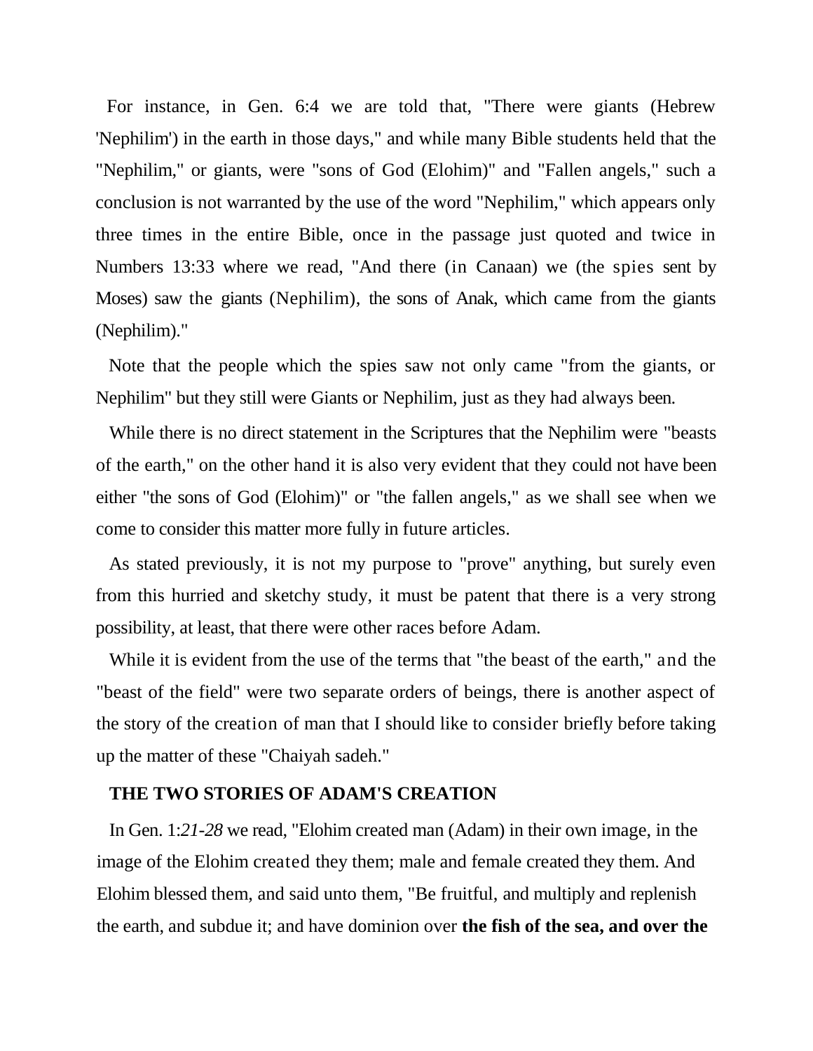For instance, in Gen. 6:4 we are told that, "There were giants (Hebrew 'Nephilim') in the earth in those days," and while many Bible students held that the "Nephilim," or giants, were "sons of God (Elohim)" and "Fallen angels," such a conclusion is not warranted by the use of the word "Nephilim," which appears only three times in the entire Bible, once in the passage just quoted and twice in Numbers 13:33 where we read, "And there (in Canaan) we (the spies sent by Moses) saw the giants (Nephilim), the sons of Anak, which came from the giants (Nephilim)."

Note that the people which the spies saw not only came "from the giants, or Nephilim" but they still were Giants or Nephilim, just as they had always been.

While there is no direct statement in the Scriptures that the Nephilim were "beasts of the earth," on the other hand it is also very evident that they could not have been either "the sons of God (Elohim)" or "the fallen angels," as we shall see when we come to consider this matter more fully in future articles.

As stated previously, it is not my purpose to "prove" anything, but surely even from this hurried and sketchy study, it must be patent that there is a very strong possibility, at least, that there were other races before Adam.

While it is evident from the use of the terms that "the beast of the earth," and the "beast of the field" were two separate orders of beings, there is another aspect of the story of the creation of man that I should like to consider briefly before taking up the matter of these "Chaiyah sadeh."

**THE TWO STORIES OF ADAM'S CREATION**

In Gen. 1:*21-28* we read, "Elohim created man (Adam) in their own image, in the image of the Elohim created they them; male and female created they them. And Elohim blessed them, and said unto them, "Be fruitful, and multiply and replenish the earth, and subdue it; and have dominion over **the fish of the sea, and over the**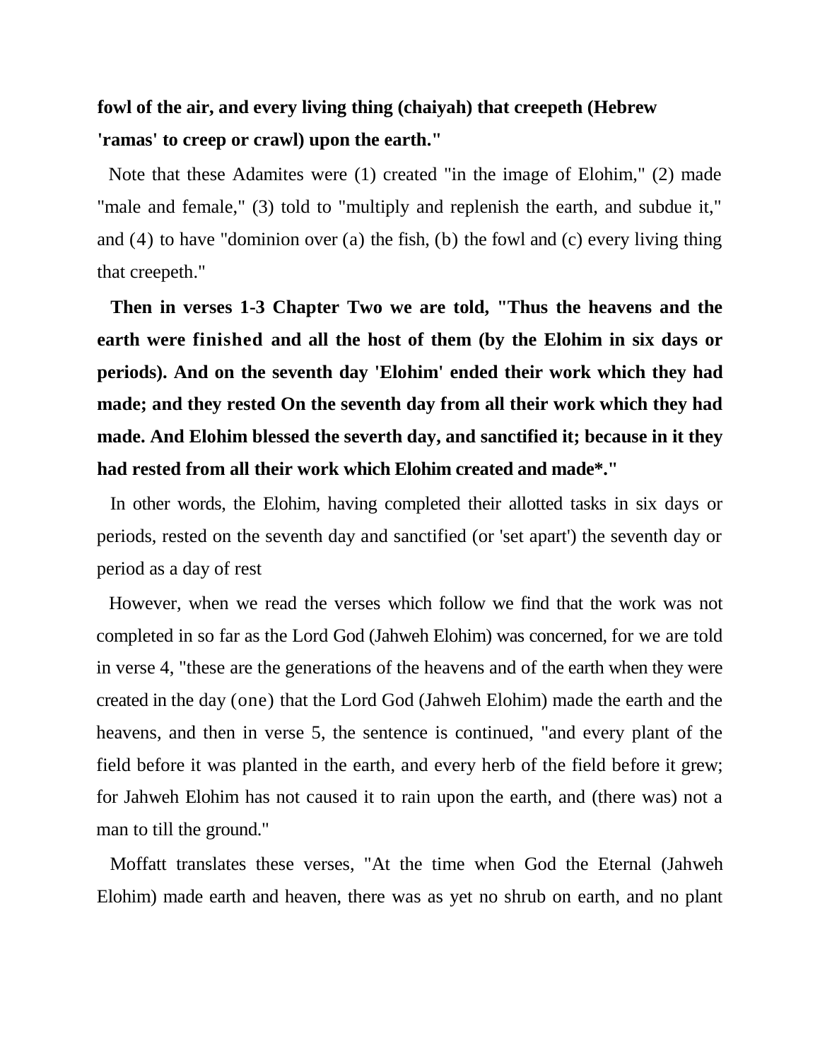**fowl of the air, and every living thing (chaiyah) that creepeth (Hebrew 'ramas' to creep or crawl) upon the earth."**

Note that these Adamites were (1) created "in the image of Elohim," (2) made "male and female," (3) told to "multiply and replenish the earth, and subdue it," and (4) to have "dominion over (a) the fish, (b) the fowl and (c) every living thing that creepeth."

**Then in verses 1-3 Chapter Two we are told, "Thus the heavens and the earth were finished and all the host of them (by the Elohim in six days or periods). And on the seventh day 'Elohim' ended their work which they had made; and they rested On the seventh day from all their work which they had made. And Elohim blessed the severth day, and sanctified it; because in it they had rested from all their work which Elohim created and made*."**

In other words, the Elohim, having completed their allotted tasks in six days or periods, rested on the seventh day and sanctified (or 'set apart') the seventh day or period as a day of rest

However, when we read the verses which follow we find that the work was not completed in so far as the Lord God (Jahweh Elohim) was concerned, for we are told in verse 4, "these are the generations of the heavens and of the earth when they were created in the day (one) that the Lord God (Jahweh Elohim) made the earth and the heavens, and then in verse 5, the sentence is continued, "and every plant of the field before it was planted in the earth, and every herb of the field before it grew; for Jahweh Elohim has not caused it to rain upon the earth, and (there was) not a man to till the ground."

Moffatt translates these verses, "At the time when God the Eternal (Jahweh Elohim) made earth and heaven, there was as yet no shrub on earth, and no plant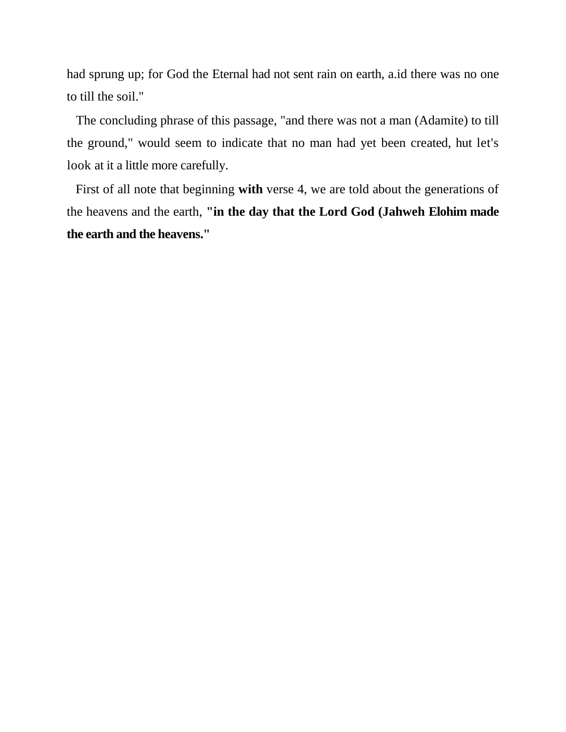had sprung up; for God the Eternal had not sent rain on earth, a.id there was no one to till the soil."

The concluding phrase of this passage, "and there was not a man (Adamite) to till the ground," would seem to indicate that no man had yet been created, hut let's look at it a little more carefully.

First of all note that beginning **with** verse 4, we are told about the generations of the heavens and the earth, **"in the day that the Lord God (Jahweh Elohim made the earth and the heavens."**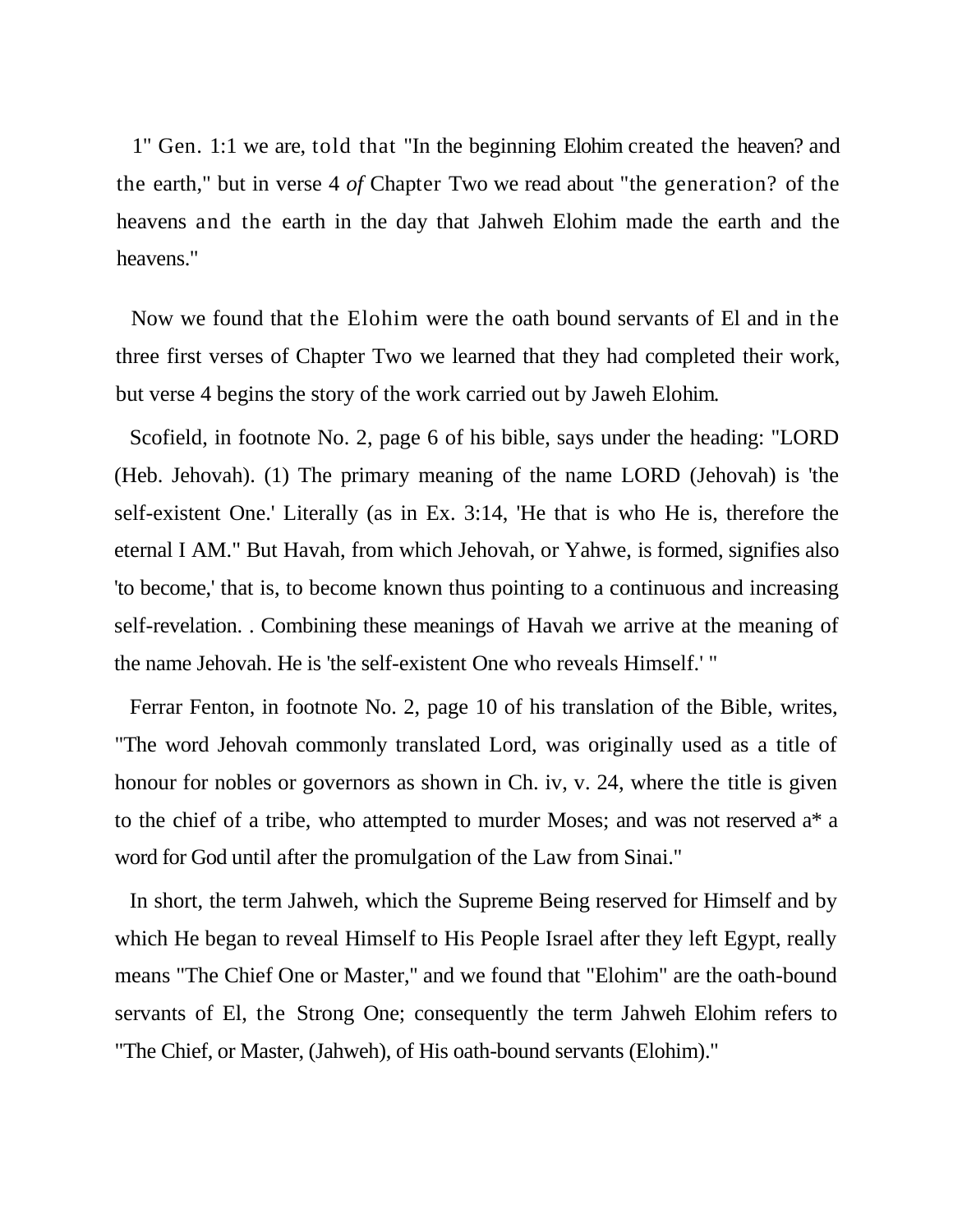1" Gen. 1:1 we are, told that "In the beginning Elohim created the heaven? and the earth," but in verse 4 *of* Chapter Two we read about "the generation? of the heavens and the earth in the day that Jahweh Elohim made the earth and the heavens."

Now we found that the Elohim were the oath bound servants of El and in the three first verses of Chapter Two we learned that they had completed their work, but verse 4 begins the story of the work carried out by Jaweh Elohim.

Scofield, in footnote No. 2, page 6 of his bible, says under the heading: "LORD (Heb. Jehovah). (1) The primary meaning of the name LORD (Jehovah) is 'the self-existent One.' Literally (as in Ex. 3:14, 'He that is who He is, therefore the eternal I AM." But Havah, from which Jehovah, or Yahwe, is formed, signifies also 'to become,' that is, to become known thus pointing to a continuous and increasing self-revelation. . Combining these meanings of Havah we arrive at the meaning of the name Jehovah. He is 'the self-existent One who reveals Himself.' "

Ferrar Fenton, in footnote No. 2, page 10 of his translation of the Bible, writes, "The word Jehovah commonly translated Lord, was originally used as a title of honour for nobles or governors as shown in Ch. iv, v. 24, where the title is given to the chief of a tribe, who attempted to murder Moses; and was not reserved a* a word for God until after the promulgation of the Law from Sinai."

In short, the term Jahweh, which the Supreme Being reserved for Himself and by which He began to reveal Himself to His People Israel after they left Egypt, really means "The Chief One or Master," and we found that "Elohim" are the oath-bound servants of El, the Strong One; consequently the term Jahweh Elohim refers to "The Chief, or Master, (Jahweh), of His oath-bound servants (Elohim)."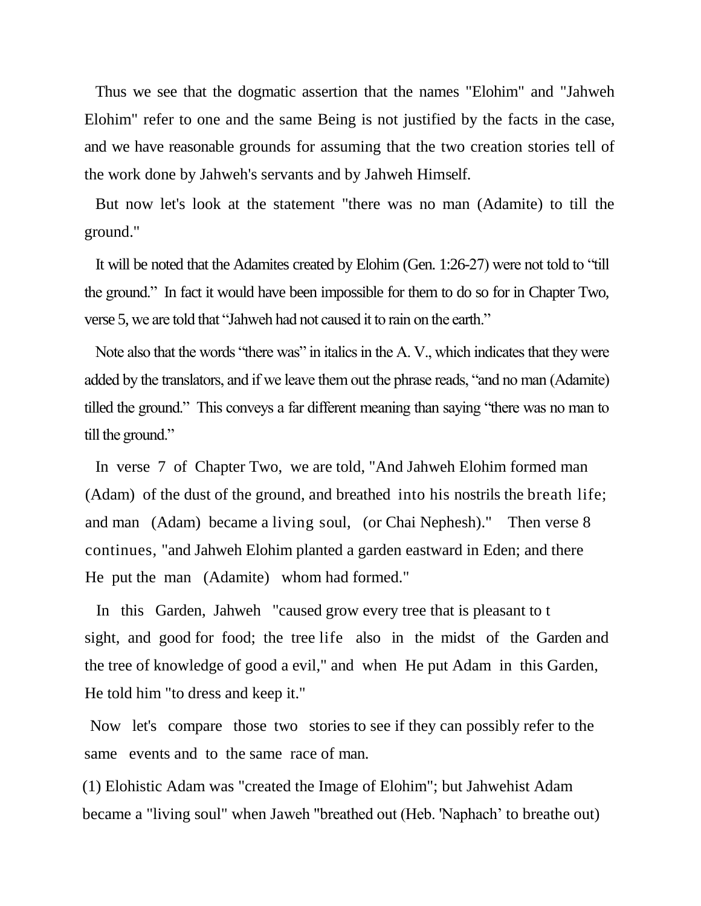Thus we see that the dogmatic assertion that the names "Elohim" and "Jahweh Elohim" refer to one and the same Being is not justified by the facts in the case, and we have reasonable grounds for assuming that the two creation stories tell of the work done by Jahweh's servants and by Jahweh Himself.

But now let's look at the statement "there was no man (Adamite) to till the ground."

It will be noted that the Adamites created by Elohim (Gen. 1:26-27) were not told to "till the ground." In fact it would have been impossible for them to do so for in Chapter Two, verse 5, we are told that "Jahweh had not caused it to rain on the earth."

Note also that the words "there was" in italics in the A. V., which indicates that they were added by the translators, and if we leave them out the phrase reads, "and no man (Adamite) tilled the ground." This conveys a far different meaning than saying "there was no man to till the ground."

In verse 7 of Chapter Two, we are told, "And Jahweh Elohim formed man (Adam) of the dust of the ground, and breathed into his nostrils the breath life; and man (Adam) became a living soul, (or Chai Nephesh)." Then verse 8 continues, "and Jahweh Elohim planted a garden eastward in Eden; and there He put the man (Adamite) whom had formed."

In this Garden, Jahweh "caused grow every tree that is pleasant to t sight, and good for food; the tree life also in the midst of the Garden and the tree of knowledge of good a evil," and when He put Adam in this Garden, He told him "to dress and keep it."

Now let's compare those two stories to see if they can possibly refer to the same events and to the same race of man.

(1) Elohistic Adam was "created the Image of Elohim"; but Jahwehist Adam became a "living soul" when Jaweh "breathed out (Heb. 'Naphach' to breathe out)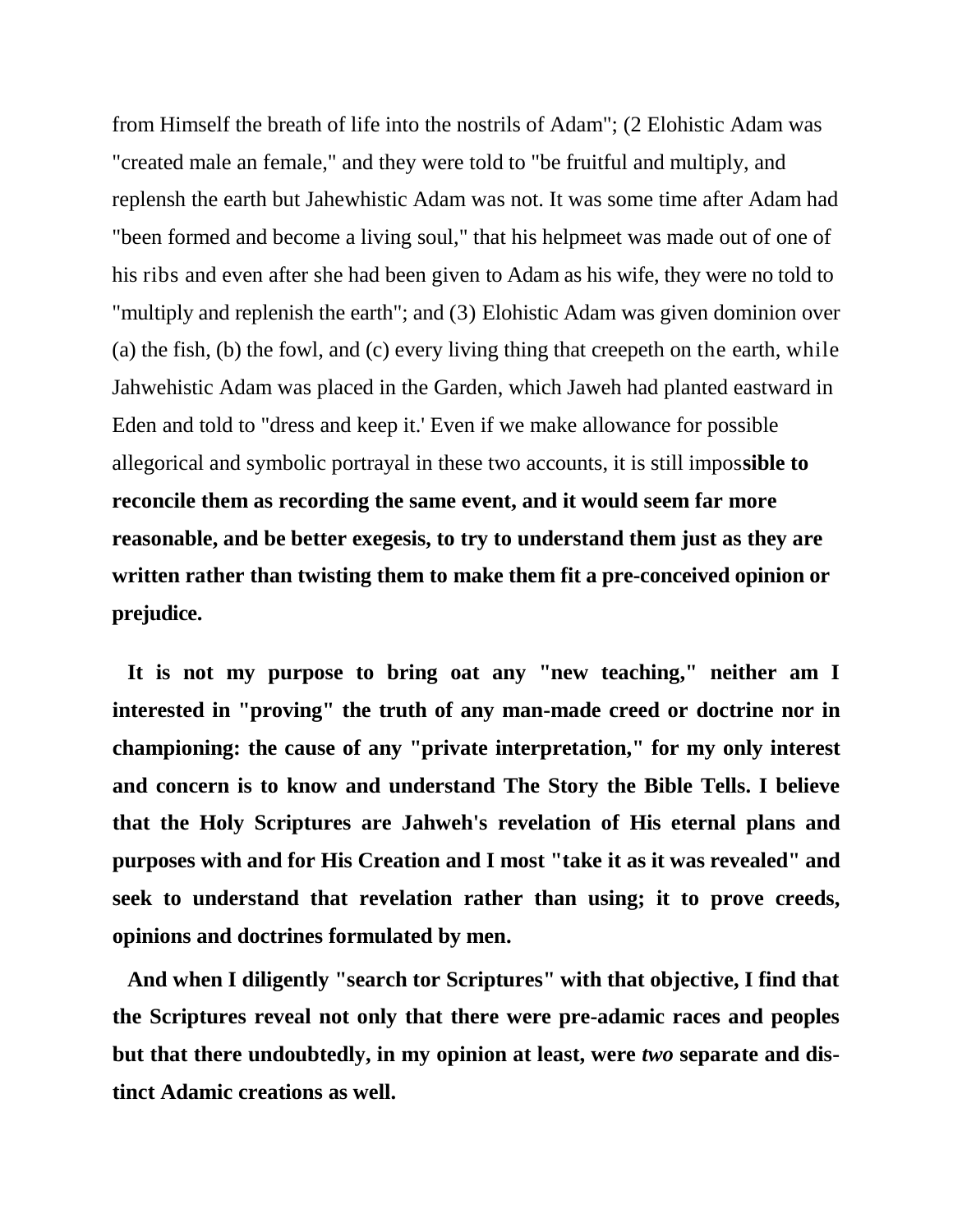from Himself the breath of life into the nostrils of Adam"; (2 Elohistic Adam was "created male an female," and they were told to "be fruitful and multiply, and replensh the earth but Jahewhistic Adam was not. It was some time after Adam had "been formed and become a living soul," that his helpmeet was made out of one of his ribs and even after she had been given to Adam as his wife, they were no told to "multiply and replenish the earth"; and (3) Elohistic Adam was given dominion over (a) the fish, (b) the fowl, and (c) every living thing that creepeth on the earth, while Jahwehistic Adam was placed in the Garden, which Jaweh had planted eastward in Eden and told to "dress and keep it.' Even if we make allowance for possible allegorical and symbolic portrayal in these two accounts, it is still impos**sible to reconcile them as recording the same event, and it would seem far more reasonable, and be better exegesis, to try to understand them just as they are written rather than twisting them to make them fit a pre-conceived opinion or prejudice.**

**It is not my purpose to bring oat any "new teaching," neither am I interested in "proving" the truth of any man-made creed or doctrine nor in championing: the cause of any "private interpretation," for my only interest and concern is to know and understand The Story the Bible Tells. I believe that the Holy Scriptures are Jahweh's revelation of His eternal plans and purposes with and for His Creation and I most "take it as it was revealed" and seek to understand that revelation rather than using; it to prove creeds, opinions and doctrines formulated by men.**

**And when I diligently "search tor Scriptures" with that objective, I find that the Scriptures reveal not only that there were pre-adamic races and peoples but that there undoubtedly, in my opinion at least, were *two* separate and distinct Adamic creations as well.**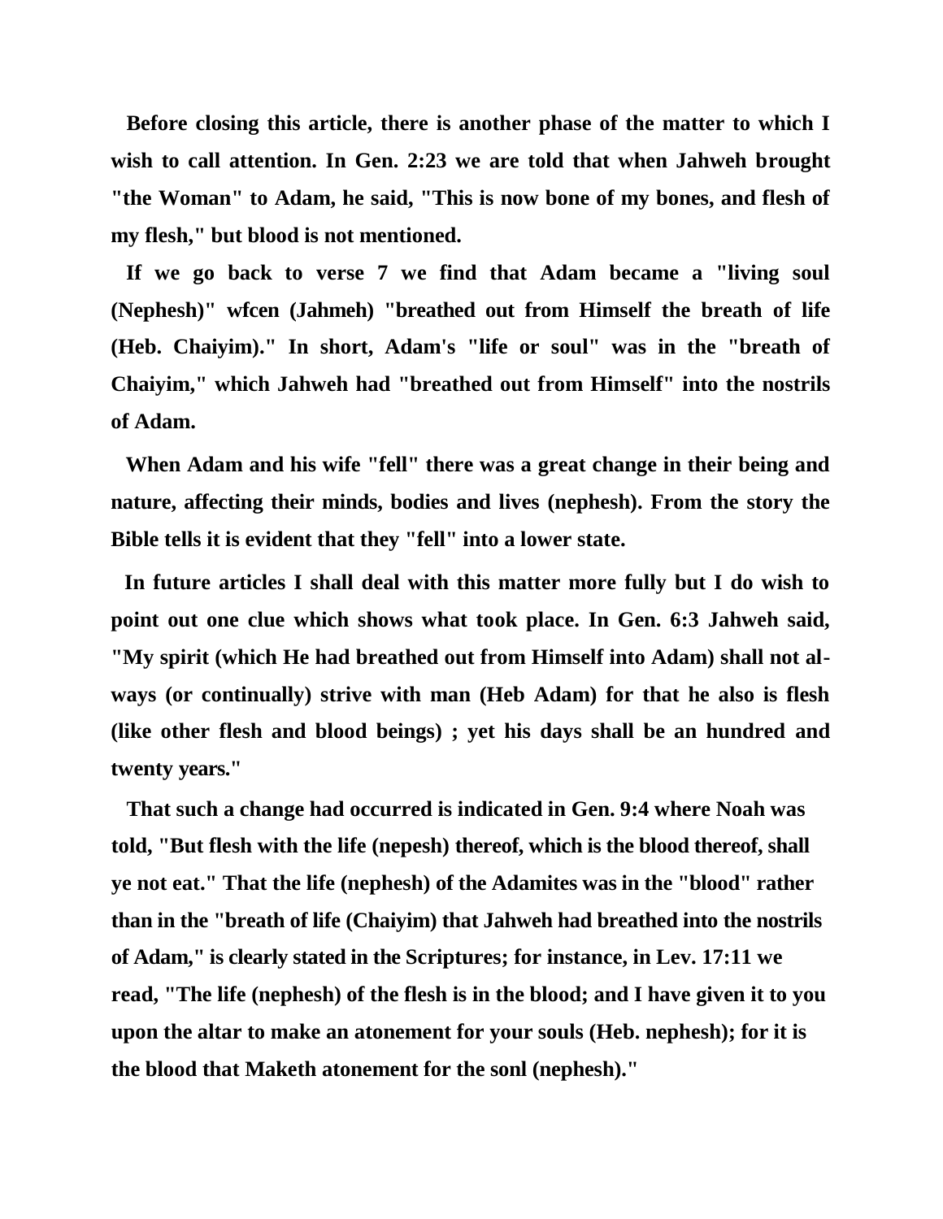**Before closing this article, there is another phase of the matter to which I wish to call attention. In Gen. 2:23 we are told that when Jahweh brought "the Woman" to Adam, he said, "This is now bone of my bones, and flesh of my flesh," but blood is not mentioned.**

**If we go back to verse 7 we find that Adam became a "living soul (Nephesh)" wfcen (Jahmeh) "breathed out from Himself the breath of life (Heb. Chaiyim)." In short, Adam's "life or soul" was in the "breath of Chaiyim," which Jahweh had "breathed out from Himself" into the nostrils of Adam.**

**When Adam and his wife "fell" there was a great change in their being and nature, affecting their minds, bodies and lives (nephesh). From the story the Bible tells it is evident that they "fell" into a lower state.**

**In future articles I shall deal with this matter more fully but I do wish to point out one clue which shows what took place. In Gen. 6:3 Jahweh said, "My spirit (which He had breathed out from Himself into Adam) shall not always (or continually) strive with man (Heb Adam) for that he also is flesh (like other flesh and blood beings) ; yet his days shall be an hundred and twenty years."**

**That such a change had occurred is indicated in Gen. 9:4 where Noah was told, "But flesh with the life (nepesh) thereof, which is the blood thereof, shall ye not eat." That the life (nephesh) of the Adamites was in the "blood" rather than in the "breath of life (Chaiyim) that Jahweh had breathed into the nostrils of Adam," is clearly stated in the Scriptures; for instance, in Lev. 17:11 we read, "The life (nephesh) of the flesh is in the blood; and I have given it to you upon the altar to make an atonement for your souls (Heb. nephesh); for it is the blood that Maketh atonement for the sonl (nephesh)."**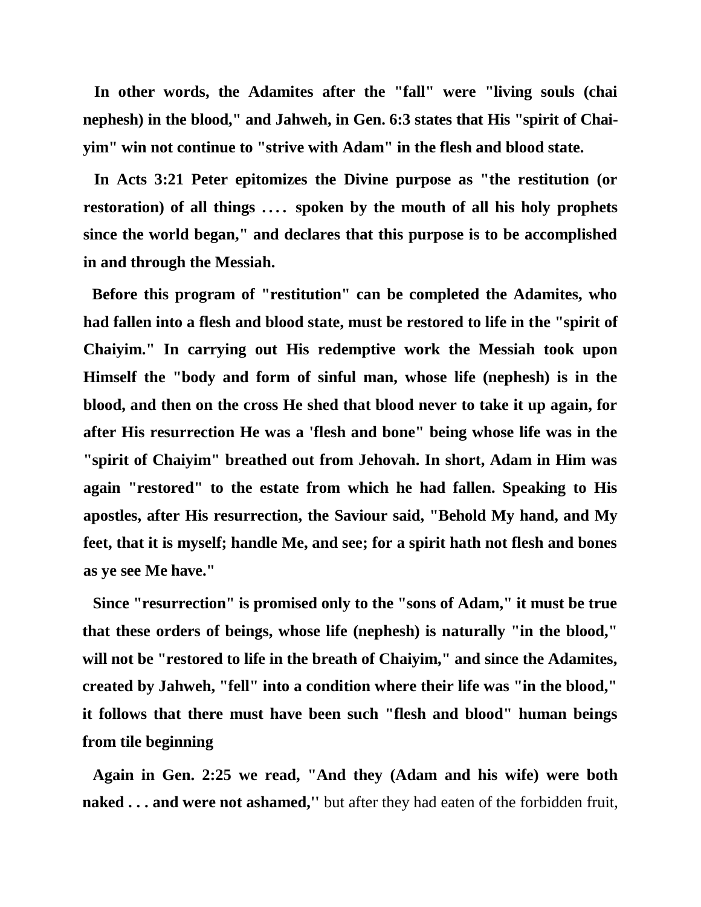**In other words, the Adamites after the "fall" were "living souls (chai nephesh) in the blood," and Jahweh, in Gen. 6:3 states that His "spirit of Chai-yim" win not continue to "strive with Adam" in the flesh and blood state.**

**In Acts 3:21 Peter epitomizes the Divine purpose as "the restitution (or restoration) of all things .... spoken by the mouth of all his holy prophets since the world began," and declares that this purpose is to be accomplished in and through the Messiah.**

**Before this program of "restitution" can be completed the Adamites, who had fallen into a flesh and blood state, must be restored to life in the "spirit of Chaiyim." In carrying out His redemptive work the Messiah took upon Himself the "body and form of sinful man, whose life (nephesh) is in the blood, and then on the cross He shed that blood never to take it up again, for after His resurrection He was a 'flesh and bone" being whose life was in the "spirit of Chaiyim" breathed out from Jehovah. In short, Adam in Him was again "restored" to the estate from which he had fallen. Speaking to His apostles, after His resurrection, the Saviour said, "Behold My hand, and My feet, that it is myself; handle Me, and see; for a spirit hath not flesh and bones as ye see Me have."**

**Since "resurrection" is promised only to the "sons of Adam," it must be true that these orders of beings, whose life (nephesh) is naturally "in the blood," will not be "restored to life in the breath of Chaiyim," and since the Adamites, created by Jahweh, "fell" into a condition where their life was "in the blood," it follows that there must have been such "flesh and blood" human beings from tile beginning**

**Again in Gen. 2:25 we read, "And they (Adam and his wife) were both naked . . . and were not ashamed,''** but after they had eaten of the forbidden fruit,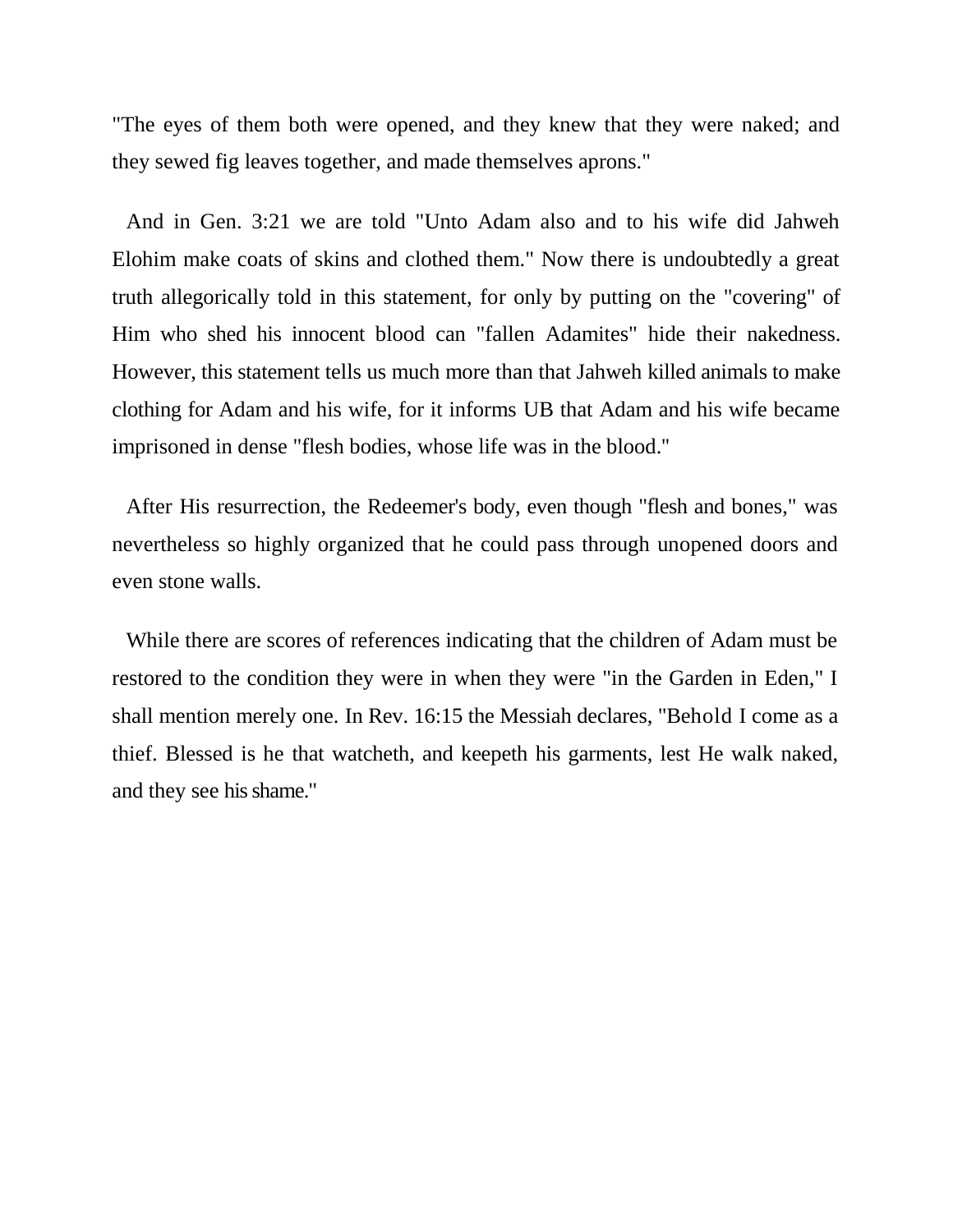"The eyes of them both were opened, and they knew that they were naked; and they sewed fig leaves together, and made themselves aprons."

And in Gen. 3:21 we are told "Unto Adam also and to his wife did Jahweh Elohim make coats of skins and clothed them." Now there is undoubtedly a great truth allegorically told in this statement, for only by putting on the "covering" of Him who shed his innocent blood can "fallen Adamites" hide their nakedness. However, this statement tells us much more than that Jahweh killed animals to make clothing for Adam and his wife, for it informs UB that Adam and his wife became imprisoned in dense "flesh bodies, whose life was in the blood."

After His resurrection, the Redeemer's body, even though "flesh and bones," was nevertheless so highly organized that he could pass through unopened doors and even stone walls.

While there are scores of references indicating that the children of Adam must be restored to the condition they were in when they were "in the Garden in Eden," I shall mention merely one. In Rev. 16:15 the Messiah declares, "Behold I come as a thief. Blessed is he that watcheth, and keepeth his garments, lest He walk naked, and they see his shame."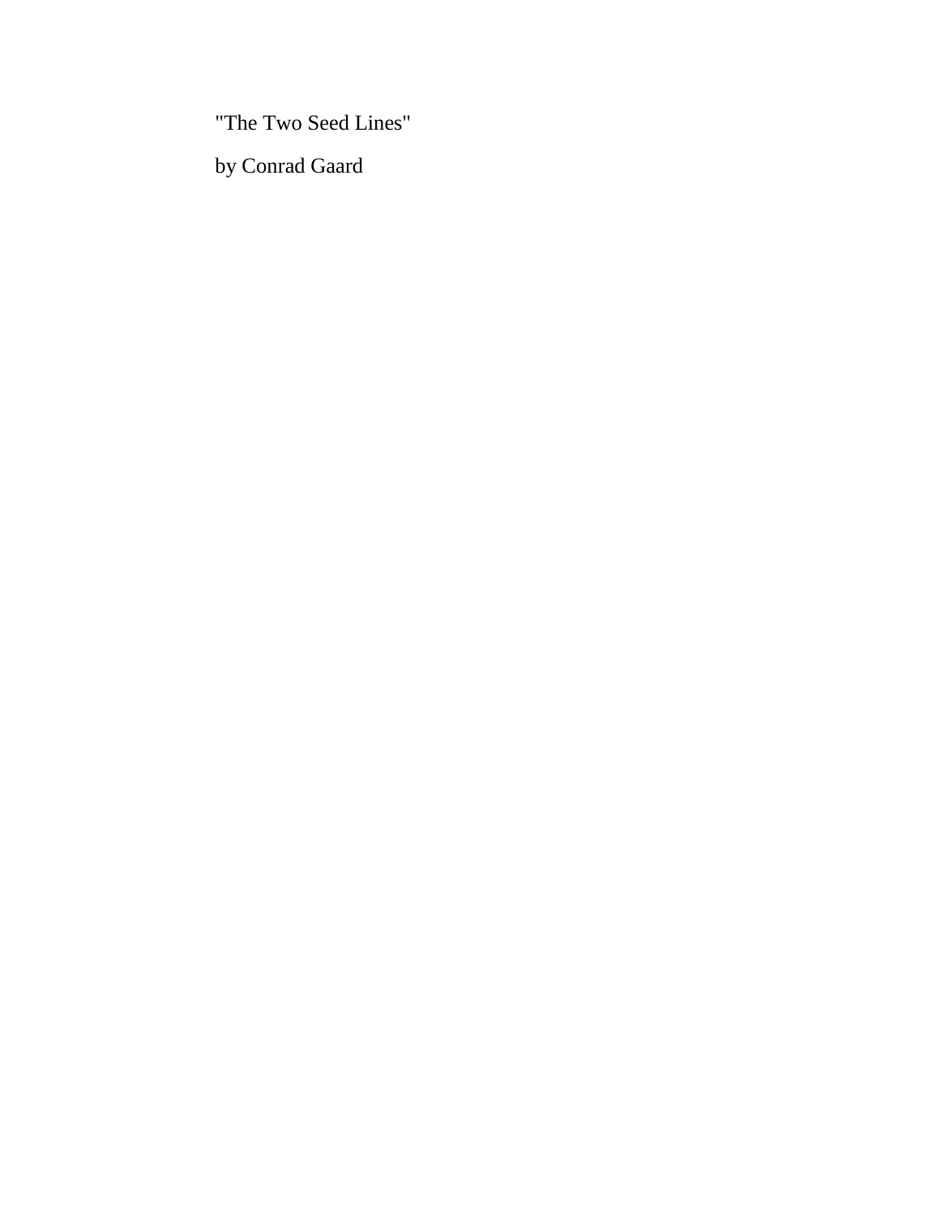"The Two Seed Lines"

by Conrad Gaard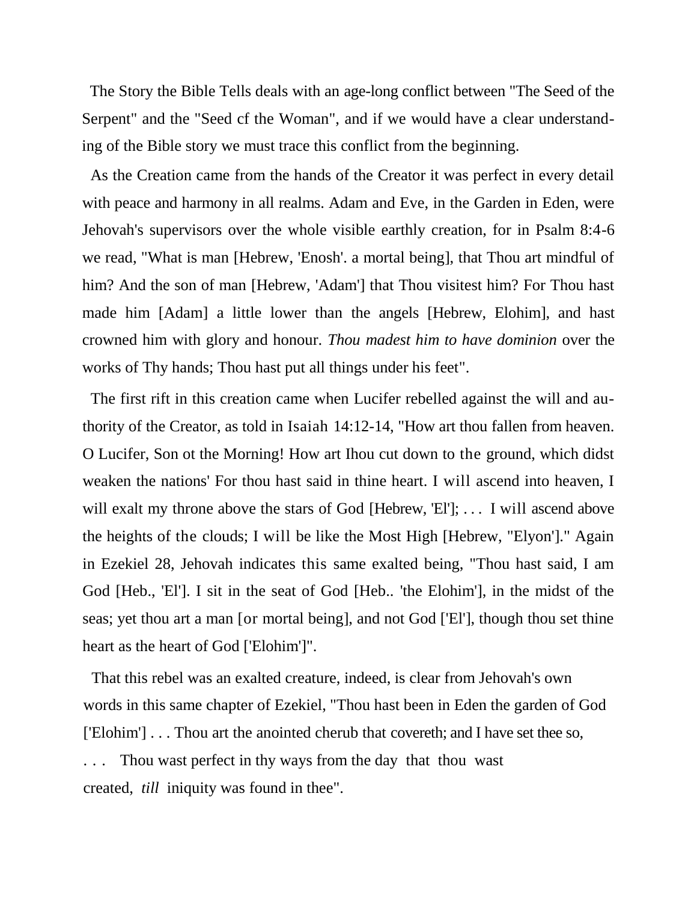The Story the Bible Tells deals with an age-long conflict between "The Seed of the Serpent" and the "Seed cf the Woman", and if we would have a clear understanding of the Bible story we must trace this conflict from the beginning.

As the Creation came from the hands of the Creator it was perfect in every detail with peace and harmony in all realms. Adam and Eve, in the Garden in Eden, were Jehovah's supervisors over the whole visible earthly creation, for in Psalm 8:4-6 we read, "What is man [Hebrew, 'Enosh'. a mortal being], that Thou art mindful of him? And the son of man [Hebrew, 'Adam'] that Thou visitest him? For Thou hast made him [Adam] a little lower than the angels [Hebrew, Elohim], and hast crowned him with glory and honour. *Thou madest him to have dominion* over the works of Thy hands; Thou hast put all things under his feet".

The first rift in this creation came when Lucifer rebelled against the will and authority of the Creator, as told in Isaiah 14:12-14, "How art thou fallen from heaven. O Lucifer, Son ot the Morning! How art Ihou cut down to the ground, which didst weaken the nations' For thou hast said in thine heart. I will ascend into heaven, I will exalt my throne above the stars of God [Hebrew, 'El']; . . . I will ascend above the heights of the clouds; I will be like the Most High [Hebrew, "Elyon']." Again in Ezekiel 28, Jehovah indicates this same exalted being, "Thou hast said, I am God [Heb., 'El']. I sit in the seat of God [Heb.. 'the Elohim'], in the midst of the seas; yet thou art a man [or mortal being], and not God ['El'], though thou set thine heart as the heart of God ['Elohim']".

That this rebel was an exalted creature, indeed, is clear from Jehovah's own words in this same chapter of Ezekiel, "Thou hast been in Eden the garden of God ['Elohim'] . . . Thou art the anointed cherub that covereth; and I have set thee so, . . . Thou wast perfect in thy ways from the day that thou wast created, *till* iniquity was found in thee".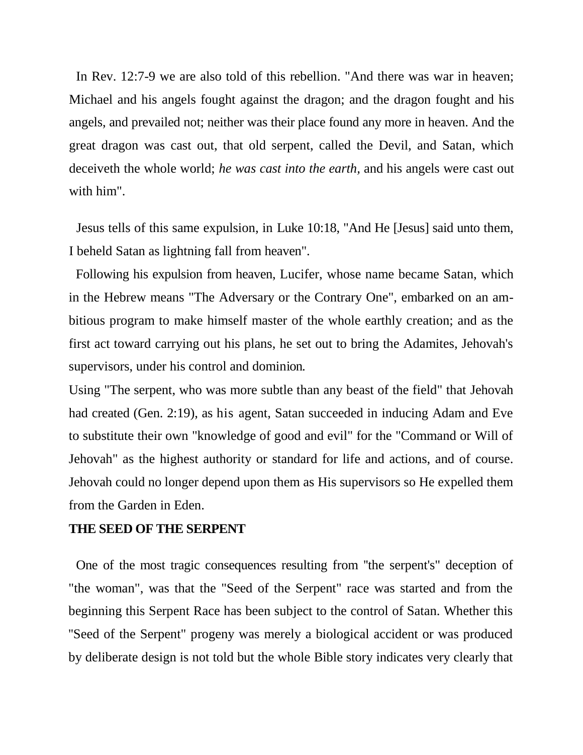In Rev. 12:7-9 we are also told of this rebellion. "And there was war in heaven; Michael and his angels fought against the dragon; and the dragon fought and his angels, and prevailed not; neither was their place found any more in heaven. And the great dragon was cast out, that old serpent, called the Devil, and Satan, which deceiveth the whole world; *he was cast into the earth,* and his angels were cast out with him".

Jesus tells of this same expulsion, in Luke 10:18, "And He [Jesus] said unto them, I beheld Satan as lightning fall from heaven".

Following his expulsion from heaven, Lucifer, whose name became Satan, which in the Hebrew means "The Adversary or the Contrary One", embarked on an ambitious program to make himself master of the whole earthly creation; and as the first act toward carrying out his plans, he set out to bring the Adamites, Jehovah's supervisors, under his control and dominion.

Using "The serpent, who was more subtle than any beast of the field" that Jehovah had created (Gen. 2:19), as his agent, Satan succeeded in inducing Adam and Eve to substitute their own "knowledge of good and evil" for the "Command or Will of Jehovah" as the highest authority or standard for life and actions, and of course. Jehovah could no longer depend upon them as His supervisors so He expelled them from the Garden in Eden.

**THE SEED OF THE SERPENT**

One of the most tragic consequences resulting from "the serpent's" deception of "the woman", was that the "Seed of the Serpent" race was started and from the beginning this Serpent Race has been subject to the control of Satan. Whether this "Seed of the Serpent" progeny was merely a biological accident or was produced by deliberate design is not told but the whole Bible story indicates very clearly that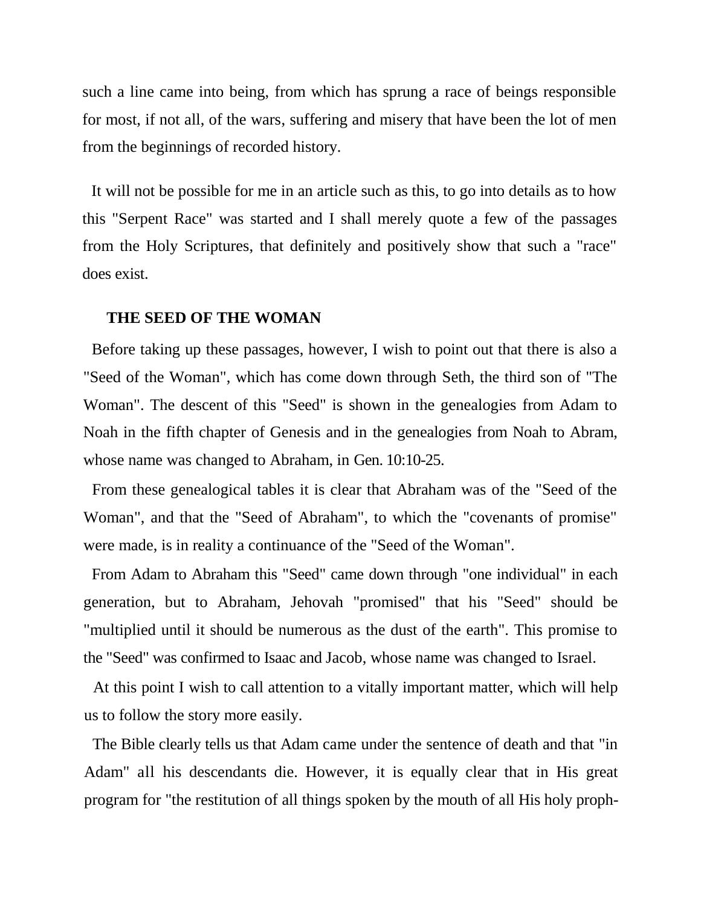such a line came into being, from which has sprung a race of beings responsible for most, if not all, of the wars, suffering and misery that have been the lot of men from the beginnings of recorded history.

It will not be possible for me in an article such as this, to go into details as to how this "Serpent Race" was started and I shall merely quote a few of the passages from the Holy Scriptures, that definitely and positively show that such a "race" does exist.

### THE SEED OF THE WOMAN

Before taking up these passages, however, I wish to point out that there is also a "Seed of the Woman", which has come down through Seth, the third son of "The Woman". The descent of this "Seed" is shown in the genealogies from Adam to Noah in the fifth chapter of Genesis and in the genealogies from Noah to Abram, whose name was changed to Abraham, in Gen. 10:10-25.

From these genealogical tables it is clear that Abraham was of the "Seed of the Woman", and that the "Seed of Abraham", to which the "covenants of promise" were made, is in reality a continuance of the "Seed of the Woman".

From Adam to Abraham this "Seed" came down through "one individual" in each generation, but to Abraham, Jehovah "promised" that his "Seed" should be "multiplied until it should be numerous as the dust of the earth". This promise to the "Seed" was confirmed to Isaac and Jacob, whose name was changed to Israel.

At this point I wish to call attention to a vitally important matter, which will help us to follow the story more easily.

The Bible clearly tells us that Adam came under the sentence of death and that "in Adam" all his descendants die. However, it is equally clear that in His great program for "the restitution of all things spoken by the mouth of all His holy proph-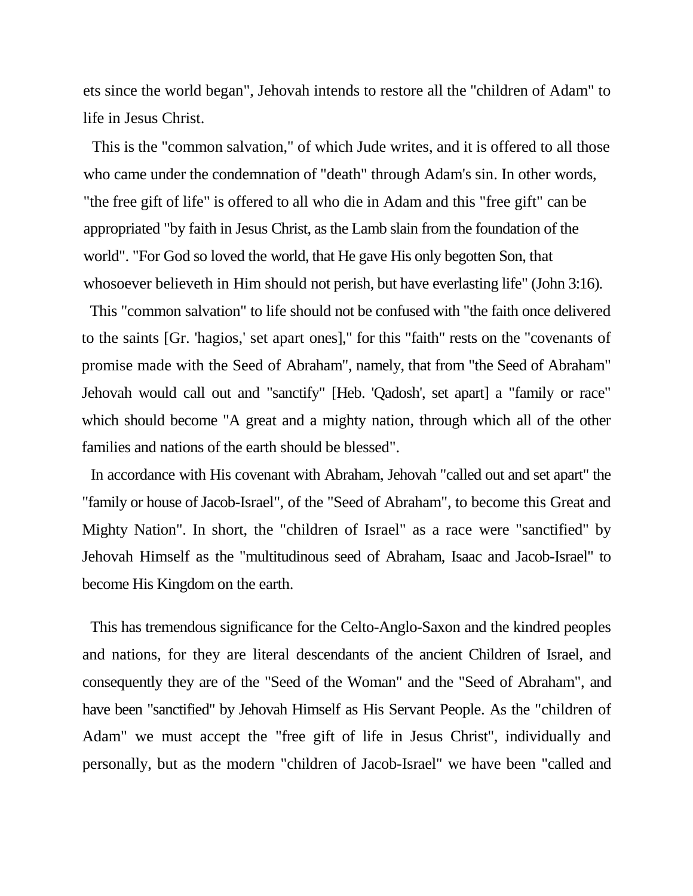ets since the world began", Jehovah intends to restore all the "children of Adam" to life in Jesus Christ.

This is the "common salvation," of which Jude writes, and it is offered to all those who came under the condemnation of "death" through Adam's sin. In other words, "the free gift of life" is offered to all who die in Adam and this "free gift" can be appropriated "by faith in Jesus Christ, as the Lamb slain from the foundation of the world". "For God so loved the world, that He gave His only begotten Son, that whosoever believeth in Him should not perish, but have everlasting life" (John 3:16).

This "common salvation" to life should not be confused with "the faith once delivered to the saints [Gr. 'hagios,' set apart ones]," for this "faith" rests on the "covenants of promise made with the Seed of Abraham", namely, that from "the Seed of Abraham" Jehovah would call out and "sanctify" [Heb. 'Qadosh', set apart] a "family or race" which should become "A great and a mighty nation, through which all of the other families and nations of the earth should be blessed".

In accordance with His covenant with Abraham, Jehovah "called out and set apart" the "family or house of Jacob-Israel", of the "Seed of Abraham", to become this Great and Mighty Nation". In short, the "children of Israel" as a race were "sanctified" by Jehovah Himself as the "multitudinous seed of Abraham, Isaac and Jacob-Israel" to become His Kingdom on the earth.

This has tremendous significance for the Celto-Anglo-Saxon and the kindred peoples and nations, for they are literal descendants of the ancient Children of Israel, and consequently they are of the "Seed of the Woman" and the "Seed of Abraham", and have been "sanctified" by Jehovah Himself as His Servant People. As the "children of Adam" we must accept the "free gift of life in Jesus Christ", individually and personally, but as the modern "children of Jacob-Israel" we have been "called and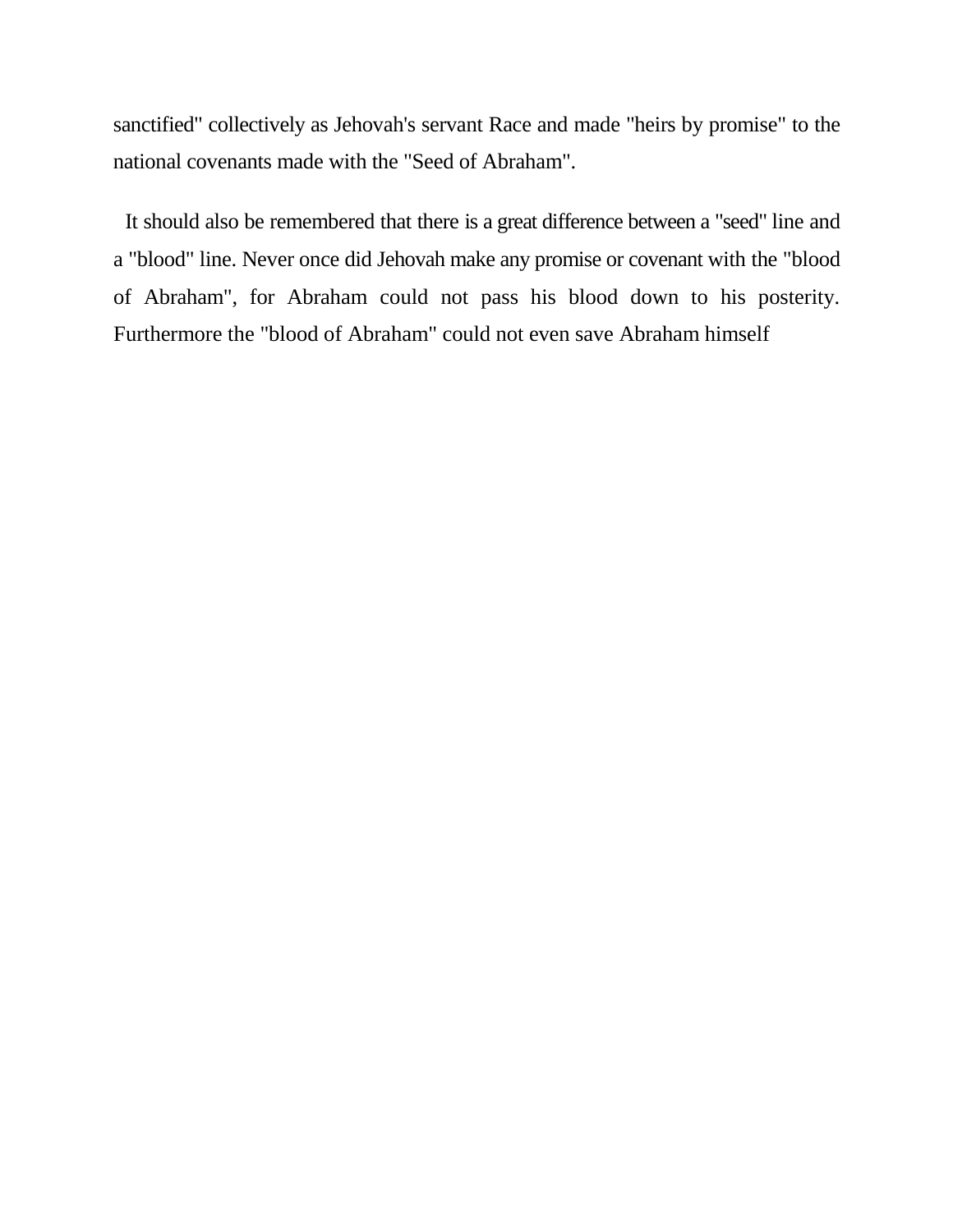sanctified" collectively as Jehovah's servant Race and made "heirs by promise" to the national covenants made with the "Seed of Abraham".

It should also be remembered that there is a great difference between a "seed" line and a "blood" line. Never once did Jehovah make any promise or covenant with the "blood of Abraham", for Abraham could not pass his blood down to his posterity. Furthermore the "blood of Abraham" could not even save Abraham himself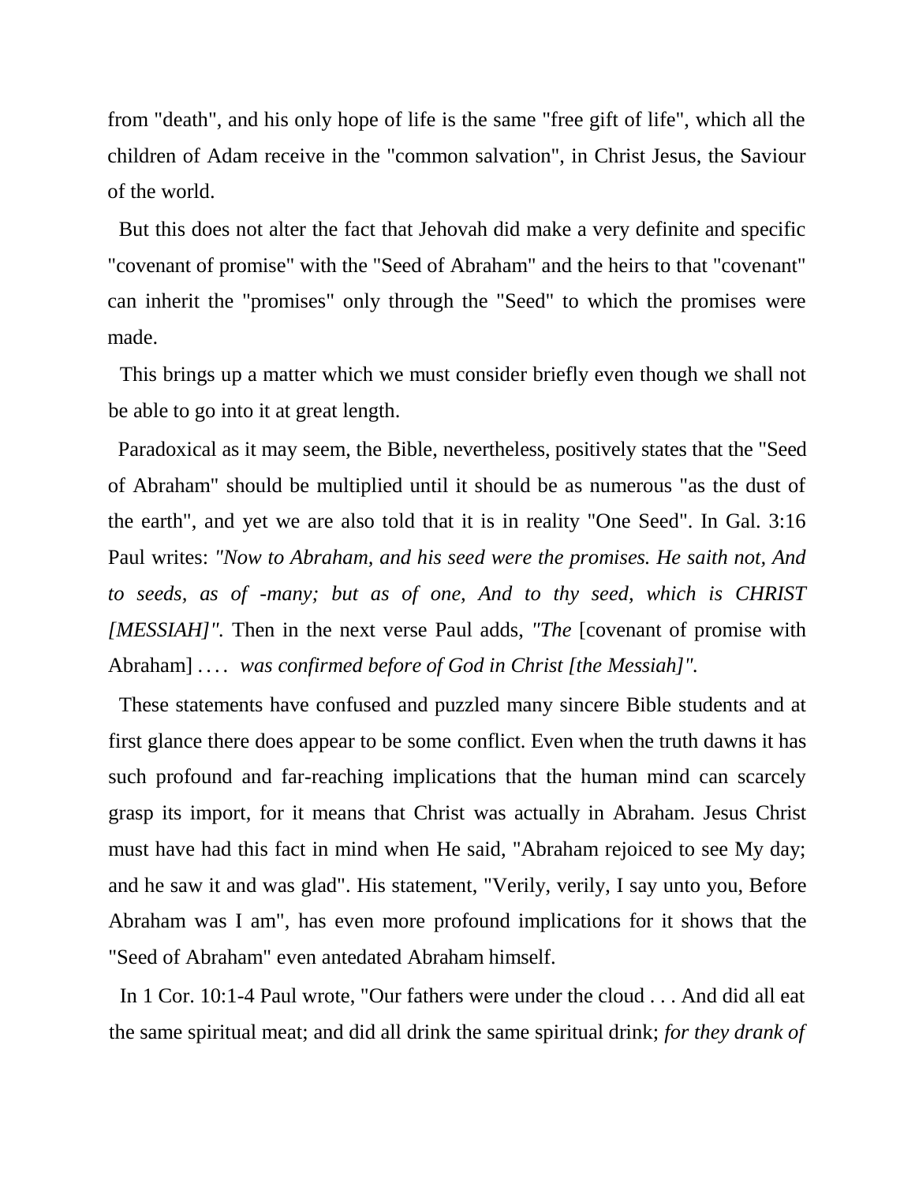from "death", and his only hope of life is the same "free gift of life", which all the children of Adam receive in the "common salvation", in Christ Jesus, the Saviour of the world.

But this does not alter the fact that Jehovah did make a very definite and specific "covenant of promise" with the "Seed of Abraham" and the heirs to that "covenant" can inherit the "promises" only through the "Seed" to which the promises were made.

This brings up a matter which we must consider briefly even though we shall not be able to go into it at great length.

Paradoxical as it may seem, the Bible, nevertheless, positively states that the "Seed of Abraham" should be multiplied until it should be as numerous "as the dust of the earth", and yet we are also told that it is in reality "One Seed". In Gal. 3:16 Paul writes: *"Now to Abraham, and his seed were the promises. He saith not, And to seeds, as of -many; but as of one, And to thy seed, which is CHRIST [MESSIAH]".* Then in the next verse Paul adds, *"The* [covenant of promise with Abraham] . . . . *was confirmed before of God in Christ [the Messiah]".*

These statements have confused and puzzled many sincere Bible students and at first glance there does appear to be some conflict. Even when the truth dawns it has such profound and far-reaching implications that the human mind can scarcely grasp its import, for it means that Christ was actually in Abraham. Jesus Christ must have had this fact in mind when He said, "Abraham rejoiced to see My day; and he saw it and was glad". His statement, "Verily, verily, I say unto you, Before Abraham was I am", has even more profound implications for it shows that the "Seed of Abraham" even antedated Abraham himself.

In 1 Cor. 10:1-4 Paul wrote, "Our fathers were under the cloud . . . And did all eat the same spiritual meat; and did all drink the same spiritual drink; *for they drank of*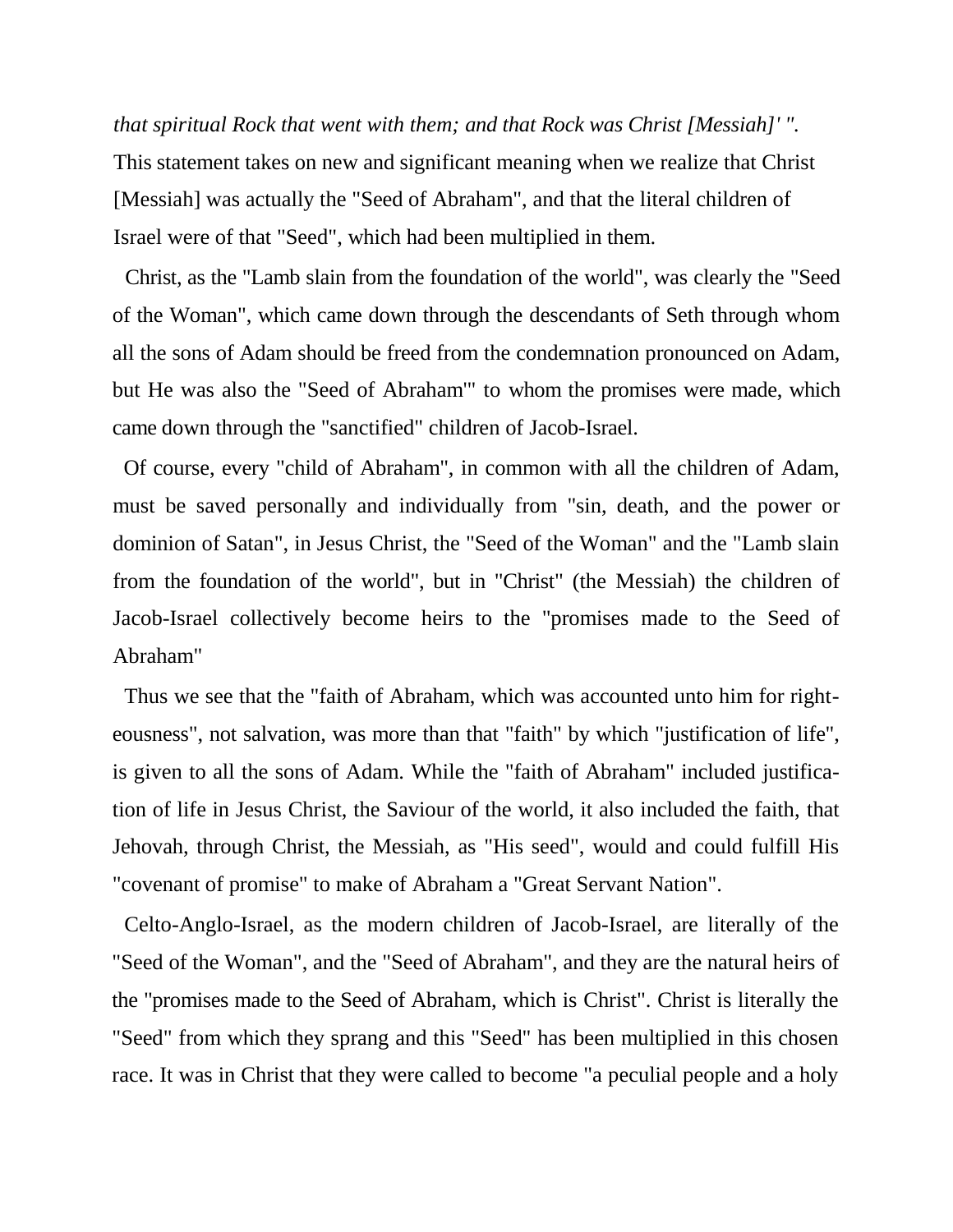*that spiritual Rock that went with them; and that Rock was Christ [Messiah]' ".* This statement takes on new and significant meaning when we realize that Christ [Messiah] was actually the "Seed of Abraham", and that the literal children of Israel were of that "Seed", which had been multiplied in them.

Christ, as the "Lamb slain from the foundation of the world", was clearly the "Seed of the Woman", which came down through the descendants of Seth through whom all the sons of Adam should be freed from the condemnation pronounced on Adam, but He was also the "Seed of Abraham'" to whom the promises were made, which came down through the "sanctified" children of Jacob-Israel.

Of course, every "child of Abraham", in common with all the children of Adam, must be saved personally and individually from "sin, death, and the power or dominion of Satan", in Jesus Christ, the "Seed of the Woman" and the "Lamb slain from the foundation of the world", but in "Christ" (the Messiah) the children of Jacob-Israel collectively become heirs to the "promises made to the Seed of Abraham"

Thus we see that the "faith of Abraham, which was accounted unto him for righteousness", not salvation, was more than that "faith" by which "justification of life", is given to all the sons of Adam. While the "faith of Abraham" included justification of life in Jesus Christ, the Saviour of the world, it also included the faith, that Jehovah, through Christ, the Messiah, as "His seed", would and could fulfill His "covenant of promise" to make of Abraham a "Great Servant Nation".

Celto-Anglo-Israel, as the modern children of Jacob-Israel, are literally of the "Seed of the Woman", and the "Seed of Abraham", and they are the natural heirs of the "promises made to the Seed of Abraham, which is Christ". Christ is literally the "Seed" from which they sprang and this "Seed" has been multiplied in this chosen race. It was in Christ that they were called to become "a peculial people and a holy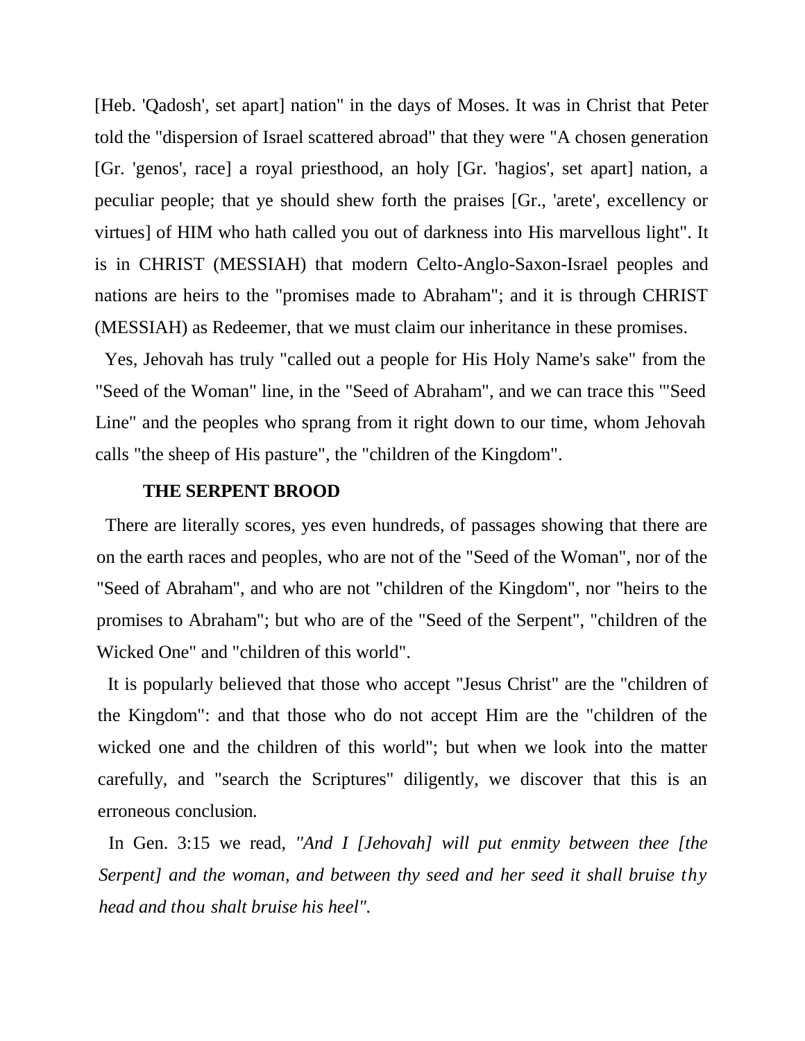[Heb. 'Qadosh', set apart] nation" in the days of Moses. It was in Christ that Peter told the "dispersion of Israel scattered abroad" that they were "A chosen generation [Gr. 'genos', race] a royal priesthood, an holy [Gr. 'hagios', set apart] nation, a peculiar people; that ye should shew forth the praises [Gr., 'arete', excellency or virtues] of HIM who hath called you out of darkness into His marvellous light". It is in CHRIST (MESSIAH) that modern Celto-Anglo-Saxon-Israel peoples and nations are heirs to the "promises made to Abraham"; and it is through CHRIST (MESSIAH) as Redeemer, that we must claim our inheritance in these promises.

Yes, Jehovah has truly "called out a people for His Holy Name's sake" from the "Seed of the Woman" line, in the "Seed of Abraham", and we can trace this "'Seed Line" and the peoples who sprang from it right down to our time, whom Jehovah calls "the sheep of His pasture", the "children of the Kingdom".

**THE SERPENT BROOD**

There are literally scores, yes even hundreds, of passages showing that there are on the earth races and peoples, who are not of the "Seed of the Woman", nor of the "Seed of Abraham", and who are not "children of the Kingdom", nor "heirs to the promises to Abraham"; but who are of the "Seed of the Serpent", "children of the Wicked One" and "children of this world".

It is popularly believed that those who accept "Jesus Christ" are the "children of the Kingdom": and that those who do not accept Him are the "children of the wicked one and the children of this world"; but when we look into the matter carefully, and "search the Scriptures" diligently, we discover that this is an erroneous conclusion.

In Gen. 3:15 we read, *"And I [Jehovah] will put enmity between thee [the Serpent] and the woman, and between thy seed and her seed it shall bruise thy head and thou shalt bruise his heel".*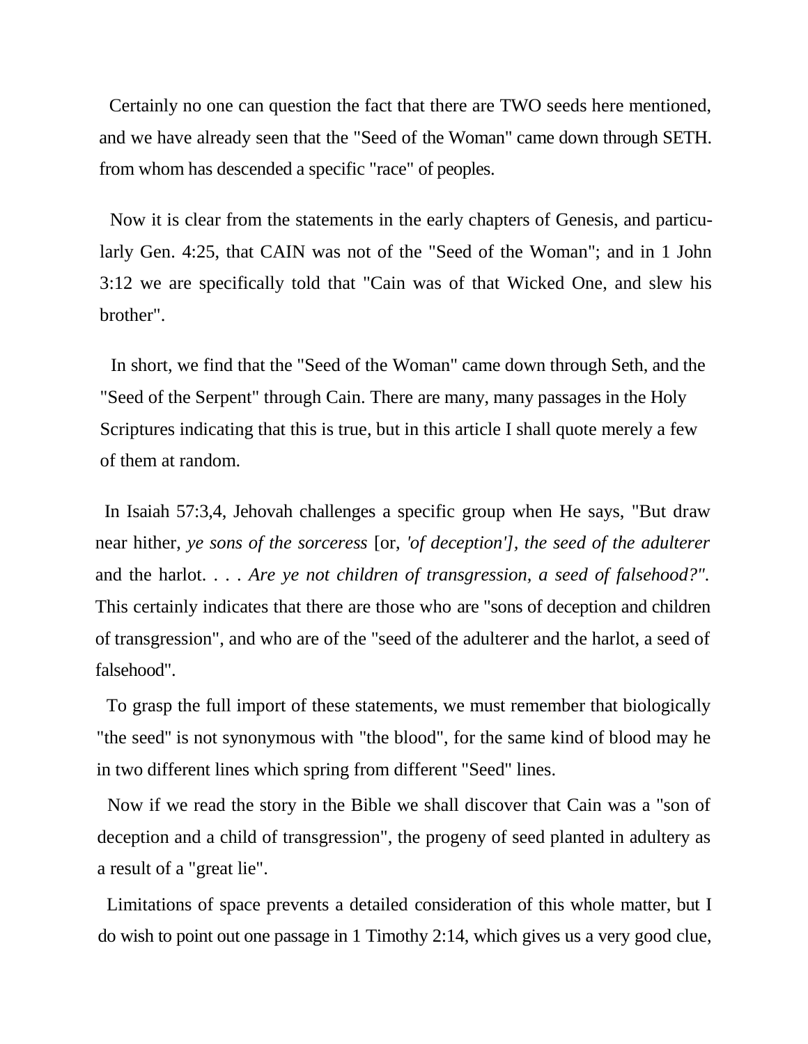Certainly no one can question the fact that there are TWO seeds here mentioned, and we have already seen that the "Seed of the Woman" came down through SETH. from whom has descended a specific "race" of peoples.

Now it is clear from the statements in the early chapters of Genesis, and particularly Gen. 4:25, that CAIN was not of the "Seed of the Woman"; and in 1 John 3:12 we are specifically told that "Cain was of that Wicked One, and slew his brother".

In short, we find that the "Seed of the Woman" came down through Seth, and the "Seed of the Serpent" through Cain. There are many, many passages in the Holy Scriptures indicating that this is true, but in this article I shall quote merely a few of them at random.

In Isaiah 57:3,4, Jehovah challenges a specific group when He says, "But draw near hither, *ye sons of the sorceress* [or, *'of deception'], the seed of the adulterer* and the harlot. . . . *Are ye not children of transgression, a seed of falsehood?".* This certainly indicates that there are those who are "sons of deception and children of transgression", and who are of the "seed of the adulterer and the harlot, a seed of falsehood".

To grasp the full import of these statements, we must remember that biologically "the seed" is not synonymous with "the blood", for the same kind of blood may he in two different lines which spring from different "Seed" lines.

Now if we read the story in the Bible we shall discover that Cain was a "son of deception and a child of transgression", the progeny of seed planted in adultery as a result of a "great lie".

Limitations of space prevents a detailed consideration of this whole matter, but I do wish to point out one passage in 1 Timothy 2:14, which gives us a very good clue,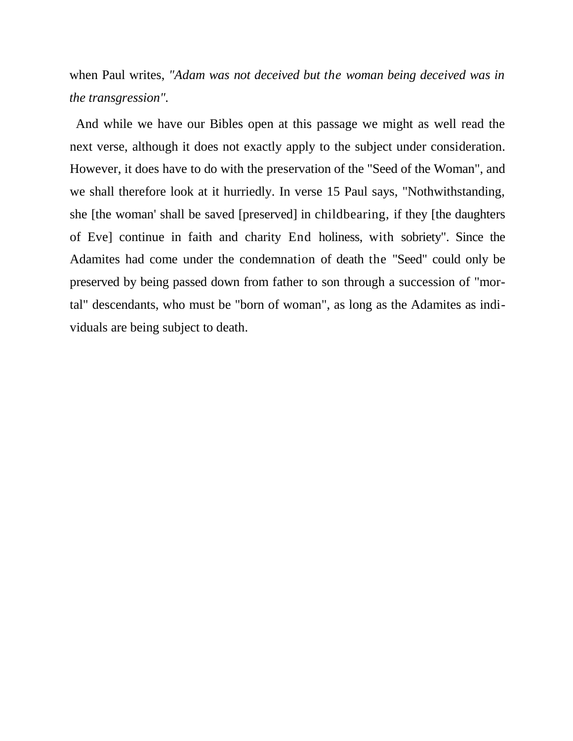when Paul writes, *"Adam was not deceived but the woman being deceived was in the transgression".*

And while we have our Bibles open at this passage we might as well read the next verse, although it does not exactly apply to the subject under consideration. However, it does have to do with the preservation of the "Seed of the Woman", and we shall therefore look at it hurriedly. In verse 15 Paul says, "Nothwithstanding, she [the woman' shall be saved [preserved] in childbearing, if they [the daughters of Eve] continue in faith and charity End holiness, with sobriety". Since the Adamites had come under the condemnation of death the "Seed" could only be preserved by being passed down from father to son through a succession of "mortal" descendants, who must be "born of woman", as long as the Adamites as individuals are being subject to death.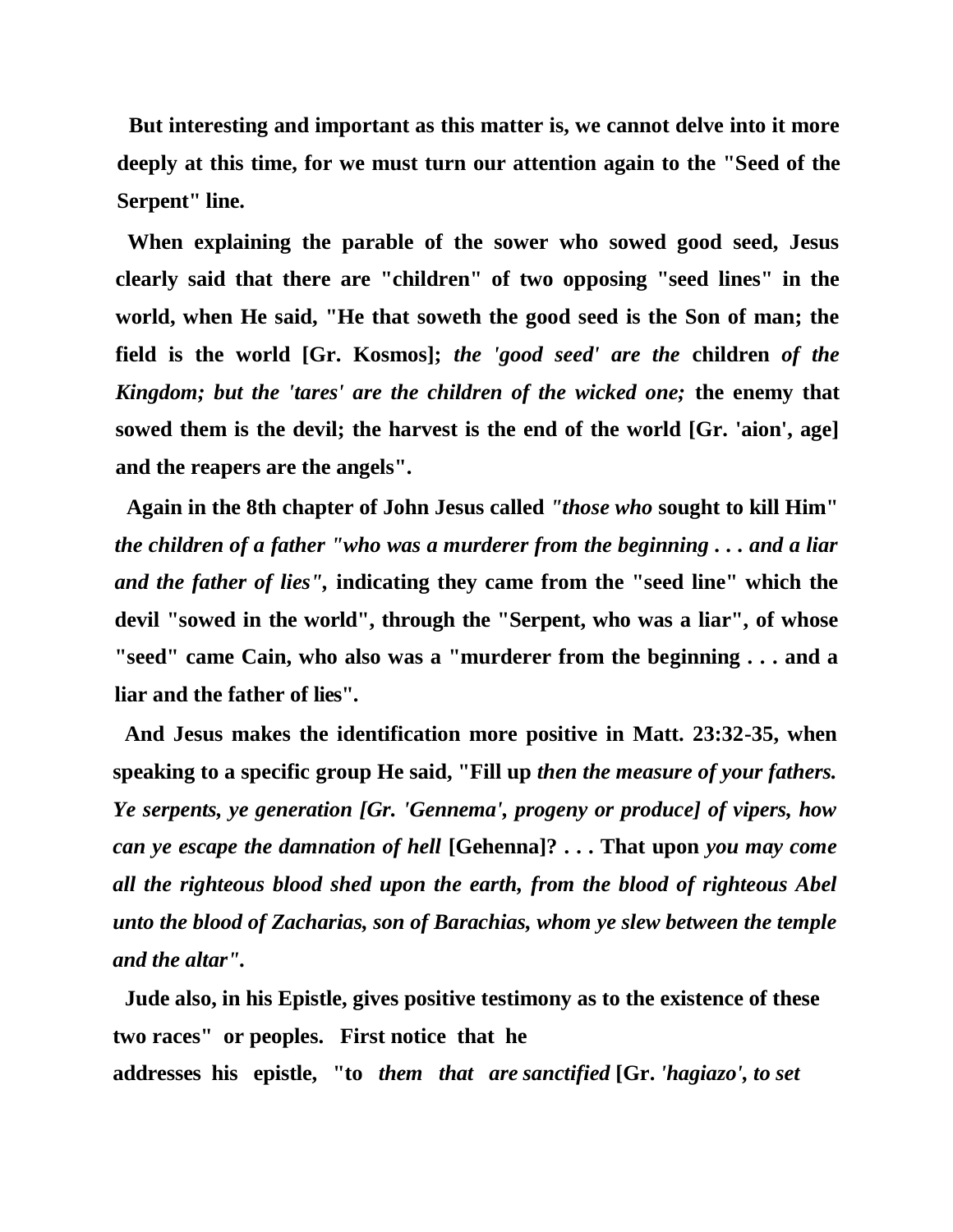**But interesting and important as this matter is, we cannot delve into it more deeply at this time, for we must turn our attention again to the "Seed of the Serpent" line.**

**When explaining the parable of the sower who sowed good seed, Jesus clearly said that there are "children" of two opposing "seed lines" in the world, when He said, "He that soweth the good seed is the Son of man; the field is the world [Gr. Kosmos];** ***the 'good seed' are the*** **children** ***of the Kingdom; but the 'tares' are the children of the wicked one;*** **the enemy that sowed them is the devil; the harvest is the end of the world [Gr. 'aion', age] and the reapers are the angels".**

**Again in the 8th chapter of John Jesus called** ***"those who*** **sought to kill Him"** ***the children of a father "who was a murderer from the beginning . . . and a liar and the father of lies",*** **indicating they came from the "seed line" which the devil "sowed in the world", through the "Serpent, who was a liar", of whose "seed" came Cain, who also was a "murderer from the beginning . . . and a liar and the father of lies".**

**And Jesus makes the identification more positive in Matt. 23:32-35, when speaking to a specific group He said, "Fill up** ***then the measure of your fathers. Ye serpents, ye generation [Gr. 'Gennema', progeny or produce] of vipers, how can ye escape the damnation of hell*** **[Gehenna]? . . . That upon** ***you may come all the righteous blood shed upon the earth, from the blood of righteous Abel unto the blood of Zacharias, son of Barachias, whom ye slew between the temple and the altar".***

**Jude also, in his Epistle, gives positive testimony as to the existence of these two races" or peoples. First notice that he addresses his epistle, "to** ***them that are sanctified*** **[Gr.** ***'hagiazo', to set***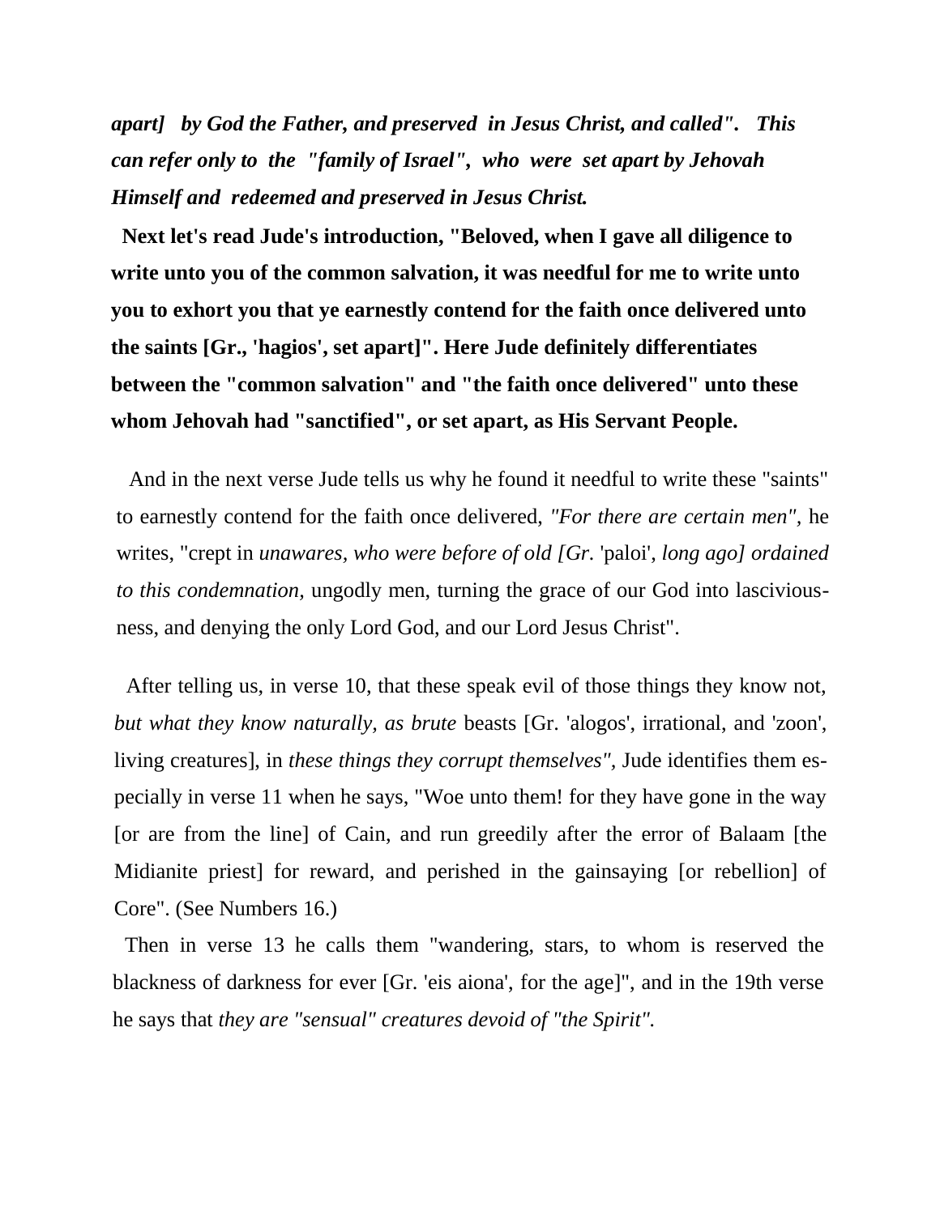***apart] by God the Father, and preserved in Jesus Christ, and called". This can refer only to the "family of Israel", who were set apart by Jehovah Himself and redeemed and preserved in Jesus Christ.***

**Next let's read Jude's introduction, "Beloved, when I gave all diligence to write unto you of the common salvation, it was needful for me to write unto you to exhort you that ye earnestly contend for the faith once delivered unto the saints [Gr., 'hagios', set apart]". Here Jude definitely differentiates between the "common salvation" and "the faith once delivered" unto these whom Jehovah had "sanctified", or set apart, as His Servant People.**

And in the next verse Jude tells us why he found it needful to write these "saints" to earnestly contend for the faith once delivered, *"For there are certain men",* he writes, "crept in *unawares, who were before of old [Gr.* 'paloi', *long ago] ordained to this condemnation,* ungodly men, turning the grace of our God into lasciviousness, and denying the only Lord God, and our Lord Jesus Christ".

After telling us, in verse 10, that these speak evil of those things they know not, *but what they know naturally, as brute* beasts [Gr. 'alogos', irrational, and 'zoon', living creatures], in *these things they corrupt themselves",* Jude identifies them especially in verse 11 when he says, "Woe unto them! for they have gone in the way [or are from the line] of Cain, and run greedily after the error of Balaam [the Midianite priest] for reward, and perished in the gainsaying [or rebellion] of Core". (See Numbers 16.)

Then in verse 13 he calls them "wandering, stars, to whom is reserved the blackness of darkness for ever [Gr. 'eis aiona', for the age]", and in the 19th verse he says that *they are "sensual" creatures devoid of "the Spirit".*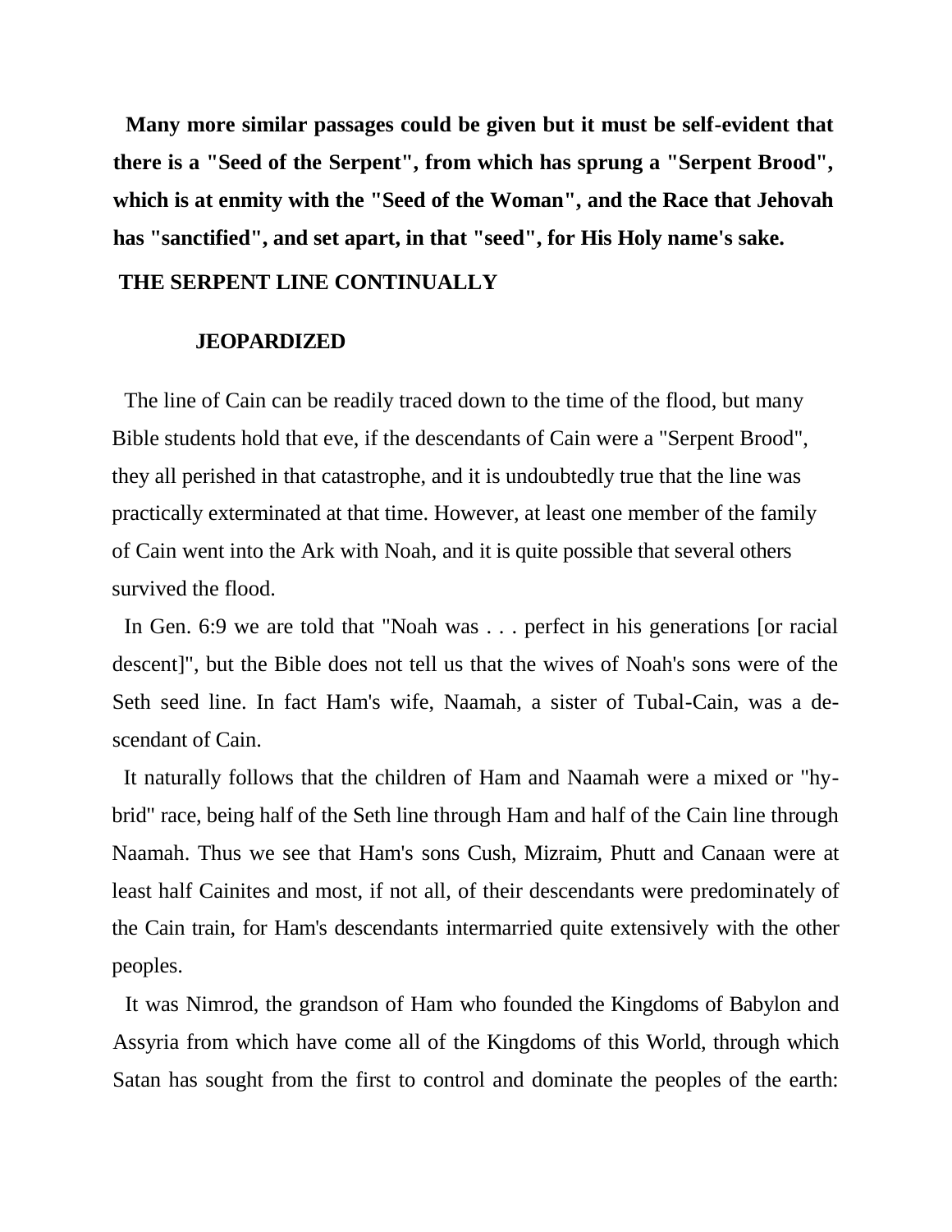**Many more similar passages could be given but it must be self-evident that there is a "Seed of the Serpent", from which has sprung a "Serpent Brood", which is at enmity with the "Seed of the Woman", and the Race that Jehovah has "sanctified", and set apart, in that "seed", for His Holy name's sake.**

## THE SERPENT LINE CONTINUALLY JEOPARDIZED

The line of Cain can be readily traced down to the time of the flood, but many Bible students hold that eve, if the descendants of Cain were a "Serpent Brood", they all perished in that catastrophe, and it is undoubtedly true that the line was practically exterminated at that time. However, at least one member of the family of Cain went into the Ark with Noah, and it is quite possible that several others survived the flood.

In Gen. 6:9 we are told that "Noah was . . . perfect in his generations [or racial descent]", but the Bible does not tell us that the wives of Noah's sons were of the Seth seed line. In fact Ham's wife, Naamah, a sister of Tubal-Cain, was a descendant of Cain.

It naturally follows that the children of Ham and Naamah were a mixed or "hybrid" race, being half of the Seth line through Ham and half of the Cain line through Naamah. Thus we see that Ham's sons Cush, Mizraim, Phutt and Canaan were at least half Cainites and most, if not all, of their descendants were predominately of the Cain train, for Ham's descendants intermarried quite extensively with the other peoples.

It was Nimrod, the grandson of Ham who founded the Kingdoms of Babylon and Assyria from which have come all of the Kingdoms of this World, through which Satan has sought from the first to control and dominate the peoples of the earth: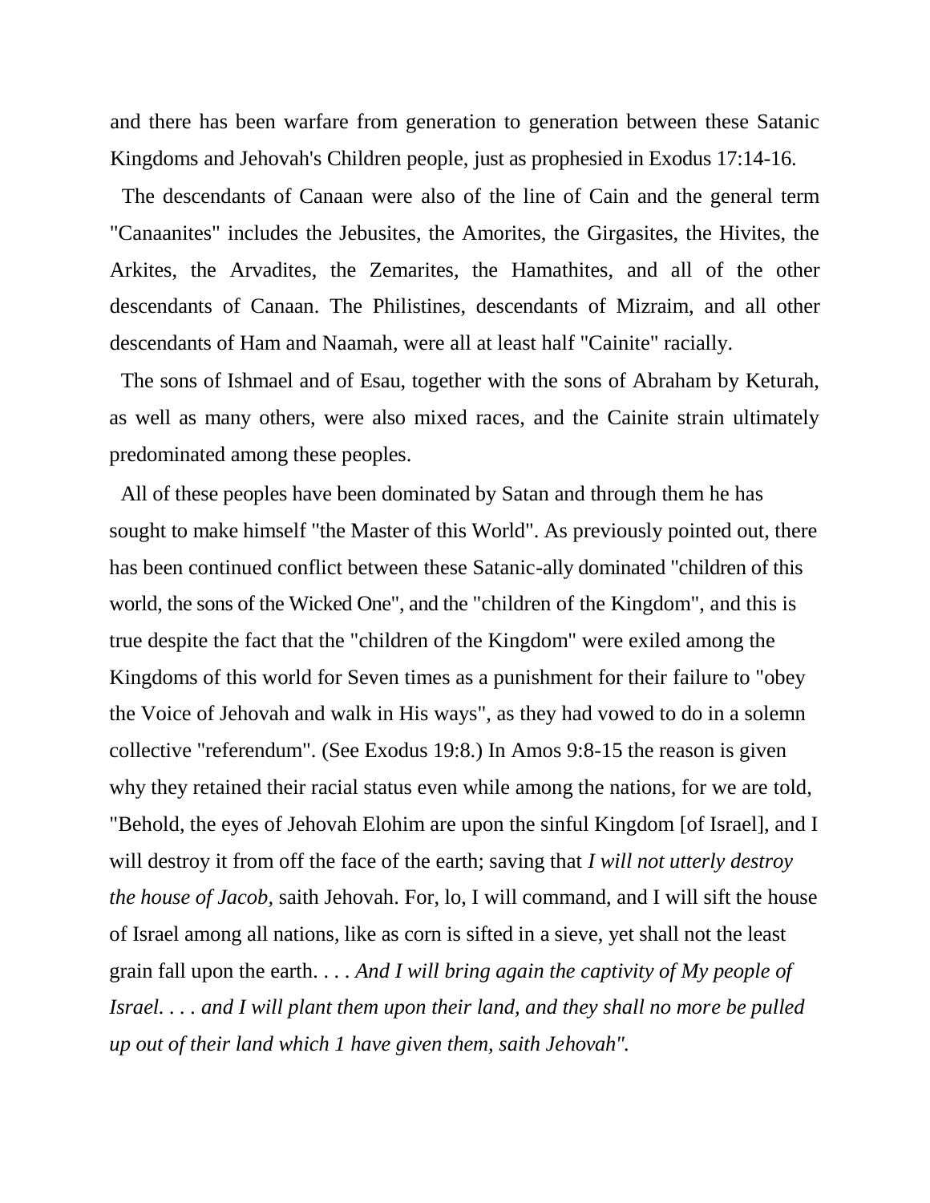and there has been warfare from generation to generation between these Satanic Kingdoms and Jehovah's Children people, just as prophesied in Exodus 17:14-16.

The descendants of Canaan were also of the line of Cain and the general term "Canaanites" includes the Jebusites, the Amorites, the Girgasites, the Hivites, the Arkites, the Arvadites, the Zemarites, the Hamathites, and all of the other descendants of Canaan. The Philistines, descendants of Mizraim, and all other descendants of Ham and Naamah, were all at least half "Cainite" racially.

The sons of Ishmael and of Esau, together with the sons of Abraham by Keturah, as well as many others, were also mixed races, and the Cainite strain ultimately predominated among these peoples.

All of these peoples have been dominated by Satan and through them he has sought to make himself "the Master of this World". As previously pointed out, there has been continued conflict between these Satanic-ally dominated "children of this world, the sons of the Wicked One", and the "children of the Kingdom", and this is true despite the fact that the "children of the Kingdom" were exiled among the Kingdoms of this world for Seven times as a punishment for their failure to "obey the Voice of Jehovah and walk in His ways", as they had vowed to do in a solemn collective "referendum". (See Exodus 19:8.) In Amos 9:8-15 the reason is given why they retained their racial status even while among the nations, for we are told, "Behold, the eyes of Jehovah Elohim are upon the sinful Kingdom [of Israel], and I will destroy it from off the face of the earth; saving that *I will not utterly destroy the house of Jacob,* saith Jehovah. For, lo, I will command, and I will sift the house of Israel among all nations, like as corn is sifted in a sieve, yet shall not the least grain fall upon the earth. . . . *And I will bring again the captivity of My people of Israel. . . . and I will plant them upon their land, and they shall no more be pulled up out of their land which 1 have given them, saith Jehovah".*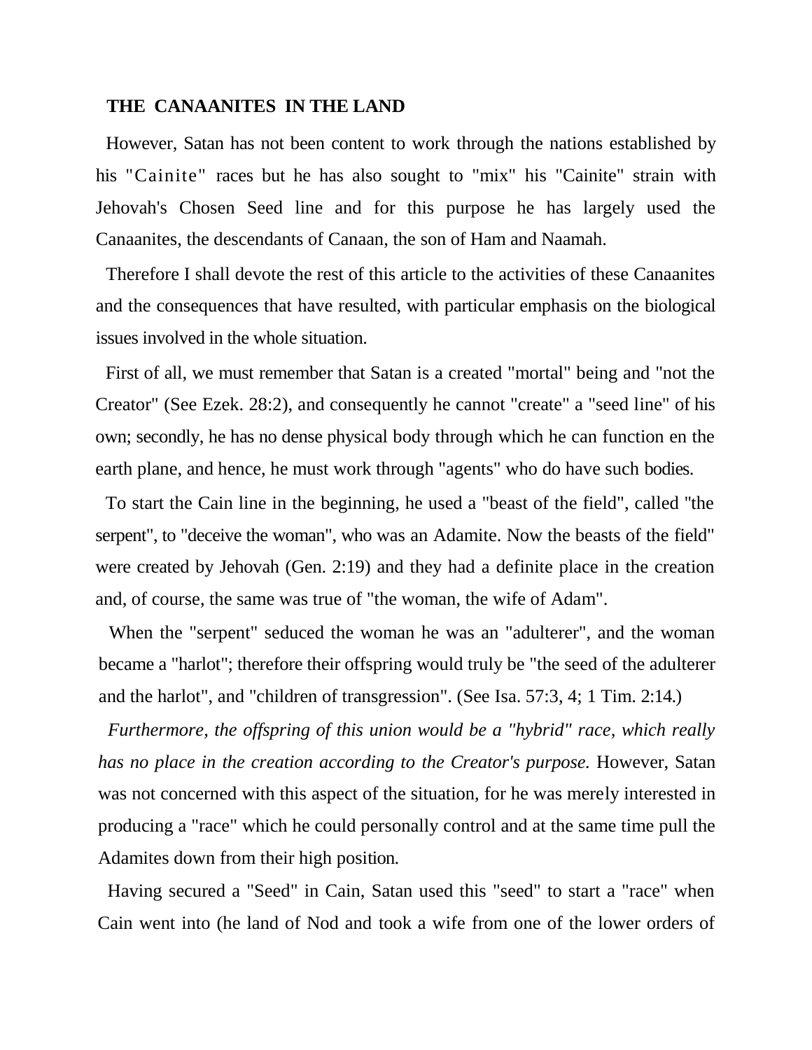**THE CANAANITES IN THE LAND**

However, Satan has not been content to work through the nations established by his "Cainite" races but he has also sought to "mix" his "Cainite" strain with Jehovah's Chosen Seed line and for this purpose he has largely used the Canaanites, the descendants of Canaan, the son of Ham and Naamah.

Therefore I shall devote the rest of this article to the activities of these Canaanites and the consequences that have resulted, with particular emphasis on the biological issues involved in the whole situation.

First of all, we must remember that Satan is a created "mortal" being and "not the Creator" (See Ezek. 28:2), and consequently he cannot "create" a "seed line" of his own; secondly, he has no dense physical body through which he can function en the earth plane, and hence, he must work through "agents" who do have such bodies.

To start the Cain line in the beginning, he used a "beast of the field", called "the serpent", to "deceive the woman", who was an Adamite. Now the beasts of the field" were created by Jehovah (Gen. 2:19) and they had a definite place in the creation and, of course, the same was true of "the woman, the wife of Adam".

When the "serpent" seduced the woman he was an "adulterer", and the woman became a "harlot"; therefore their offspring would truly be "the seed of the adulterer and the harlot", and "children of transgression". (See Isa. 57:3, 4; 1 Tim. 2:14.)

*Furthermore, the offspring of this union would be a "hybrid" race, which really has no place in the creation according to the Creator's purpose.* However, Satan was not concerned with this aspect of the situation, for he was merely interested in producing a "race" which he could personally control and at the same time pull the Adamites down from their high position.

Having secured a "Seed" in Cain, Satan used this "seed" to start a "race" when Cain went into (he land of Nod and took a wife from one of the lower orders of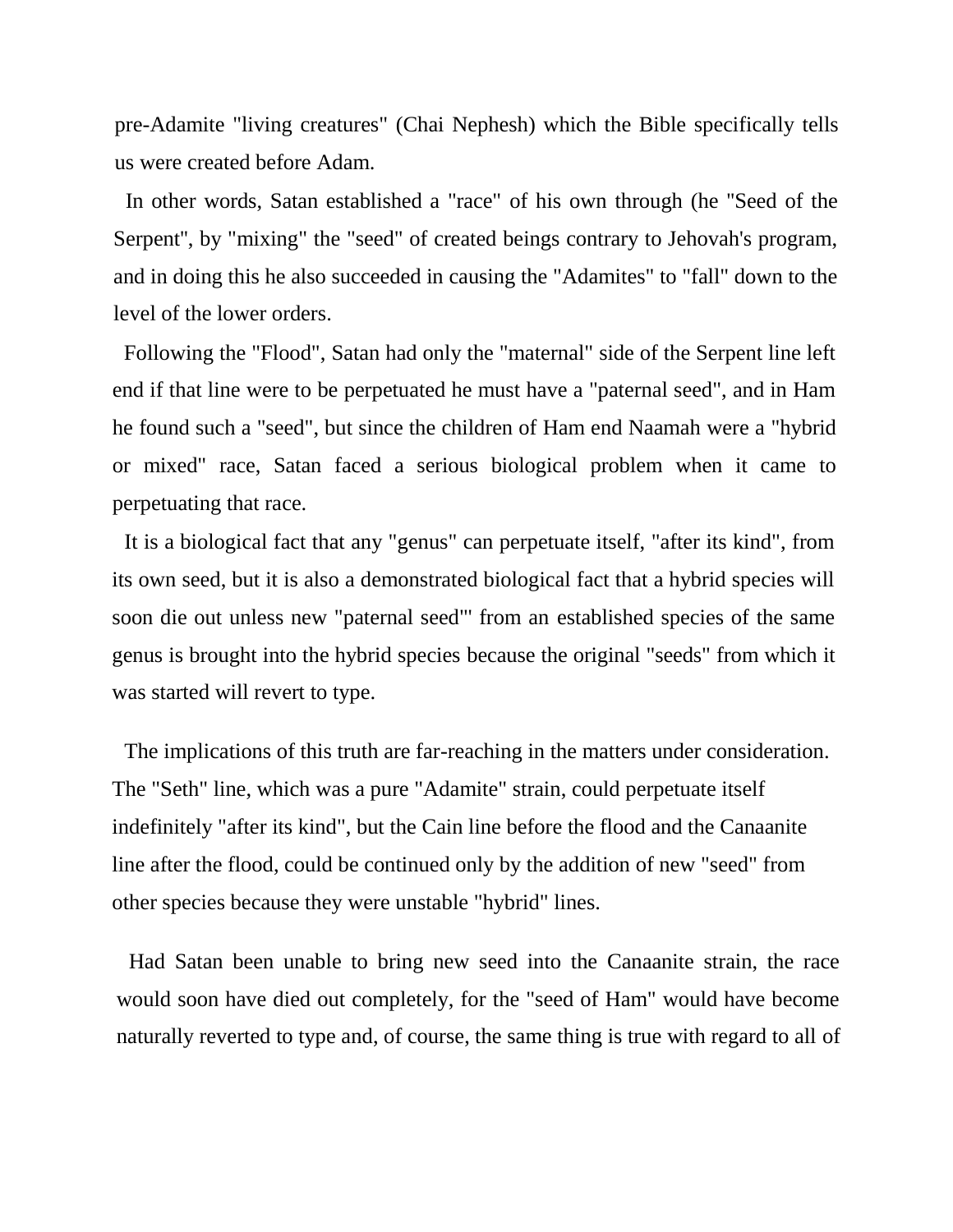pre-Adamite "living creatures" (Chai Nephesh) which the Bible specifically tells us were created before Adam.

In other words, Satan established a "race" of his own through (he "Seed of the Serpent", by "mixing" the "seed" of created beings contrary to Jehovah's program, and in doing this he also succeeded in causing the "Adamites" to "fall" down to the level of the lower orders.

Following the "Flood", Satan had only the "maternal" side of the Serpent line left end if that line were to be perpetuated he must have a "paternal seed", and in Ham he found such a "seed", but since the children of Ham end Naamah were a "hybrid or mixed" race, Satan faced a serious biological problem when it came to perpetuating that race.

It is a biological fact that any "genus" can perpetuate itself, "after its kind", from its own seed, but it is also a demonstrated biological fact that a hybrid species will soon die out unless new "paternal seed"' from an established species of the same genus is brought into the hybrid species because the original "seeds" from which it was started will revert to type.

The implications of this truth are far-reaching in the matters under consideration. The "Seth" line, which was a pure "Adamite" strain, could perpetuate itself indefinitely "after its kind", but the Cain line before the flood and the Canaanite line after the flood, could be continued only by the addition of new "seed" from other species because they were unstable "hybrid" lines.

Had Satan been unable to bring new seed into the Canaanite strain, the race would soon have died out completely, for the "seed of Ham" would have become naturally reverted to type and, of course, the same thing is true with regard to all of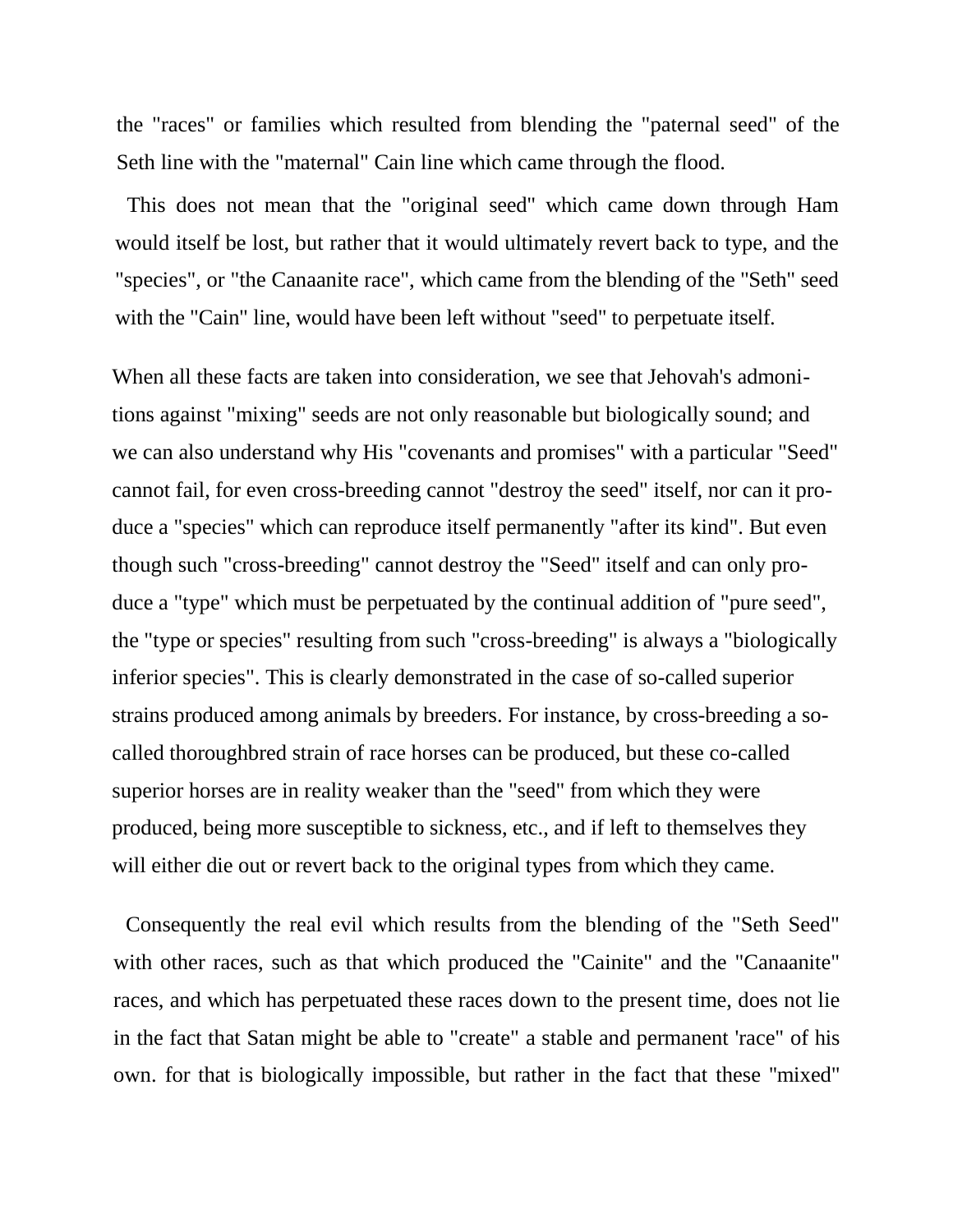the "races" or families which resulted from blending the "paternal seed" of the Seth line with the "maternal" Cain line which came through the flood.

This does not mean that the "original seed" which came down through Ham would itself be lost, but rather that it would ultimately revert back to type, and the "species", or "the Canaanite race", which came from the blending of the "Seth" seed with the "Cain" line, would have been left without "seed" to perpetuate itself.

When all these facts are taken into consideration, we see that Jehovah's admonitions against "mixing" seeds are not only reasonable but biologically sound; and we can also understand why His "covenants and promises" with a particular "Seed" cannot fail, for even cross-breeding cannot "destroy the seed" itself, nor can it produce a "species" which can reproduce itself permanently "after its kind". But even though such "cross-breeding" cannot destroy the "Seed" itself and can only produce a "type" which must be perpetuated by the continual addition of "pure seed", the "type or species" resulting from such "cross-breeding" is always a "biologically inferior species". This is clearly demonstrated in the case of so-called superior strains produced among animals by breeders. For instance, by cross-breeding a so-called thoroughbred strain of race horses can be produced, but these co-called superior horses are in reality weaker than the "seed" from which they were produced, being more susceptible to sickness, etc., and if left to themselves they will either die out or revert back to the original types from which they came.

Consequently the real evil which results from the blending of the "Seth Seed" with other races, such as that which produced the "Cainite" and the "Canaanite" races, and which has perpetuated these races down to the present time, does not lie in the fact that Satan might be able to "create" a stable and permanent 'race" of his own. for that is biologically impossible, but rather in the fact that these "mixed"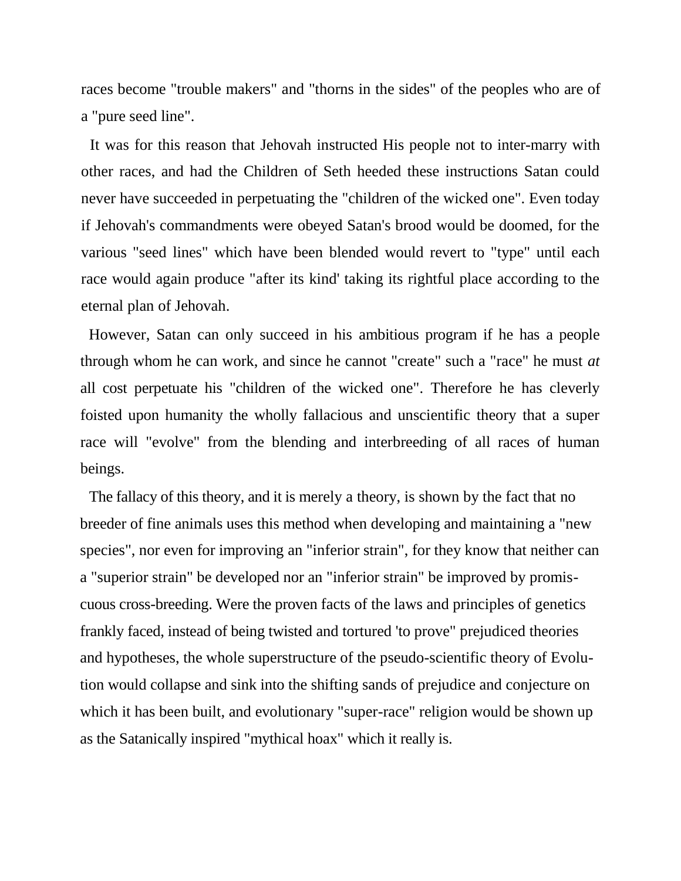races become "trouble makers" and "thorns in the sides" of the peoples who are of a "pure seed line".

It was for this reason that Jehovah instructed His people not to inter-marry with other races, and had the Children of Seth heeded these instructions Satan could never have succeeded in perpetuating the "children of the wicked one". Even today if Jehovah's commandments were obeyed Satan's brood would be doomed, for the various "seed lines" which have been blended would revert to "type" until each race would again produce "after its kind' taking its rightful place according to the eternal plan of Jehovah.

However, Satan can only succeed in his ambitious program if he has a people through whom he can work, and since he cannot "create" such a "race" he must *at* all cost perpetuate his "children of the wicked one". Therefore he has cleverly foisted upon humanity the wholly fallacious and unscientific theory that a super race will "evolve" from the blending and interbreeding of all races of human beings.

The fallacy of this theory, and it is merely a theory, is shown by the fact that no breeder of fine animals uses this method when developing and maintaining a "new species", nor even for improving an "inferior strain", for they know that neither can a "superior strain" be developed nor an "inferior strain" be improved by promiscuous cross-breeding. Were the proven facts of the laws and principles of genetics frankly faced, instead of being twisted and tortured 'to prove" prejudiced theories and hypotheses, the whole superstructure of the pseudo-scientific theory of Evolution would collapse and sink into the shifting sands of prejudice and conjecture on which it has been built, and evolutionary "super-race" religion would be shown up as the Satanically inspired "mythical hoax" which it really is.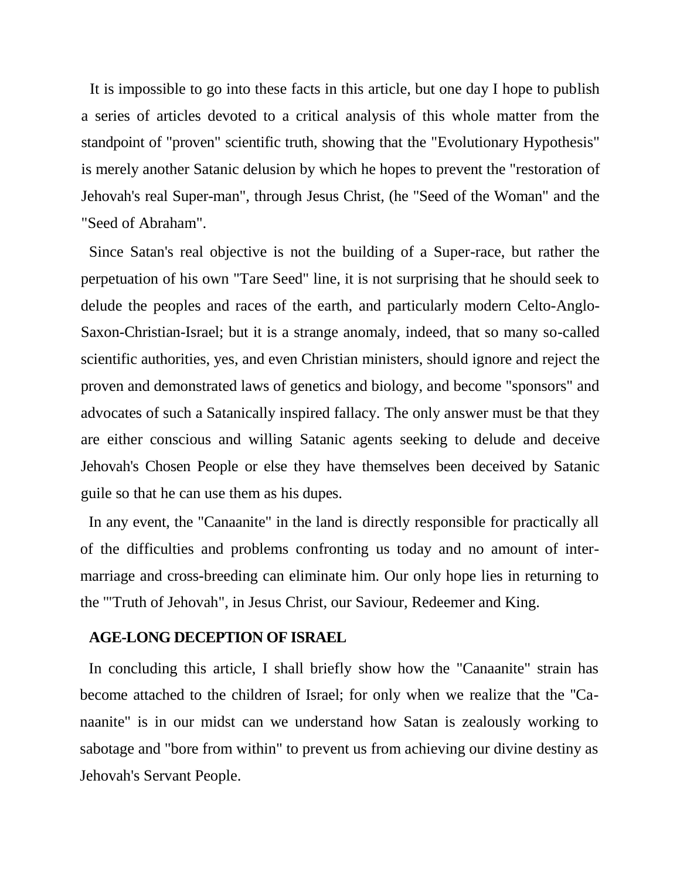It is impossible to go into these facts in this article, but one day I hope to publish a series of articles devoted to a critical analysis of this whole matter from the standpoint of "proven" scientific truth, showing that the "Evolutionary Hypothesis" is merely another Satanic delusion by which he hopes to prevent the "restoration of Jehovah's real Super-man", through Jesus Christ, (he "Seed of the Woman" and the "Seed of Abraham".

Since Satan's real objective is not the building of a Super-race, but rather the perpetuation of his own "Tare Seed" line, it is not surprising that he should seek to delude the peoples and races of the earth, and particularly modern Celto-Anglo-Saxon-Christian-Israel; but it is a strange anomaly, indeed, that so many so-called scientific authorities, yes, and even Christian ministers, should ignore and reject the proven and demonstrated laws of genetics and biology, and become "sponsors" and advocates of such a Satanically inspired fallacy. The only answer must be that they are either conscious and willing Satanic agents seeking to delude and deceive Jehovah's Chosen People or else they have themselves been deceived by Satanic guile so that he can use them as his dupes.

In any event, the "Canaanite" in the land is directly responsible for practically all of the difficulties and problems confronting us today and no amount of inter-marriage and cross-breeding can eliminate him. Our only hope lies in returning to the "'Truth of Jehovah", in Jesus Christ, our Saviour, Redeemer and King.

**AGE-LONG DECEPTION OF ISRAEL**

In concluding this article, I shall briefly show how the "Canaanite" strain has become attached to the children of Israel; for only when we realize that the "Canaanite" is in our midst can we understand how Satan is zealously working to sabotage and "bore from within" to prevent us from achieving our divine destiny as Jehovah's Servant People.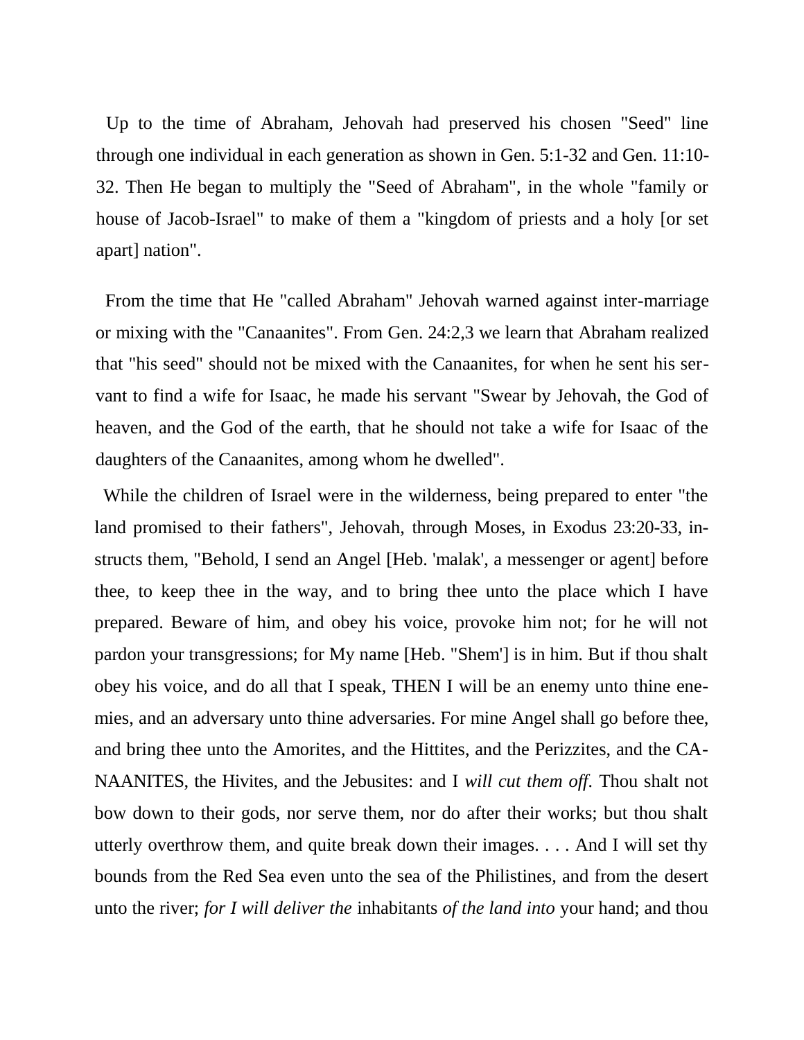Up to the time of Abraham, Jehovah had preserved his chosen "Seed" line through one individual in each generation as shown in Gen. 5:1-32 and Gen. 11:10-32. Then He began to multiply the "Seed of Abraham", in the whole "family or house of Jacob-Israel" to make of them a "kingdom of priests and a holy [or set apart] nation".

From the time that He "called Abraham" Jehovah warned against inter-marriage or mixing with the "Canaanites". From Gen. 24:2,3 we learn that Abraham realized that "his seed" should not be mixed with the Canaanites, for when he sent his servant to find a wife for Isaac, he made his servant "Swear by Jehovah, the God of heaven, and the God of the earth, that he should not take a wife for Isaac of the daughters of the Canaanites, among whom he dwelled".

While the children of Israel were in the wilderness, being prepared to enter "the land promised to their fathers", Jehovah, through Moses, in Exodus 23:20-33, instructs them, "Behold, I send an Angel [Heb. 'malak', a messenger or agent] before thee, to keep thee in the way, and to bring thee unto the place which I have prepared. Beware of him, and obey his voice, provoke him not; for he will not pardon your transgressions; for My name [Heb. "Shem'] is in him. But if thou shalt obey his voice, and do all that I speak, THEN I will be an enemy unto thine enemies, and an adversary unto thine adversaries. For mine Angel shall go before thee, and bring thee unto the Amorites, and the Hittites, and the Perizzites, and the CANAANITES, the Hivites, and the Jebusites: and I *will cut them off*. Thou shalt not bow down to their gods, nor serve them, nor do after their works; but thou shalt utterly overthrow them, and quite break down their images. . . . And I will set thy bounds from the Red Sea even unto the sea of the Philistines, and from the desert unto the river; *for I will deliver the* inhabitants *of the land into* your hand; and thou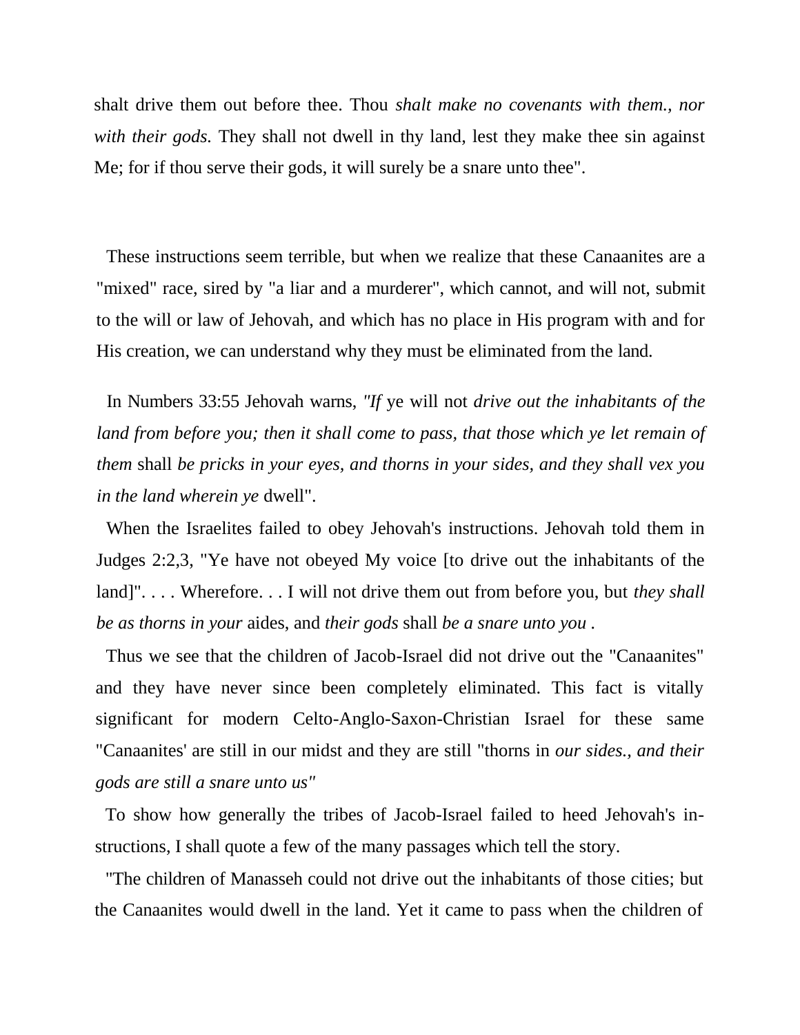shalt drive them out before thee. Thou *shalt make no covenants with them., nor with their gods.* They shall not dwell in thy land, lest they make thee sin against Me; for if thou serve their gods, it will surely be a snare unto thee".

These instructions seem terrible, but when we realize that these Canaanites are a "mixed" race, sired by "a liar and a murderer", which cannot, and will not, submit to the will or law of Jehovah, and which has no place in His program with and for His creation, we can understand why they must be eliminated from the land.

In Numbers 33:55 Jehovah warns, *"If* ye will not *drive out the inhabitants of the land from before you; then it shall come to pass, that those which ye let remain of them* shall *be pricks in your eyes, and thorns in your sides, and they shall vex you in the land wherein ye* dwell".

When the Israelites failed to obey Jehovah's instructions. Jehovah told them in Judges 2:2,3, "Ye have not obeyed My voice [to drive out the inhabitants of the land]". . . . Wherefore. . . I will not drive them out from before you, but *they shall be as thorns in your* aides, and *their gods* shall *be a snare unto you* .

Thus we see that the children of Jacob-Israel did not drive out the "Canaanites" and they have never since been completely eliminated. This fact is vitally significant for modern Celto-Anglo-Saxon-Christian Israel for these same "Canaanites' are still in our midst and they are still "thorns in *our sides., and their gods are still a snare unto us"*

To show how generally the tribes of Jacob-Israel failed to heed Jehovah's instructions, I shall quote a few of the many passages which tell the story.

"The children of Manasseh could not drive out the inhabitants of those cities; but the Canaanites would dwell in the land. Yet it came to pass when the children of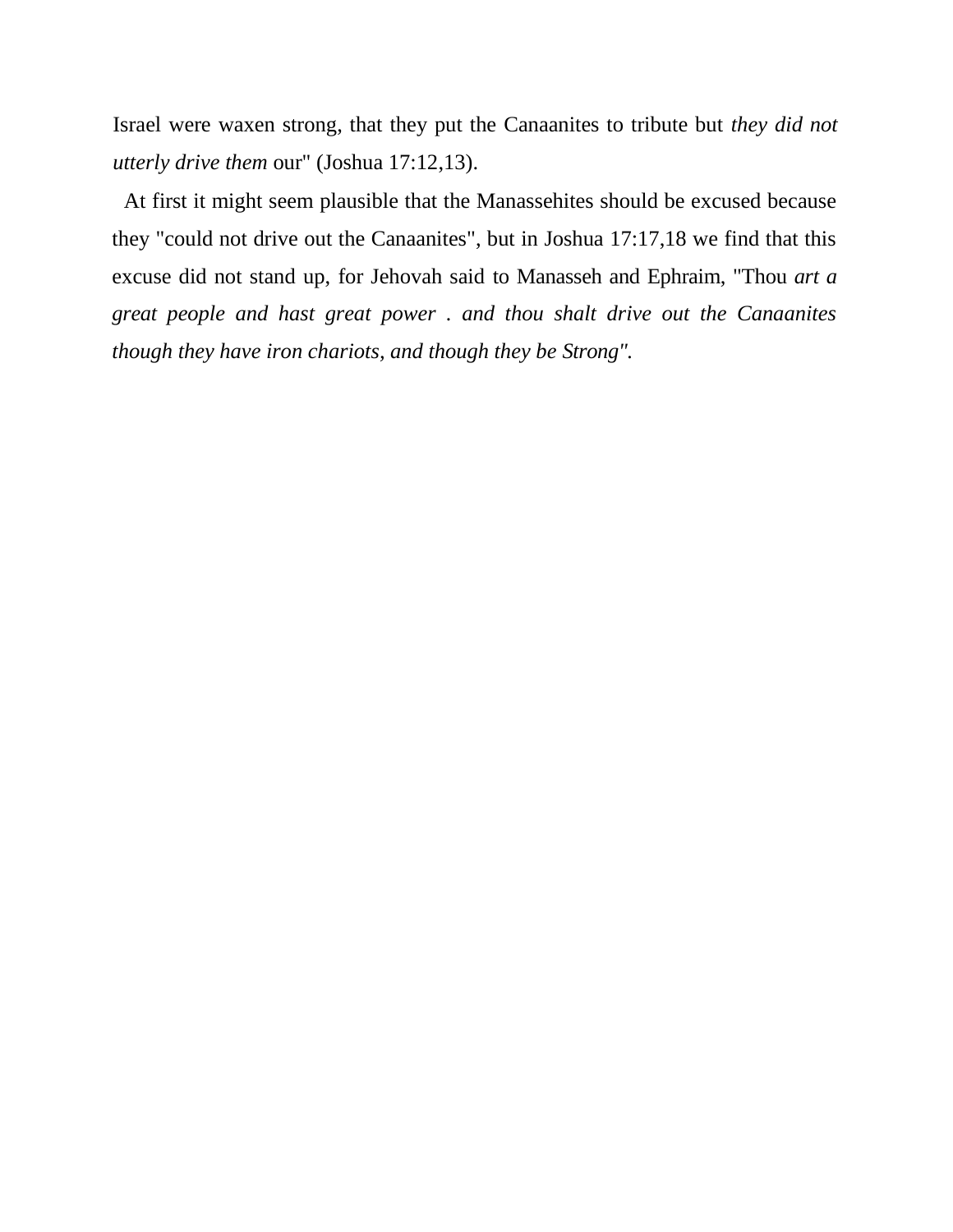Israel were waxen strong, that they put the Canaanites to tribute but *they did not utterly drive them* our" (Joshua 17:12,13).

At first it might seem plausible that the Manassehites should be excused because they "could not drive out the Canaanites", but in Joshua 17:17,18 we find that this excuse did not stand up, for Jehovah said to Manasseh and Ephraim, "Thou *art a great people and hast great power . and thou shalt drive out the Canaanites though they have iron chariots, and though they be Strong".*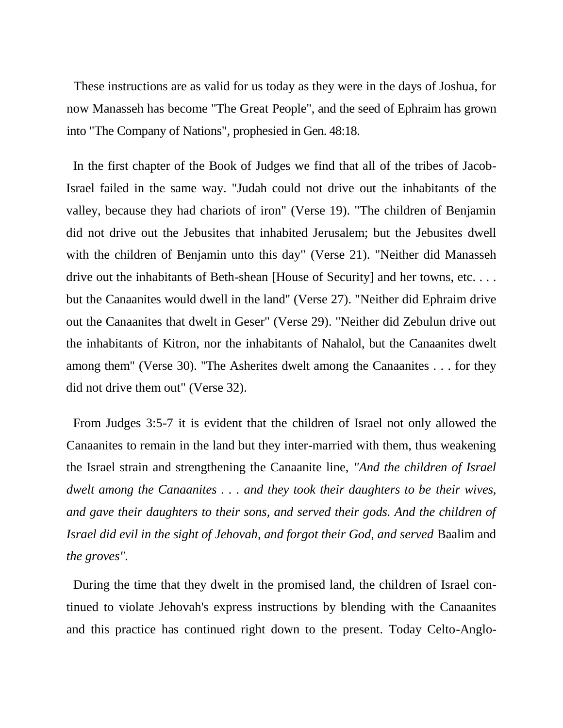These instructions are as valid for us today as they were in the days of Joshua, for now Manasseh has become "The Great People", and the seed of Ephraim has grown into "The Company of Nations", prophesied in Gen. 48:18.

In the first chapter of the Book of Judges we find that all of the tribes of Jacob-Israel failed in the same way. "Judah could not drive out the inhabitants of the valley, because they had chariots of iron" (Verse 19). "The children of Benjamin did not drive out the Jebusites that inhabited Jerusalem; but the Jebusites dwell with the children of Benjamin unto this day" (Verse 21). "Neither did Manasseh drive out the inhabitants of Beth-shean [House of Security] and her towns, etc. . . . but the Canaanites would dwell in the land" (Verse 27). "Neither did Ephraim drive out the Canaanites that dwelt in Geser" (Verse 29). "Neither did Zebulun drive out the inhabitants of Kitron, nor the inhabitants of Nahalol, but the Canaanites dwelt among them" (Verse 30). "The Asherites dwelt among the Canaanites . . . for they did not drive them out" (Verse 32).

From Judges 3:5-7 it is evident that the children of Israel not only allowed the Canaanites to remain in the land but they inter-married with them, thus weakening the Israel strain and strengthening the Canaanite line, *"And the children of Israel dwelt among the Canaanites . . . and they took their daughters to be their wives, and gave their daughters to their sons, and served their gods. And the children of Israel did evil in the sight of Jehovah, and forgot their God, and served* Baalim and *the groves".*

During the time that they dwelt in the promised land, the children of Israel continued to violate Jehovah's express instructions by blending with the Canaanites and this practice has continued right down to the present. Today Celto-Anglo-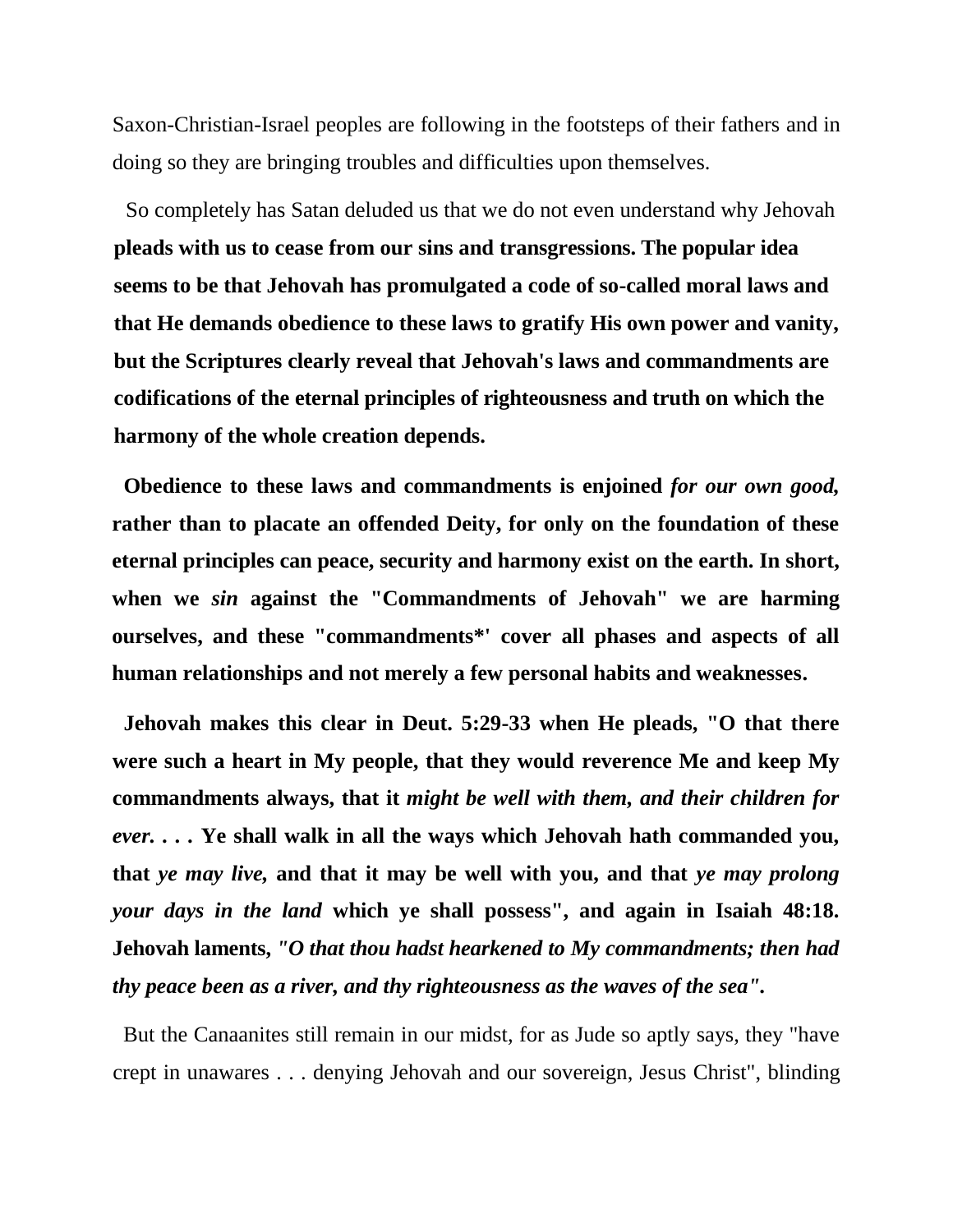Saxon-Christian-Israel peoples are following in the footsteps of their fathers and in doing so they are bringing troubles and difficulties upon themselves.

So completely has Satan deluded us that we do not even understand why Jehovah **pleads with us to cease from our sins and transgressions. The popular idea seems to be that Jehovah has promulgated a code of so-called moral laws and that He demands obedience to these laws to gratify His own power and vanity, but the Scriptures clearly reveal that Jehovah's laws and commandments are codifications of the eternal principles of righteousness and truth on which the harmony of the whole creation depends.**

**Obedience to these laws and commandments is enjoined *for our own good,* rather than to placate an offended Deity, for only on the foundation of these eternal principles can peace, security and harmony exist on the earth. In short, when we *sin* against the "Commandments of Jehovah" we are harming ourselves, and these "commandments*' cover all phases and aspects of all human relationships and not merely a few personal habits and weaknesses.**

**Jehovah makes this clear in Deut. 5:29-33 when He pleads, "O that there were such a heart in My people, that they would reverence Me and keep My commandments always, that it *might be well with them, and their children for ever. . . .* Ye shall walk in all the ways which Jehovah hath commanded you, that *ye may live,* and that it may be well with you, and that *ye may prolong your days in the land* which ye shall possess", and again in Isaiah 48:18. Jehovah laments, *"O that thou hadst hearkened to My commandments; then had thy peace been as a river, and thy righteousness as the waves of the sea".***

But the Canaanites still remain in our midst, for as Jude so aptly says, they "have crept in unawares . . . denying Jehovah and our sovereign, Jesus Christ", blinding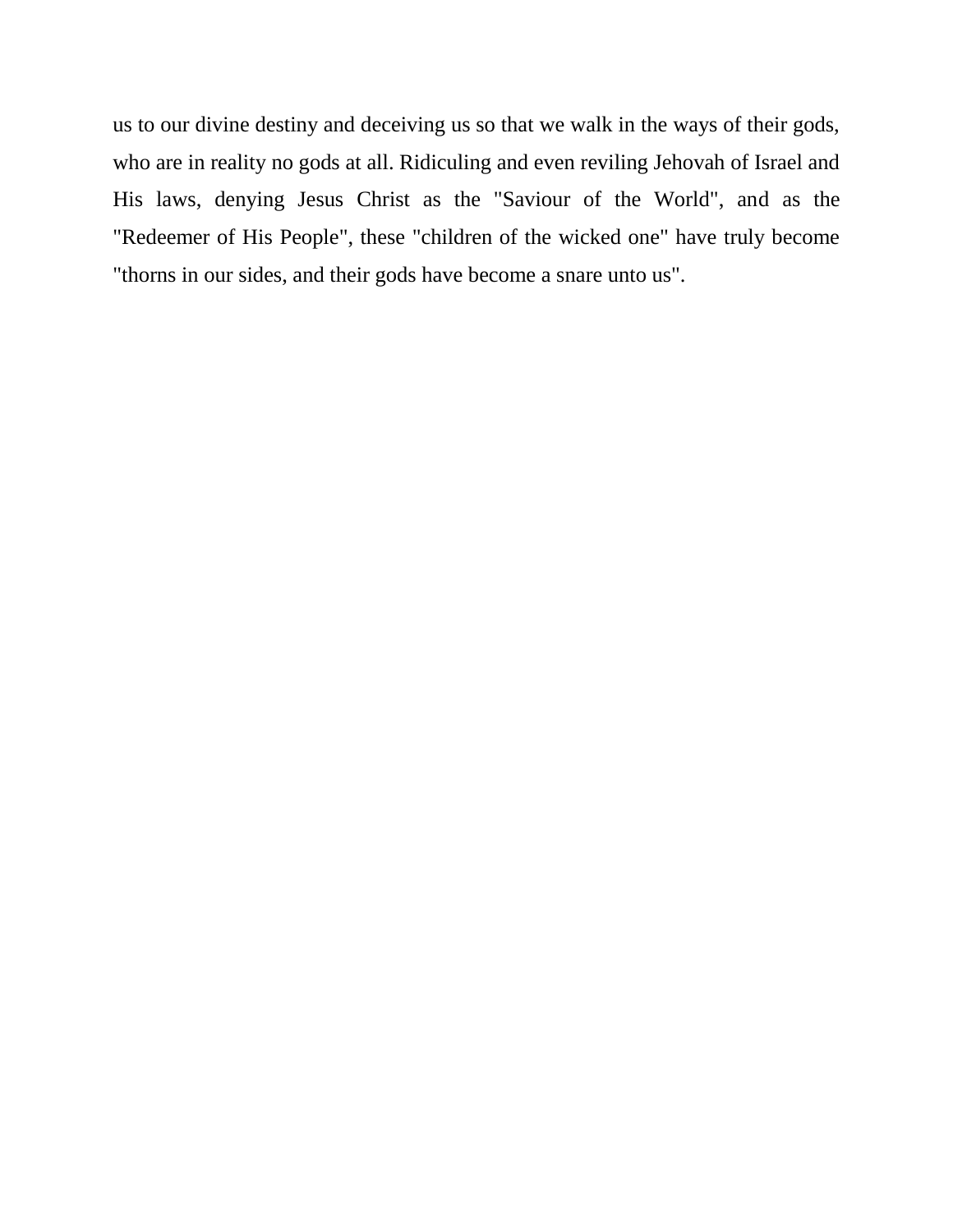us to our divine destiny and deceiving us so that we walk in the ways of their gods, who are in reality no gods at all. Ridiculing and even reviling Jehovah of Israel and His laws, denying Jesus Christ as the "Saviour of the World", and as the "Redeemer of His People", these "children of the wicked one" have truly become "thorns in our sides, and their gods have become a snare unto us".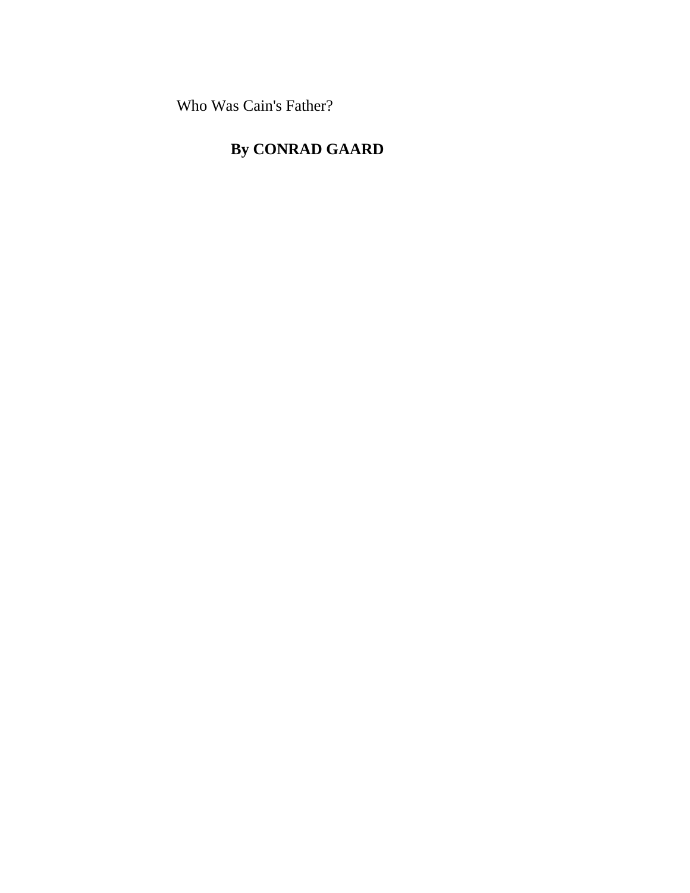# Who Was Cain's Father?

**By CONRAD GAARD**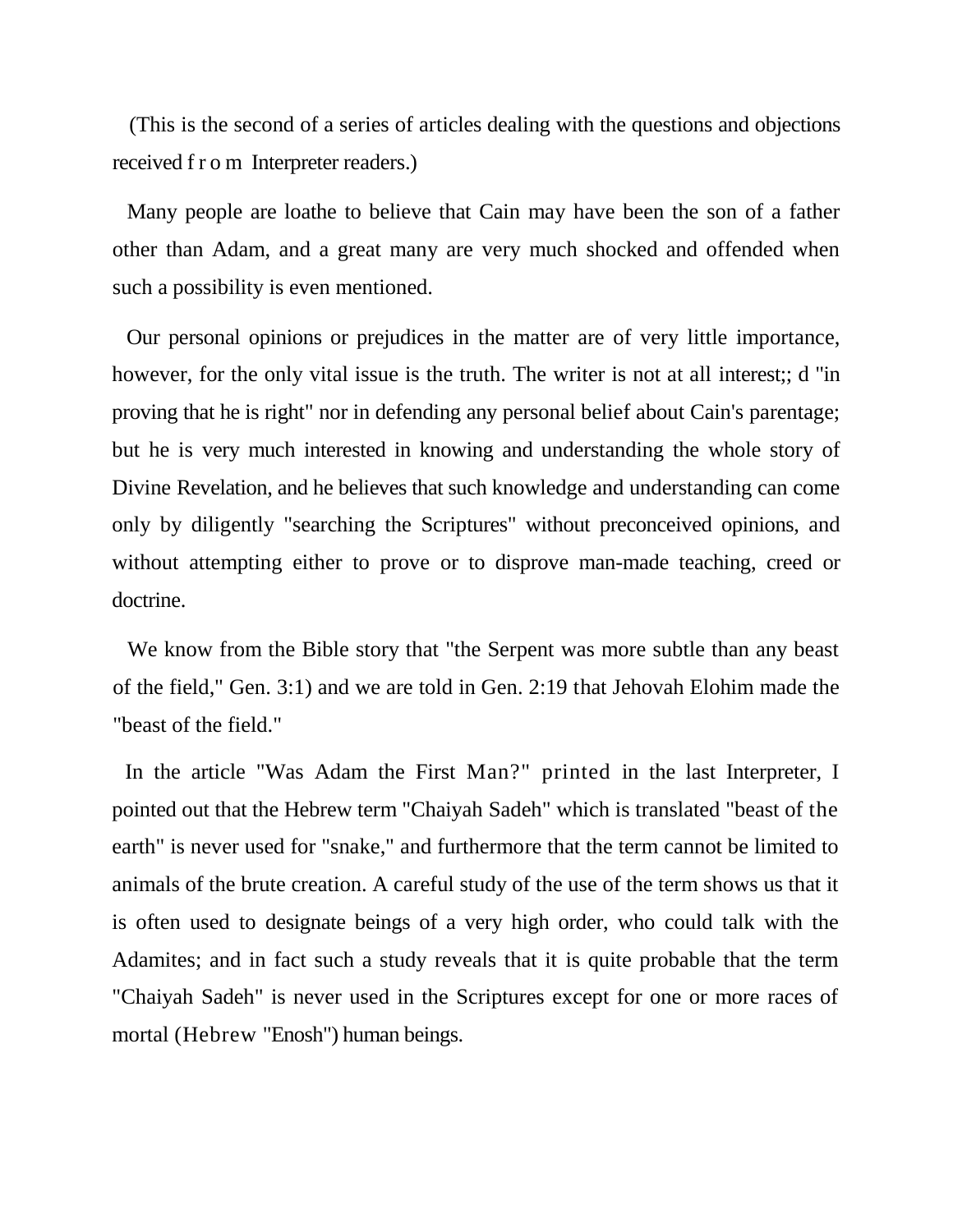(This is the second of a series of articles dealing with the questions and objections received from Interpreter readers.)

Many people are loathe to believe that Cain may have been the son of a father other than Adam, and a great many are very much shocked and offended when such a possibility is even mentioned.

Our personal opinions or prejudices in the matter are of very little importance, however, for the only vital issue is the truth. The writer is not at all interest;; d "in proving that he is right" nor in defending any personal belief about Cain's parentage; but he is very much interested in knowing and understanding the whole story of Divine Revelation, and he believes that such knowledge and understanding can come only by diligently "searching the Scriptures" without preconceived opinions, and without attempting either to prove or to disprove man-made teaching, creed or doctrine.

We know from the Bible story that "the Serpent was more subtle than any beast of the field," Gen. 3:1) and we are told in Gen. 2:19 that Jehovah Elohim made the "beast of the field."

In the article "Was Adam the First Man?" printed in the last Interpreter, I pointed out that the Hebrew term "Chaiyah Sadeh" which is translated "beast of the earth" is never used for "snake," and furthermore that the term cannot be limited to animals of the brute creation. A careful study of the use of the term shows us that it is often used to designate beings of a very high order, who could talk with the Adamites; and in fact such a study reveals that it is quite probable that the term "Chaiyah Sadeh" is never used in the Scriptures except for one or more races of mortal (Hebrew "Enosh") human beings.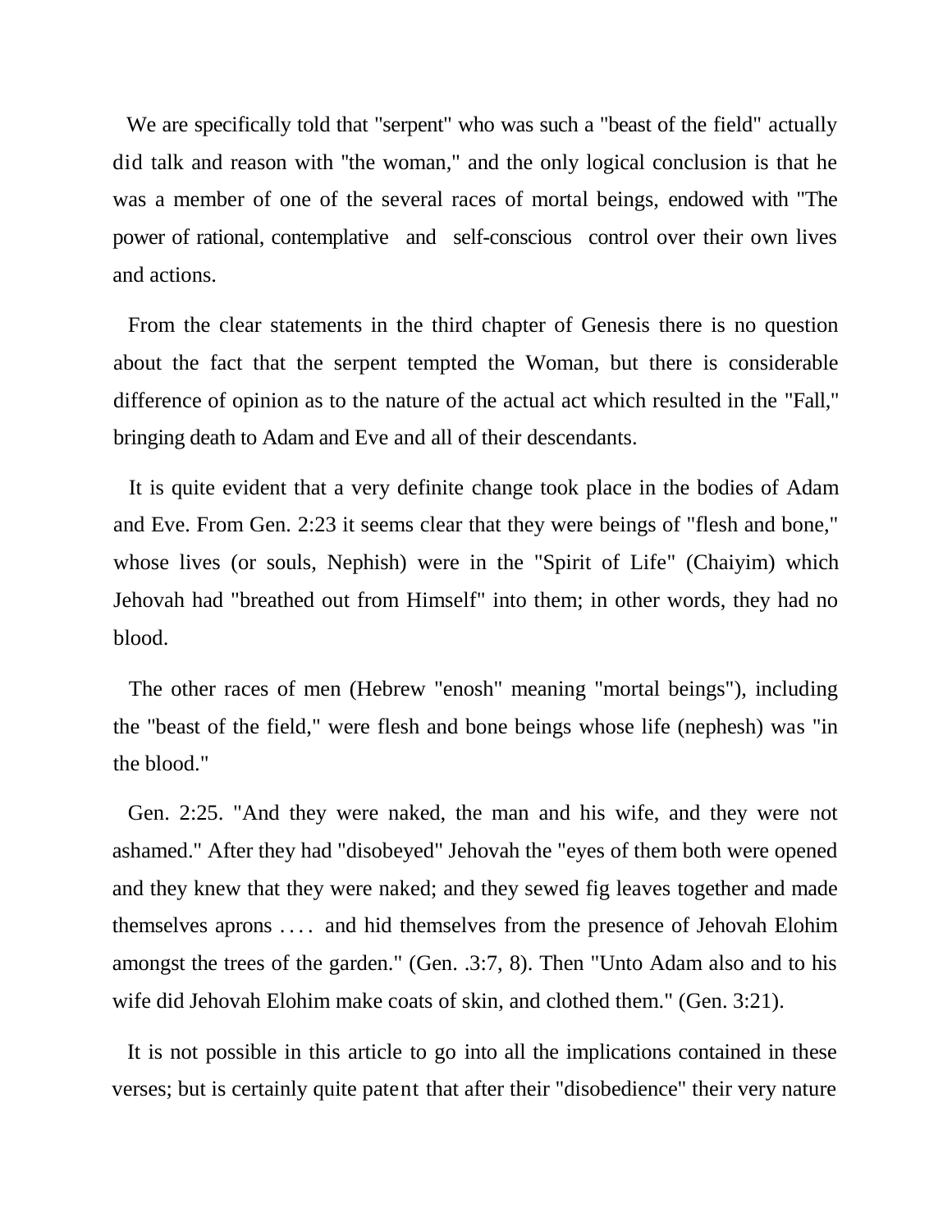We are specifically told that "serpent" who was such a "beast of the field" actually did talk and reason with "the woman," and the only logical conclusion is that he was a member of one of the several races of mortal beings, endowed with "The power of rational, contemplative and self-conscious control over their own lives and actions.

From the clear statements in the third chapter of Genesis there is no question about the fact that the serpent tempted the Woman, but there is considerable difference of opinion as to the nature of the actual act which resulted in the "Fall," bringing death to Adam and Eve and all of their descendants.

It is quite evident that a very definite change took place in the bodies of Adam and Eve. From Gen. 2:23 it seems clear that they were beings of "flesh and bone," whose lives (or souls, Nephish) were in the "Spirit of Life" (Chaiyim) which Jehovah had "breathed out from Himself" into them; in other words, they had no blood.

The other races of men (Hebrew "enosh" meaning "mortal beings"), including the "beast of the field," were flesh and bone beings whose life (nephesh) was "in the blood."

Gen. 2:25. "And they were naked, the man and his wife, and they were not ashamed." After they had "disobeyed" Jehovah the "eyes of them both were opened and they knew that they were naked; and they sewed fig leaves together and made themselves aprons .... and hid themselves from the presence of Jehovah Elohim amongst the trees of the garden." (Gen. .3:7, 8). Then "Unto Adam also and to his wife did Jehovah Elohim make coats of skin, and clothed them." (Gen. 3:21).

It is not possible in this article to go into all the implications contained in these verses; but is certainly quite patent that after their "disobedience" their very nature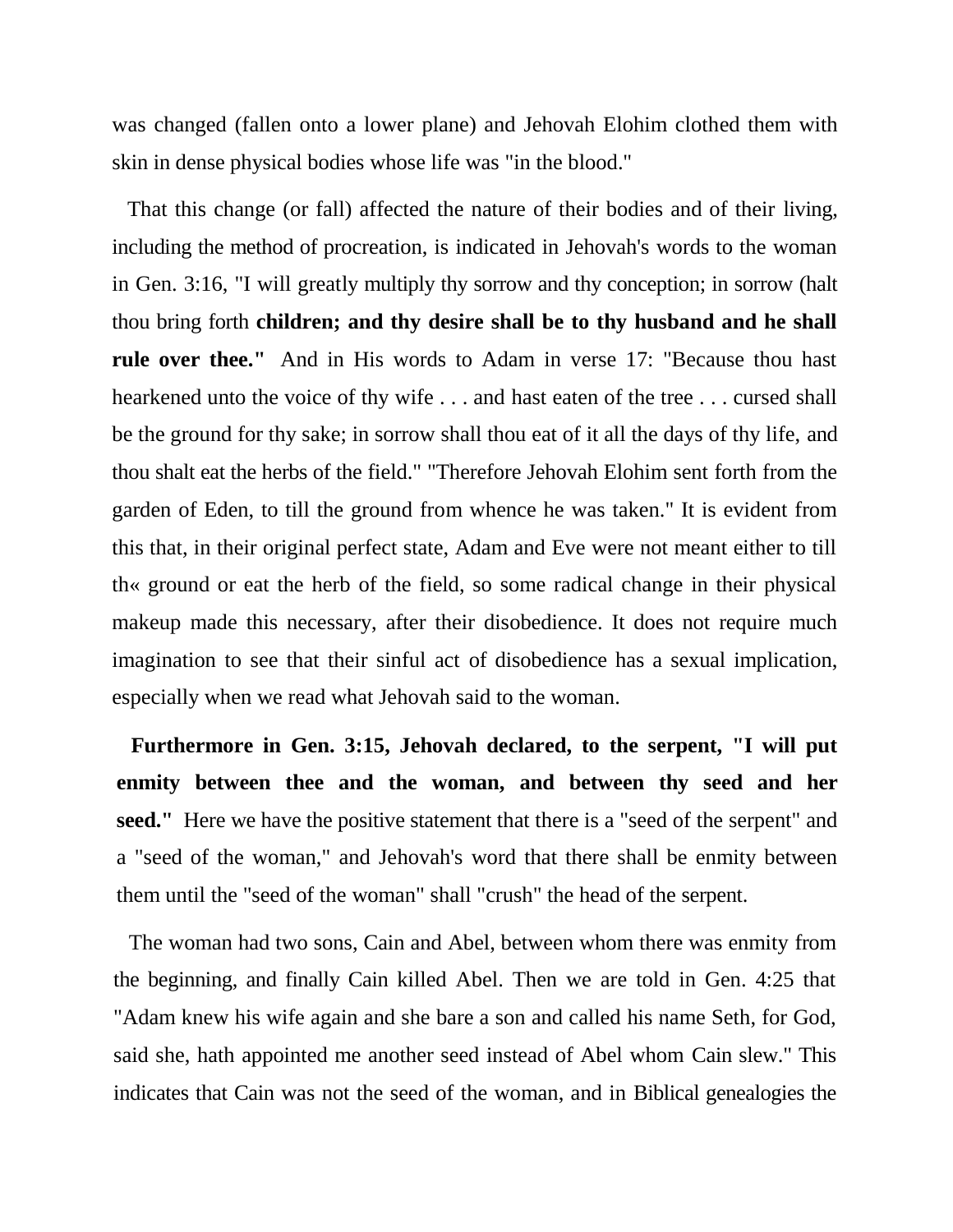was changed (fallen onto a lower plane) and Jehovah Elohim clothed them with skin in dense physical bodies whose life was "in the blood."

That this change (or fall) affected the nature of their bodies and of their living, including the method of procreation, is indicated in Jehovah's words to the woman in Gen. 3:16, "I will greatly multiply thy sorrow and thy conception; in sorrow (halt thou bring forth **children; and thy desire shall be to thy husband and he shall rule over thee."** And in His words to Adam in verse 17: "Because thou hast hearkened unto the voice of thy wife . . . and hast eaten of the tree . . . cursed shall be the ground for thy sake; in sorrow shall thou eat of it all the days of thy life, and thou shalt eat the herbs of the field." "Therefore Jehovah Elohim sent forth from the garden of Eden, to till the ground from whence he was taken." It is evident from this that, in their original perfect state, Adam and Eve were not meant either to till th« ground or eat the herb of the field, so some radical change in their physical makeup made this necessary, after their disobedience. It does not require much imagination to see that their sinful act of disobedience has a sexual implication, especially when we read what Jehovah said to the woman.

**Furthermore in Gen. 3:15, Jehovah declared, to the serpent, "I will put enmity between thee and the woman, and between thy seed and her seed."** Here we have the positive statement that there is a "seed of the serpent" and a "seed of the woman," and Jehovah's word that there shall be enmity between them until the "seed of the woman" shall "crush" the head of the serpent.

The woman had two sons, Cain and Abel, between whom there was enmity from the beginning, and finally Cain killed Abel. Then we are told in Gen. 4:25 that "Adam knew his wife again and she bare a son and called his name Seth, for God, said she, hath appointed me another seed instead of Abel whom Cain slew." This indicates that Cain was not the seed of the woman, and in Biblical genealogies the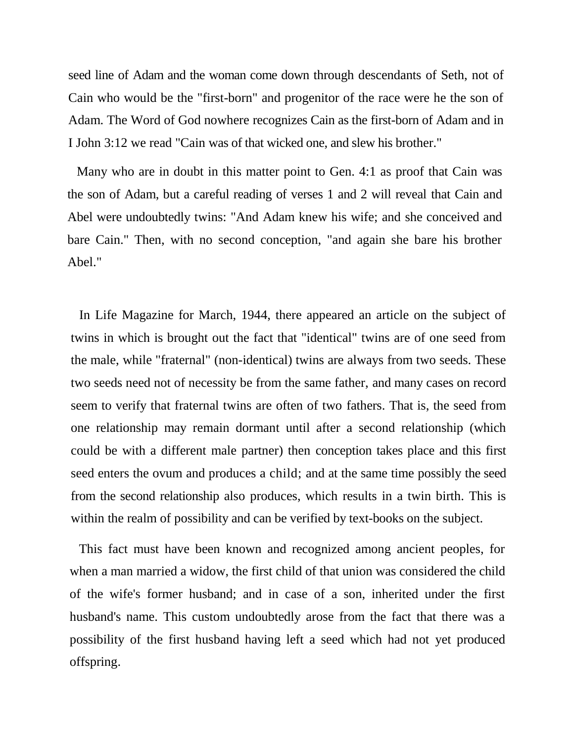seed line of Adam and the woman come down through descendants of Seth, not of Cain who would be the "first-born" and progenitor of the race were he the son of Adam. The Word of God nowhere recognizes Cain as the first-born of Adam and in I John 3:12 we read "Cain was of that wicked one, and slew his brother."

Many who are in doubt in this matter point to Gen. 4:1 as proof that Cain was the son of Adam, but a careful reading of verses 1 and 2 will reveal that Cain and Abel were undoubtedly twins: "And Adam knew his wife; and she conceived and bare Cain." Then, with no second conception, "and again she bare his brother Abel."

In Life Magazine for March, 1944, there appeared an article on the subject of twins in which is brought out the fact that "identical" twins are of one seed from the male, while "fraternal" (non-identical) twins are always from two seeds. These two seeds need not of necessity be from the same father, and many cases on record seem to verify that fraternal twins are often of two fathers. That is, the seed from one relationship may remain dormant until after a second relationship (which could be with a different male partner) then conception takes place and this first seed enters the ovum and produces a child; and at the same time possibly the seed from the second relationship also produces, which results in a twin birth. This is within the realm of possibility and can be verified by text-books on the subject.

This fact must have been known and recognized among ancient peoples, for when a man married a widow, the first child of that union was considered the child of the wife's former husband; and in case of a son, inherited under the first husband's name. This custom undoubtedly arose from the fact that there was a possibility of the first husband having left a seed which had not yet produced offspring.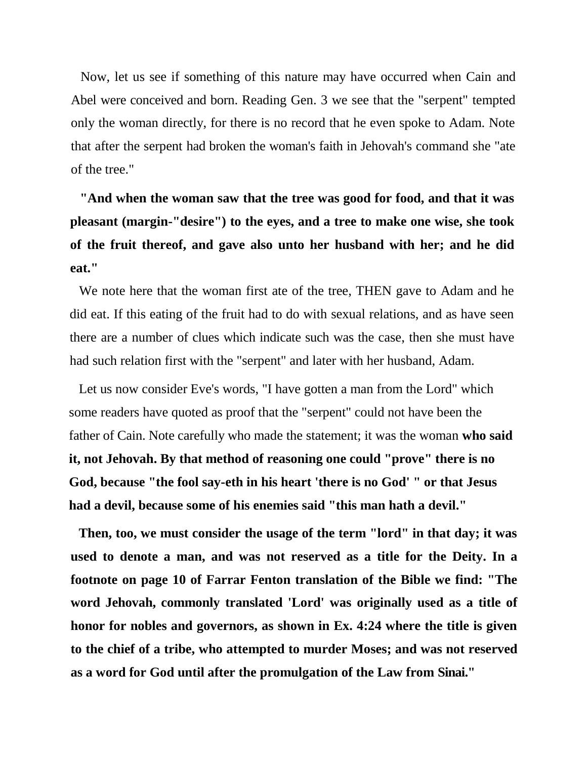Now, let us see if something of this nature may have occurred when Cain and Abel were conceived and born. Reading Gen. 3 we see that the "serpent" tempted only the woman directly, for there is no record that he even spoke to Adam. Note that after the serpent had broken the woman's faith in Jehovah's command she "ate of the tree."

**"And when the woman saw that the tree was good for food, and that it was pleasant (margin-"desire") to the eyes, and a tree to make one wise, she took of the fruit thereof, and gave also unto her husband with her; and he did eat."**

We note here that the woman first ate of the tree, THEN gave to Adam and he did eat. If this eating of the fruit had to do with sexual relations, and as have seen there are a number of clues which indicate such was the case, then she must have had such relation first with the "serpent" and later with her husband, Adam.

Let us now consider Eve's words, "I have gotten a man from the Lord" which some readers have quoted as proof that the "serpent" could not have been the father of Cain. Note carefully who made the statement; it was the woman **who said it, not Jehovah. By that method of reasoning one could "prove" there is no God, because "the fool say-eth in his heart 'there is no God' " or that Jesus had a devil, because some of his enemies said "this man hath a devil."**

**Then, too, we must consider the usage of the term "lord" in that day; it was used to denote a man, and was not reserved as a title for the Deity. In a footnote on page 10 of Farrar Fenton translation of the Bible we find: "The word Jehovah, commonly translated 'Lord' was originally used as a title of honor for nobles and governors, as shown in Ex. 4:24 where the title is given to the chief of a tribe, who attempted to murder Moses; and was not reserved as a word for God until after the promulgation of the Law from Sinai."**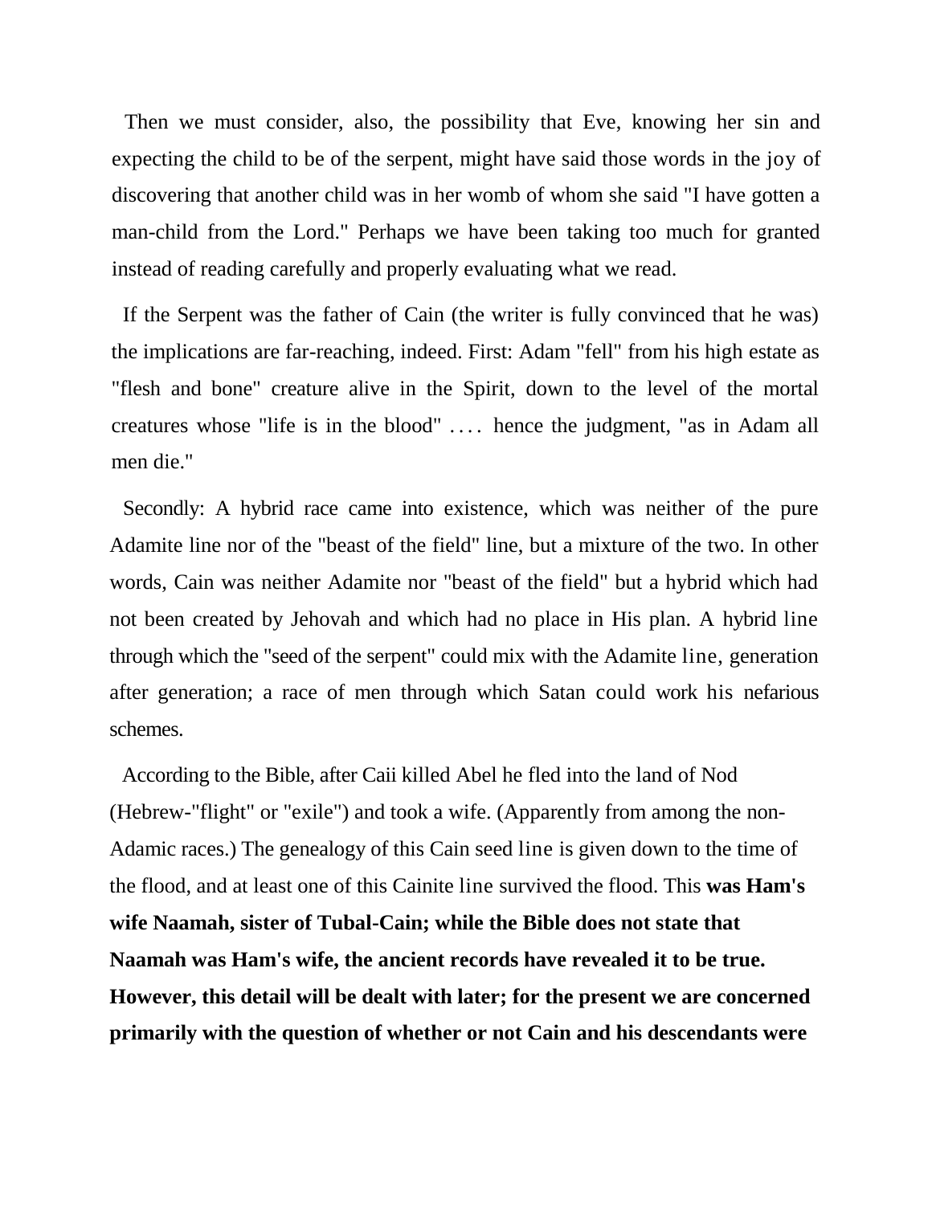Then we must consider, also, the possibility that Eve, knowing her sin and expecting the child to be of the serpent, might have said those words in the joy of discovering that another child was in her womb of whom she said "I have gotten a man-child from the Lord." Perhaps we have been taking too much for granted instead of reading carefully and properly evaluating what we read.

If the Serpent was the father of Cain (the writer is fully convinced that he was) the implications are far-reaching, indeed. First: Adam "fell" from his high estate as "flesh and bone" creature alive in the Spirit, down to the level of the mortal creatures whose "life is in the blood" .... hence the judgment, "as in Adam all men die."

Secondly: A hybrid race came into existence, which was neither of the pure Adamite line nor of the "beast of the field" line, but a mixture of the two. In other words, Cain was neither Adamite nor "beast of the field" but a hybrid which had not been created by Jehovah and which had no place in His plan. A hybrid line through which the "seed of the serpent" could mix with the Adamite line, generation after generation; a race of men through which Satan could work his nefarious schemes.

According to the Bible, after Caii killed Abel he fled into the land of Nod (Hebrew-"flight" or "exile") and took a wife. (Apparently from among the non-Adamic races.) The genealogy of this Cain seed line is given down to the time of the flood, and at least one of this Cainite line survived the flood. This **was Ham's wife Naamah, sister of Tubal-Cain; while the Bible does not state that Naamah was Ham's wife, the ancient records have revealed it to be true. However, this detail will be dealt with later; for the present we are concerned primarily with the question of whether or not Cain and his descendants were**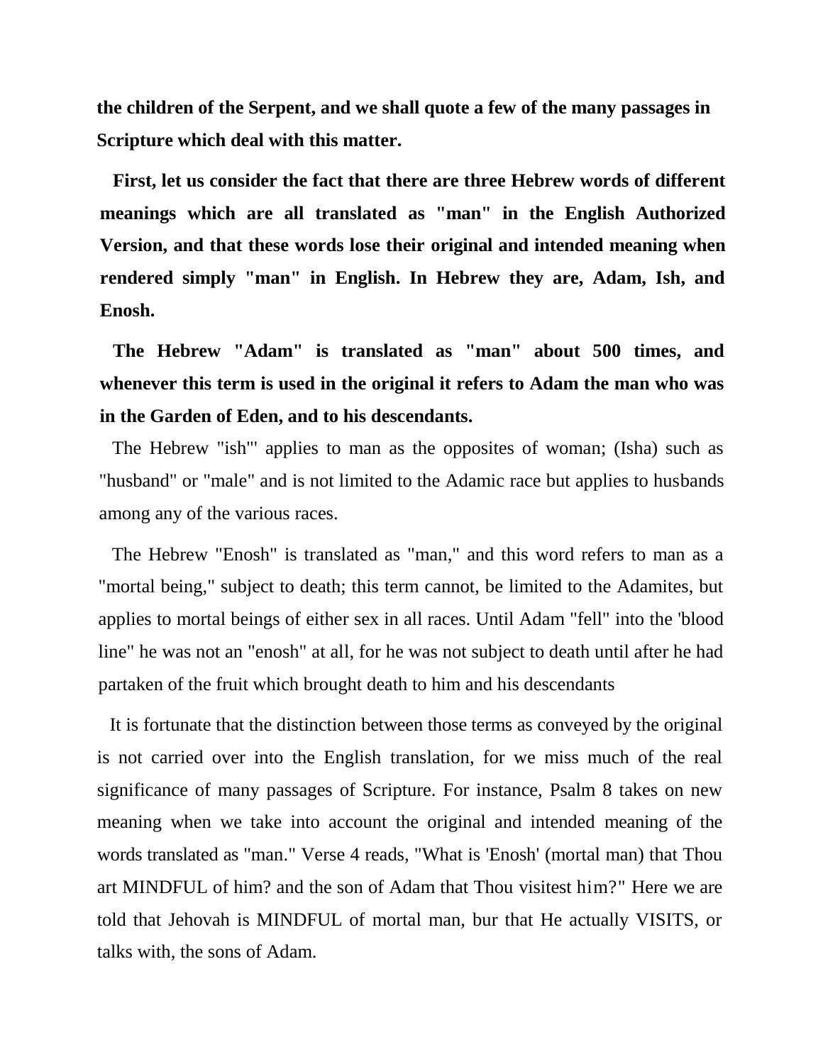**the children of the Serpent, and we shall quote a few of the many passages in Scripture which deal with this matter.**

**First, let us consider the fact that there are three Hebrew words of different meanings which are all translated as "man" in the English Authorized Version, and that these words lose their original and intended meaning when rendered simply "man" in English. In Hebrew they are, Adam, Ish, and Enosh.**

**The Hebrew "Adam" is translated as "man" about 500 times, and whenever this term is used in the original it refers to Adam the man who was in the Garden of Eden, and to his descendants.**

The Hebrew "ish"' applies to man as the opposites of woman; (Isha) such as "husband" or "male" and is not limited to the Adamic race but applies to husbands among any of the various races.

The Hebrew "Enosh" is translated as "man," and this word refers to man as a "mortal being," subject to death; this term cannot, be limited to the Adamites, but applies to mortal beings of either sex in all races. Until Adam "fell" into the 'blood line" he was not an "enosh" at all, for he was not subject to death until after he had partaken of the fruit which brought death to him and his descendants

It is fortunate that the distinction between those terms as conveyed by the original is not carried over into the English translation, for we miss much of the real significance of many passages of Scripture. For instance, Psalm 8 takes on new meaning when we take into account the original and intended meaning of the words translated as "man." Verse 4 reads, "What is 'Enosh' (mortal man) that Thou art MINDFUL of him? and the son of Adam that Thou visitest him?" Here we are told that Jehovah is MINDFUL of mortal man, bur that He actually VISITS, or talks with, the sons of Adam.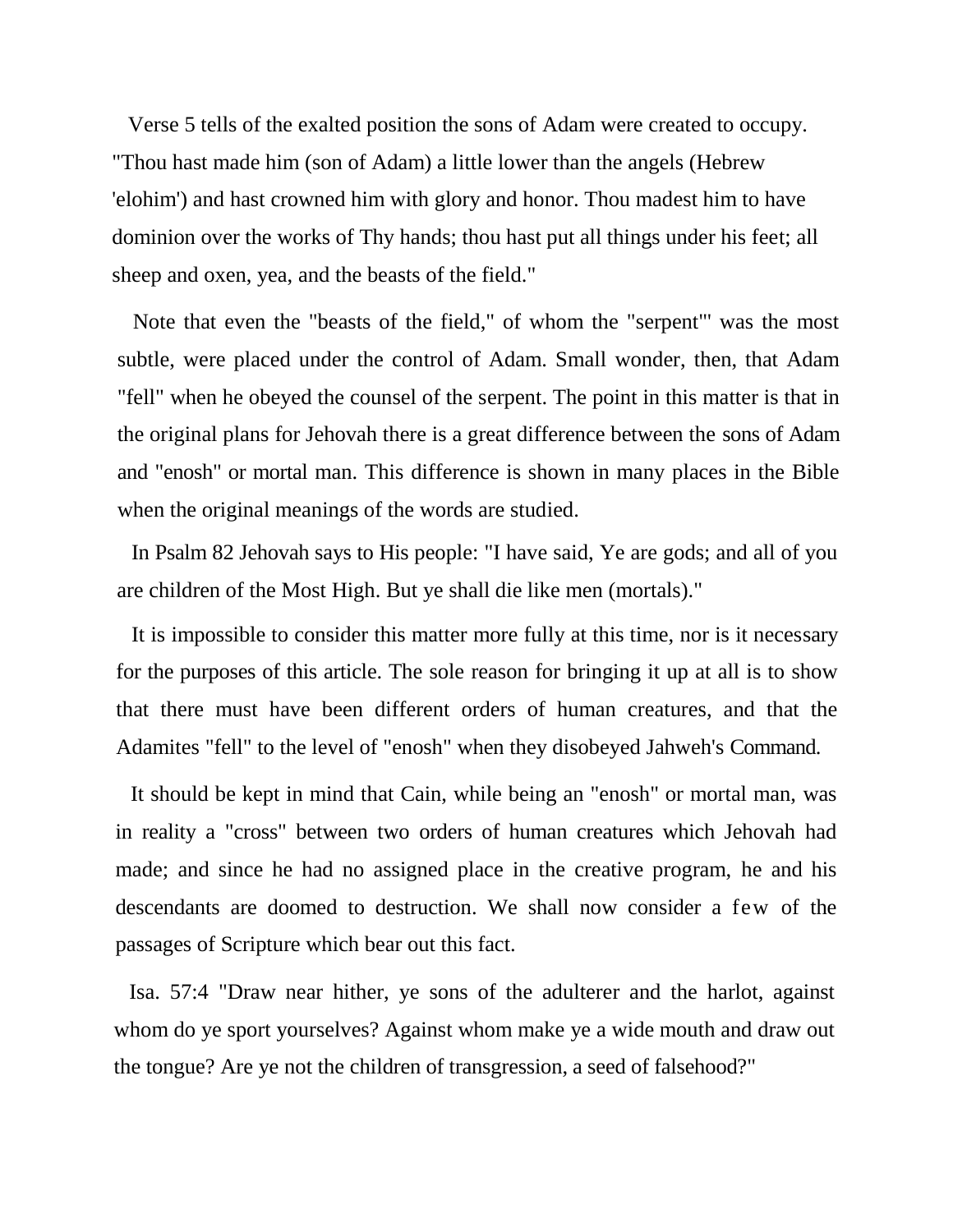Verse 5 tells of the exalted position the sons of Adam were created to occupy. "Thou hast made him (son of Adam) a little lower than the angels (Hebrew 'elohim') and hast crowned him with glory and honor. Thou madest him to have dominion over the works of Thy hands; thou hast put all things under his feet; all sheep and oxen, yea, and the beasts of the field."

Note that even the "beasts of the field," of whom the "serpent"' was the most subtle, were placed under the control of Adam. Small wonder, then, that Adam "fell" when he obeyed the counsel of the serpent. The point in this matter is that in the original plans for Jehovah there is a great difference between the sons of Adam and "enosh" or mortal man. This difference is shown in many places in the Bible when the original meanings of the words are studied.

In Psalm 82 Jehovah says to His people: "I have said, Ye are gods; and all of you are children of the Most High. But ye shall die like men (mortals)."

It is impossible to consider this matter more fully at this time, nor is it necessary for the purposes of this article. The sole reason for bringing it up at all is to show that there must have been different orders of human creatures, and that the Adamites "fell" to the level of "enosh" when they disobeyed Jahweh's Command.

It should be kept in mind that Cain, while being an "enosh" or mortal man, was in reality a "cross" between two orders of human creatures which Jehovah had made; and since he had no assigned place in the creative program, he and his descendants are doomed to destruction. We shall now consider a few of the passages of Scripture which bear out this fact.

Isa. 57:4 "Draw near hither, ye sons of the adulterer and the harlot, against whom do ye sport yourselves? Against whom make ye a wide mouth and draw out the tongue? Are ye not the children of transgression, a seed of falsehood?"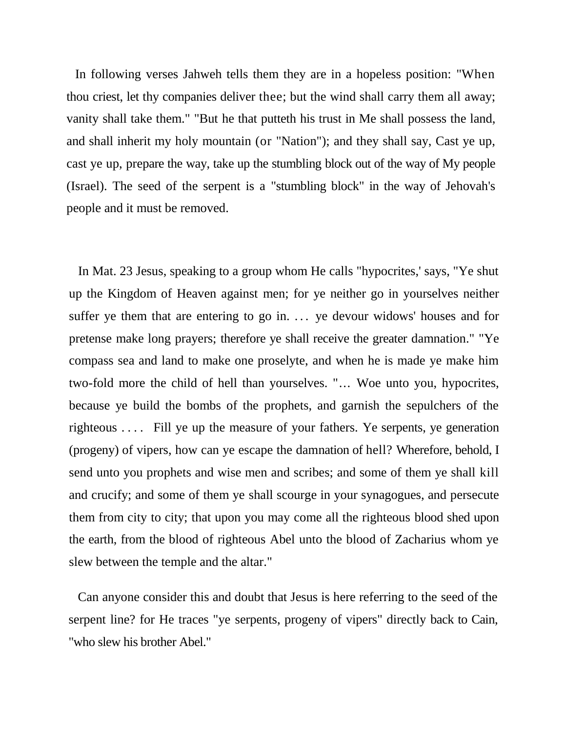In following verses Jahweh tells them they are in a hopeless position: "When thou criest, let thy companies deliver thee; but the wind shall carry them all away; vanity shall take them." "But he that putteth his trust in Me shall possess the land, and shall inherit my holy mountain (or "Nation"); and they shall say, Cast ye up, cast ye up, prepare the way, take up the stumbling block out of the way of My people (Israel). The seed of the serpent is a "stumbling block" in the way of Jehovah's people and it must be removed.

In Mat. 23 Jesus, speaking to a group whom He calls "hypocrites,' says, "Ye shut up the Kingdom of Heaven against men; for ye neither go in yourselves neither suffer ye them that are entering to go in. ... ye devour widows' houses and for pretense make long prayers; therefore ye shall receive the greater damnation." "Ye compass sea and land to make one proselyte, and when he is made ye make him two-fold more the child of hell than yourselves. "… Woe unto you, hypocrites, because ye build the bombs of the prophets, and garnish the sepulchers of the righteous . . . . Fill ye up the measure of your fathers. Ye serpents, ye generation (progeny) of vipers, how can ye escape the damnation of hell? Wherefore, behold, I send unto you prophets and wise men and scribes; and some of them ye shall kill and crucify; and some of them ye shall scourge in your synagogues, and persecute them from city to city; that upon you may come all the righteous blood shed upon the earth, from the blood of righteous Abel unto the blood of Zacharius whom ye slew between the temple and the altar."

Can anyone consider this and doubt that Jesus is here referring to the seed of the serpent line? for He traces "ye serpents, progeny of vipers" directly back to Cain, "who slew his brother Abel."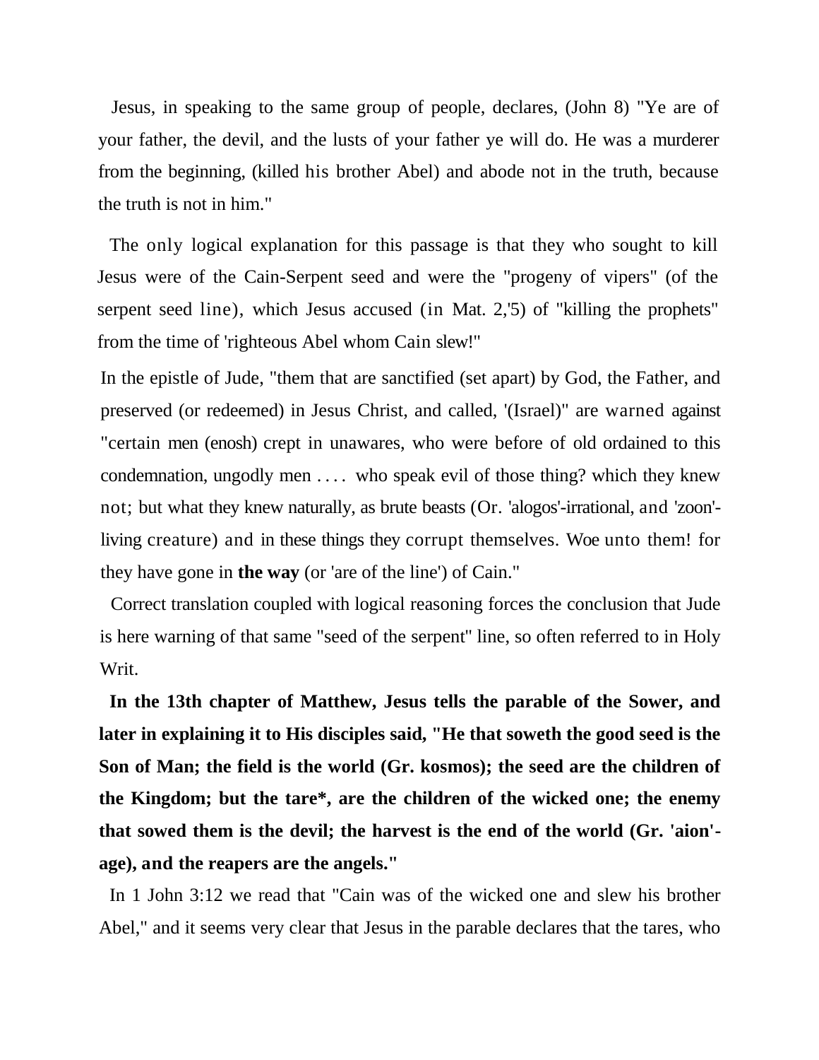Jesus, in speaking to the same group of people, declares, (John 8) "Ye are of your father, the devil, and the lusts of your father ye will do. He was a murderer from the beginning, (killed his brother Abel) and abode not in the truth, because the truth is not in him."

The only logical explanation for this passage is that they who sought to kill Jesus were of the Cain-Serpent seed and were the "progeny of vipers" (of the serpent seed line), which Jesus accused (in Mat. 2,'5) of "killing the prophets" from the time of 'righteous Abel whom Cain slew!"

In the epistle of Jude, "them that are sanctified (set apart) by God, the Father, and preserved (or redeemed) in Jesus Christ, and called, '(Israel)" are warned against "certain men (enosh) crept in unawares, who were before of old ordained to this condemnation, ungodly men .... who speak evil of those thing? which they knew not; but what they knew naturally, as brute beasts (Or. 'alogos'-irrational, and 'zoon'-living creature) and in these things they corrupt themselves. Woe unto them! for they have gone in **the way** (or 'are of the line') of Cain."

Correct translation coupled with logical reasoning forces the conclusion that Jude is here warning of that same "seed of the serpent" line, so often referred to in Holy Writ.

**In the 13th chapter of Matthew, Jesus tells the parable of the Sower, and later in explaining it to His disciples said, "He that soweth the good seed is the Son of Man; the field is the world (Gr. kosmos); the seed are the children of the Kingdom; but the tare*, are the children of the wicked one; the enemy that sowed them is the devil; the harvest is the end of the world (Gr. 'aion'-age), and the reapers are the angels."**

In 1 John 3:12 we read that "Cain was of the wicked one and slew his brother Abel," and it seems very clear that Jesus in the parable declares that the tares, who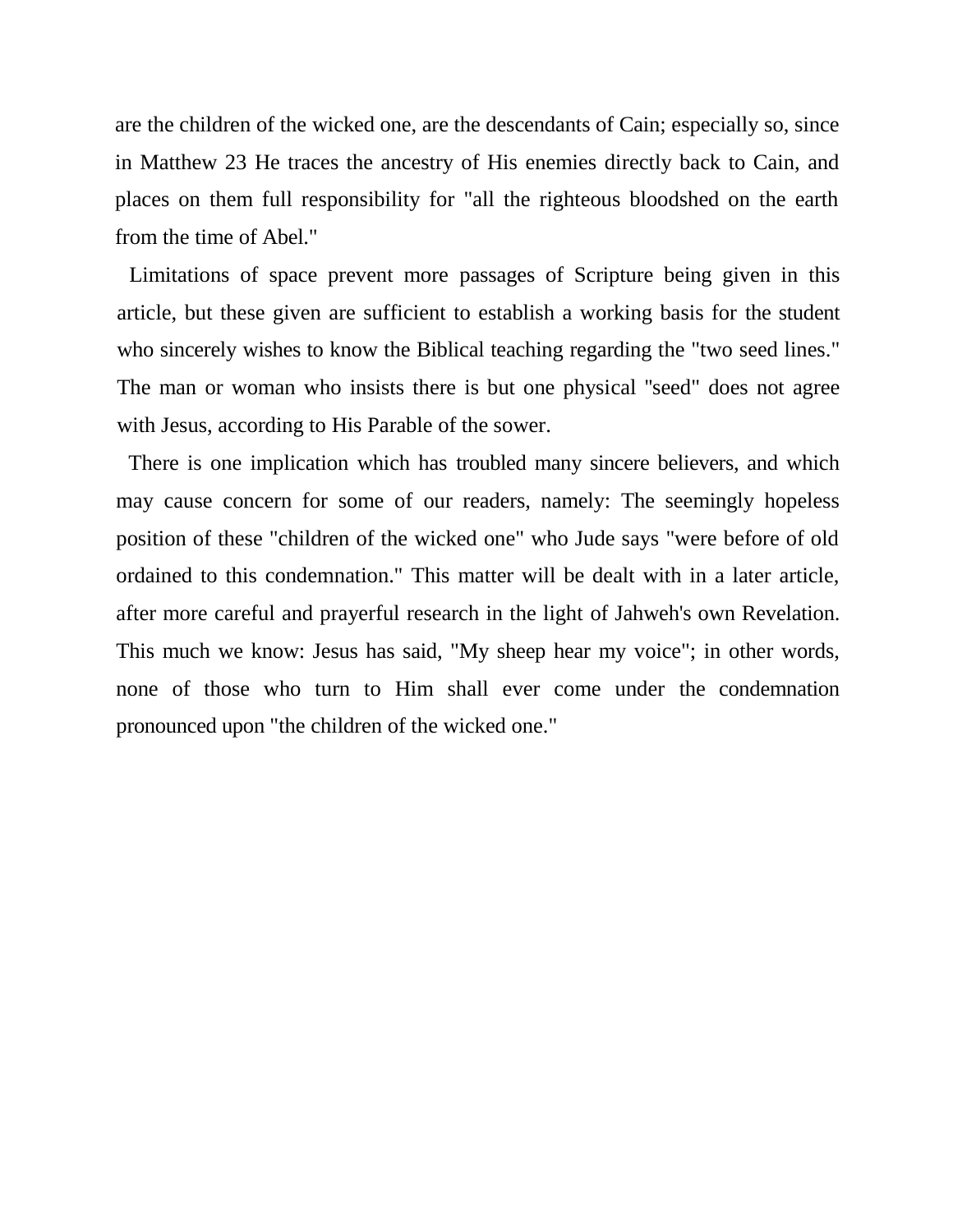are the children of the wicked one, are the descendants of Cain; especially so, since in Matthew 23 He traces the ancestry of His enemies directly back to Cain, and places on them full responsibility for "all the righteous bloodshed on the earth from the time of Abel."

Limitations of space prevent more passages of Scripture being given in this article, but these given are sufficient to establish a working basis for the student who sincerely wishes to know the Biblical teaching regarding the "two seed lines." The man or woman who insists there is but one physical "seed" does not agree with Jesus, according to His Parable of the sower.

There is one implication which has troubled many sincere believers, and which may cause concern for some of our readers, namely: The seemingly hopeless position of these "children of the wicked one" who Jude says "were before of old ordained to this condemnation." This matter will be dealt with in a later article, after more careful and prayerful research in the light of Jahweh's own Revelation. This much we know: Jesus has said, "My sheep hear my voice"; in other words, none of those who turn to Him shall ever come under the condemnation pronounced upon "the children of the wicked one."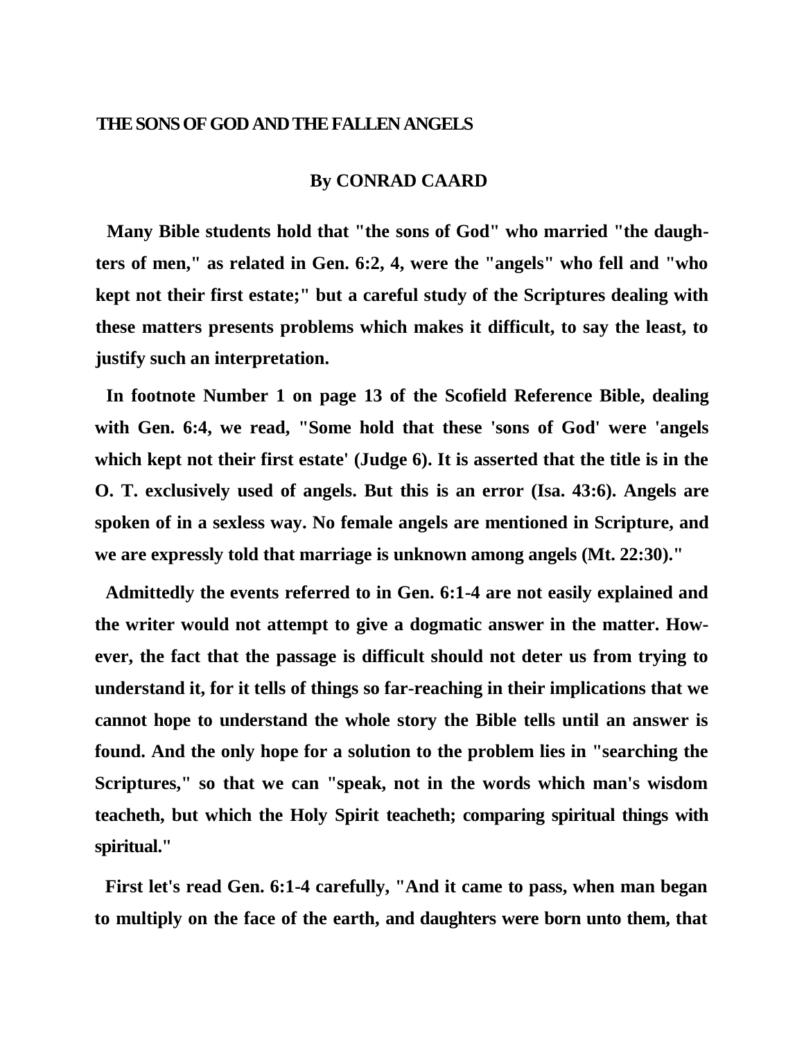## THE SONS OF GOD AND THE FALLEN ANGELS

**By CONRAD CAARD**

**Many Bible students hold that "the sons of God" who married "the daughters of men," as related in Gen. 6:2, 4, were the "angels" who fell and "who kept not their first estate;" but a careful study of the Scriptures dealing with these matters presents problems which makes it difficult, to say the least, to justify such an interpretation.**

**In footnote Number 1 on page 13 of the Scofield Reference Bible, dealing with Gen. 6:4, we read, "Some hold that these 'sons of God' were 'angels which kept not their first estate' (Judge 6). It is asserted that the title is in the O. T. exclusively used of angels. But this is an error (Isa. 43:6). Angels are spoken of in a sexless way. No female angels are mentioned in Scripture, and we are expressly told that marriage is unknown among angels (Mt. 22:30)."**

**Admittedly the events referred to in Gen. 6:1-4 are not easily explained and the writer would not attempt to give a dogmatic answer in the matter. However, the fact that the passage is difficult should not deter us from trying to understand it, for it tells of things so far-reaching in their implications that we cannot hope to understand the whole story the Bible tells until an answer is found. And the only hope for a solution to the problem lies in "searching the Scriptures," so that we can "speak, not in the words which man's wisdom teacheth, but which the Holy Spirit teacheth; comparing spiritual things with spiritual."**

**First let's read Gen. 6:1-4 carefully, "And it came to pass, when man began to multiply on the face of the earth, and daughters were born unto them, that**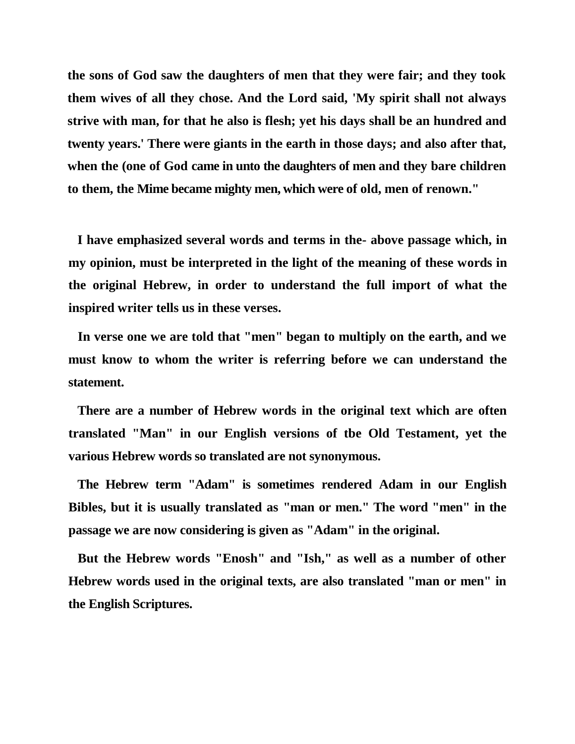**the sons of God saw the daughters of men that they were fair; and they took them wives of all they chose. And the Lord said, 'My spirit shall not always strive with man, for that he also is flesh; yet his days shall be an hundred and twenty years.' There were giants in the earth in those days; and also after that, when the (one of God came in unto the daughters of men and they bare children to them, the Mime became mighty men, which were of old, men of renown."**

**I have emphasized several words and terms in the- above passage which, in my opinion, must be interpreted in the light of the meaning of these words in the original Hebrew, in order to understand the full import of what the inspired writer tells us in these verses.**

**In verse one we are told that "men" began to multiply on the earth, and we must know to whom the writer is referring before we can understand the statement.**

**There are a number of Hebrew words in the original text which are often translated "Man" in our English versions of tbe Old Testament, yet the various Hebrew words so translated are not synonymous.**

**The Hebrew term "Adam" is sometimes rendered Adam in our English Bibles, but it is usually translated as "man or men." The word "men" in the passage we are now considering is given as "Adam" in the original.**

**But the Hebrew words "Enosh" and "Ish," as well as a number of other Hebrew words used in the original texts, are also translated "man or men" in the English Scriptures.**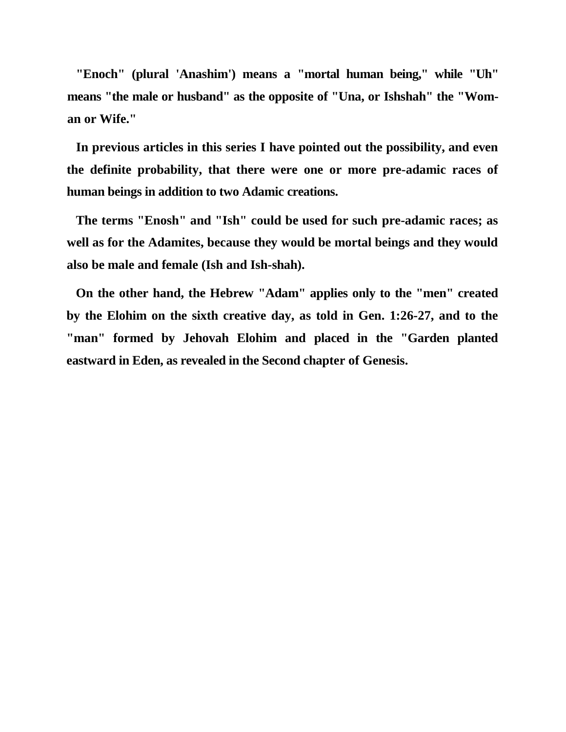**"Enoch" (plural 'Anashim') means a "mortal human being," while "Uh" means "the male or husband" as the opposite of "Una, or Ishshah" the "Woman or Wife."**

**In previous articles in this series I have pointed out the possibility, and even the definite probability, that there were one or more pre-adamic races of human beings in addition to two Adamic creations.**

**The terms "Enosh" and "Ish" could be used for such pre-adamic races; as well as for the Adamites, because they would be mortal beings and they would also be male and female (Ish and Ish-shah).**

**On the other hand, the Hebrew "Adam" applies only to the "men" created by the Elohim on the sixth creative day, as told in Gen. 1:26-27, and to the "man" formed by Jehovah Elohim and placed in the "Garden planted eastward in Eden, as revealed in the Second chapter of Genesis.**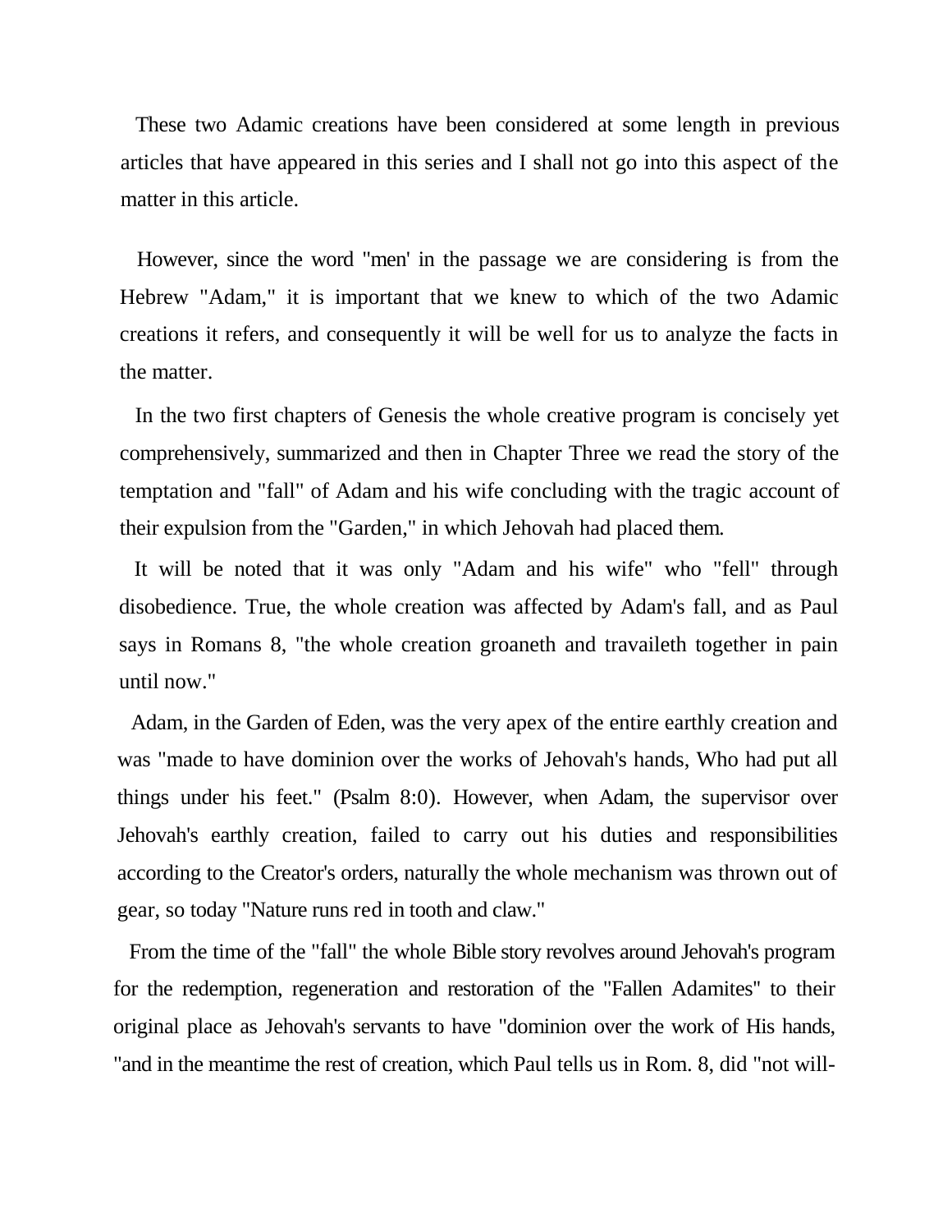These two Adamic creations have been considered at some length in previous articles that have appeared in this series and I shall not go into this aspect of the matter in this article.

However, since the word "men' in the passage we are considering is from the Hebrew "Adam," it is important that we knew to which of the two Adamic creations it refers, and consequently it will be well for us to analyze the facts in the matter.

In the two first chapters of Genesis the whole creative program is concisely yet comprehensively, summarized and then in Chapter Three we read the story of the temptation and "fall" of Adam and his wife concluding with the tragic account of their expulsion from the "Garden," in which Jehovah had placed them.

It will be noted that it was only "Adam and his wife" who "fell" through disobedience. True, the whole creation was affected by Adam's fall, and as Paul says in Romans 8, "the whole creation groaneth and travaileth together in pain until now."

Adam, in the Garden of Eden, was the very apex of the entire earthly creation and was "made to have dominion over the works of Jehovah's hands, Who had put all things under his feet." (Psalm 8:0). However, when Adam, the supervisor over Jehovah's earthly creation, failed to carry out his duties and responsibilities according to the Creator's orders, naturally the whole mechanism was thrown out of gear, so today "Nature runs red in tooth and claw."

From the time of the "fall" the whole Bible story revolves around Jehovah's program for the redemption, regeneration and restoration of the "Fallen Adamites" to their original place as Jehovah's servants to have "dominion over the work of His hands, "and in the meantime the rest of creation, which Paul tells us in Rom. 8, did "not will-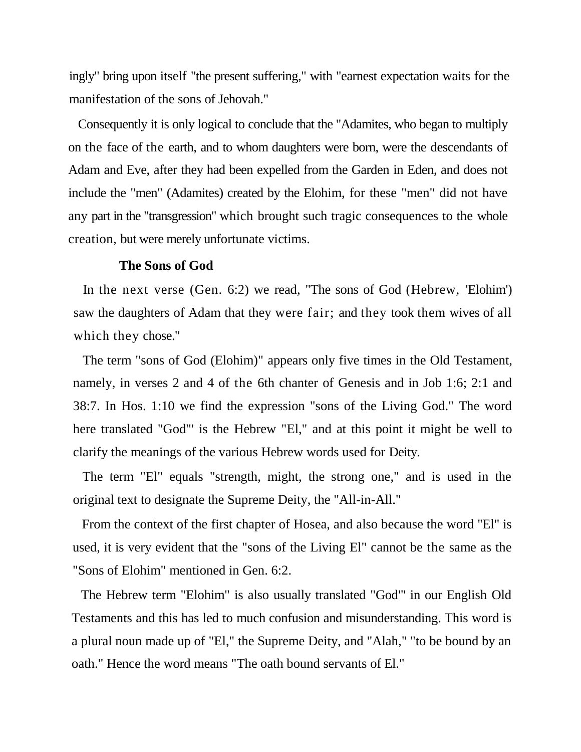ingly" bring upon itself "the present suffering," with "earnest expectation waits for the manifestation of the sons of Jehovah."

Consequently it is only logical to conclude that the "Adamites, who began to multiply on the face of the earth, and to whom daughters were born, were the descendants of Adam and Eve, after they had been expelled from the Garden in Eden, and does not include the "men" (Adamites) created by the Elohim, for these "men" did not have any part in the "transgression" which brought such tragic consequences to the whole creation, but were merely unfortunate victims.

### The Sons of God

In the next verse (Gen. 6:2) we read, "The sons of God (Hebrew, 'Elohim') saw the daughters of Adam that they were fair; and they took them wives of all which they chose."

The term "sons of God (Elohim)" appears only five times in the Old Testament, namely, in verses 2 and 4 of the 6th chanter of Genesis and in Job 1:6; 2:1 and 38:7. In Hos. 1:10 we find the expression "sons of the Living God." The word here translated "God"' is the Hebrew "El," and at this point it might be well to clarify the meanings of the various Hebrew words used for Deity.

The term "El" equals "strength, might, the strong one," and is used in the original text to designate the Supreme Deity, the "All-in-All."

From the context of the first chapter of Hosea, and also because the word "El" is used, it is very evident that the "sons of the Living El" cannot be the same as the "Sons of Elohim" mentioned in Gen. 6:2.

The Hebrew term "Elohim" is also usually translated "God"' in our English Old Testaments and this has led to much confusion and misunderstanding. This word is a plural noun made up of "El," the Supreme Deity, and "Alah," "to be bound by an oath." Hence the word means "The oath bound servants of El."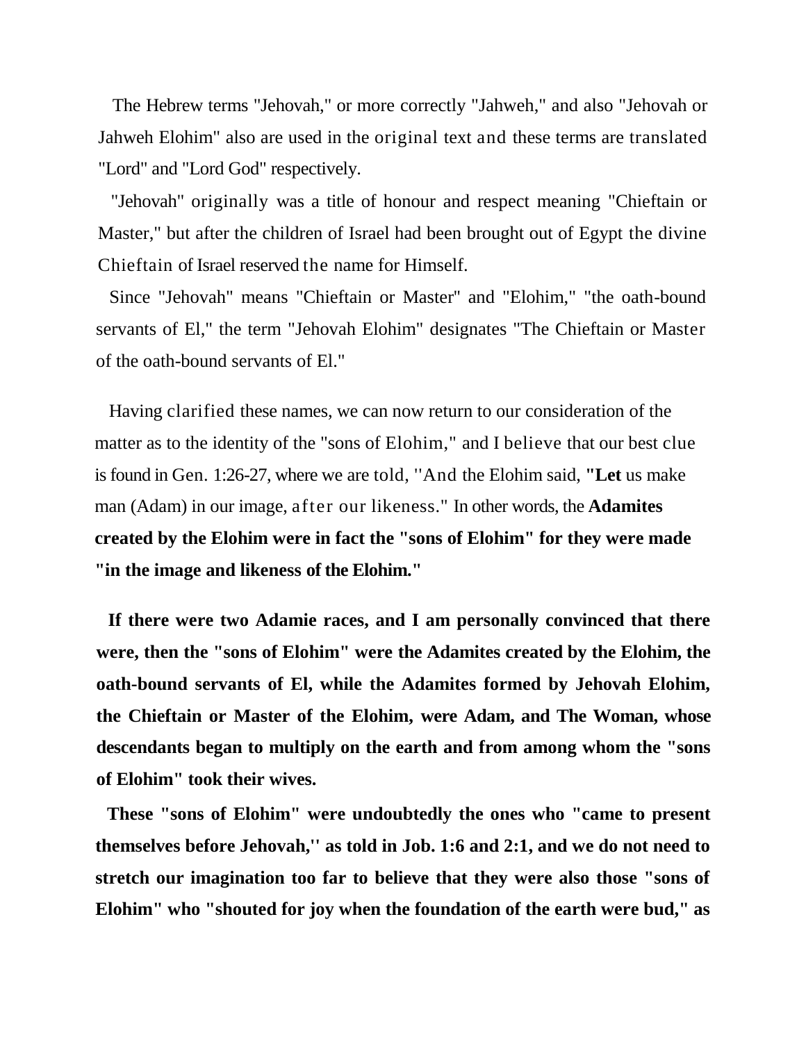The Hebrew terms "Jehovah," or more correctly "Jahweh," and also "Jehovah or Jahweh Elohim" also are used in the original text and these terms are translated "Lord" and "Lord God" respectively.

"Jehovah" originally was a title of honour and respect meaning "Chieftain or Master," but after the children of Israel had been brought out of Egypt the divine Chieftain of Israel reserved the name for Himself.

Since "Jehovah" means "Chieftain or Master" and "Elohim," "the oath-bound servants of El," the term "Jehovah Elohim" designates "The Chieftain or Master of the oath-bound servants of El."

Having clarified these names, we can now return to our consideration of the matter as to the identity of the "sons of Elohim," and I believe that our best clue is found in Gen. 1:26-27, where we are told, ''And the Elohim said, **"Let** us make man (Adam) in our image, after our likeness." In other words, the **Adamites created by the Elohim were in fact the "sons of Elohim" for they were made "in the image and likeness of the Elohim."**

**If there were two Adamie races, and I am personally convinced that there were, then the "sons of Elohim" were the Adamites created by the Elohim, the oath-bound servants of El, while the Adamites formed by Jehovah Elohim, the Chieftain or Master of the Elohim, were Adam, and The Woman, whose descendants began to multiply on the earth and from among whom the "sons of Elohim" took their wives.**

**These "sons of Elohim" were undoubtedly the ones who "came to present themselves before Jehovah,'' as told in Job. 1:6 and 2:1, and we do not need to stretch our imagination too far to believe that they were also those "sons of Elohim" who "shouted for joy when the foundation of the earth were bud," as**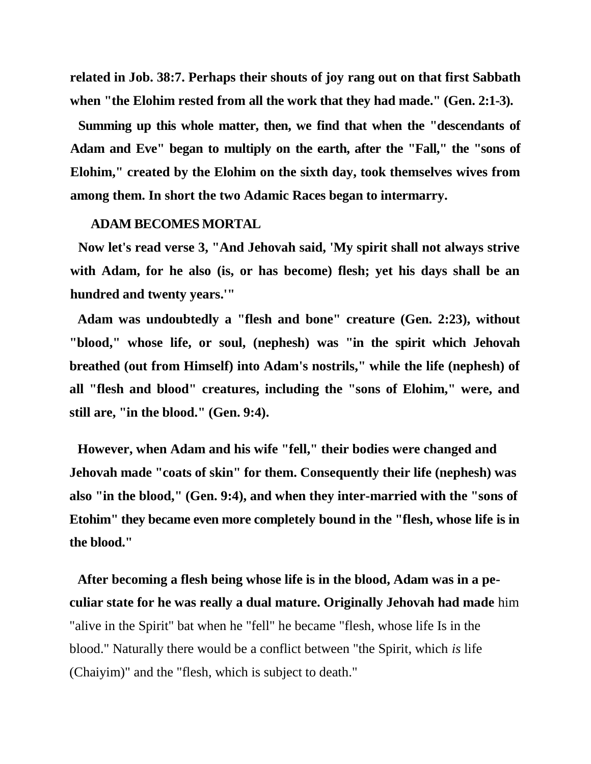**related in Job. 38:7. Perhaps their shouts of joy rang out on that first Sabbath when "the Elohim rested from all the work that they had made." (Gen. 2:1-3).**

**Summing up this whole matter, then, we find that when the "descendants of Adam and Eve" began to multiply on the earth, after the "Fall," the "sons of Elohim," created by the Elohim on the sixth day, took themselves wives from among them. In short the two Adamic Races began to intermarry.**

**ADAM BECOMES MORTAL**

**Now let's read verse 3, "And Jehovah said, 'My spirit shall not always strive with Adam, for he also (is, or has become) flesh; yet his days shall be an hundred and twenty years.'"**

**Adam was undoubtedly a "flesh and bone" creature (Gen. 2:23), without "blood," whose life, or soul, (nephesh) was "in the spirit which Jehovah breathed (out from Himself) into Adam's nostrils," while the life (nephesh) of all "flesh and blood" creatures, including the "sons of Elohim," were, and still are, "in the blood." (Gen. 9:4).**

**However, when Adam and his wife "fell," their bodies were changed and Jehovah made "coats of skin" for them. Consequently their life (nephesh) was also "in the blood," (Gen. 9:4), and when they inter-married with the "sons of Etohim" they became even more completely bound in the "flesh, whose life is in the blood."**

**After becoming a flesh being whose life is in the blood, Adam was in a peculiar state for he was really a dual mature. Originally Jehovah had made** him "alive in the Spirit" bat when he "fell" he became "flesh, whose life Is in the blood." Naturally there would be a conflict between "the Spirit, which *is* life (Chaiyim)" and the "flesh, which is subject to death."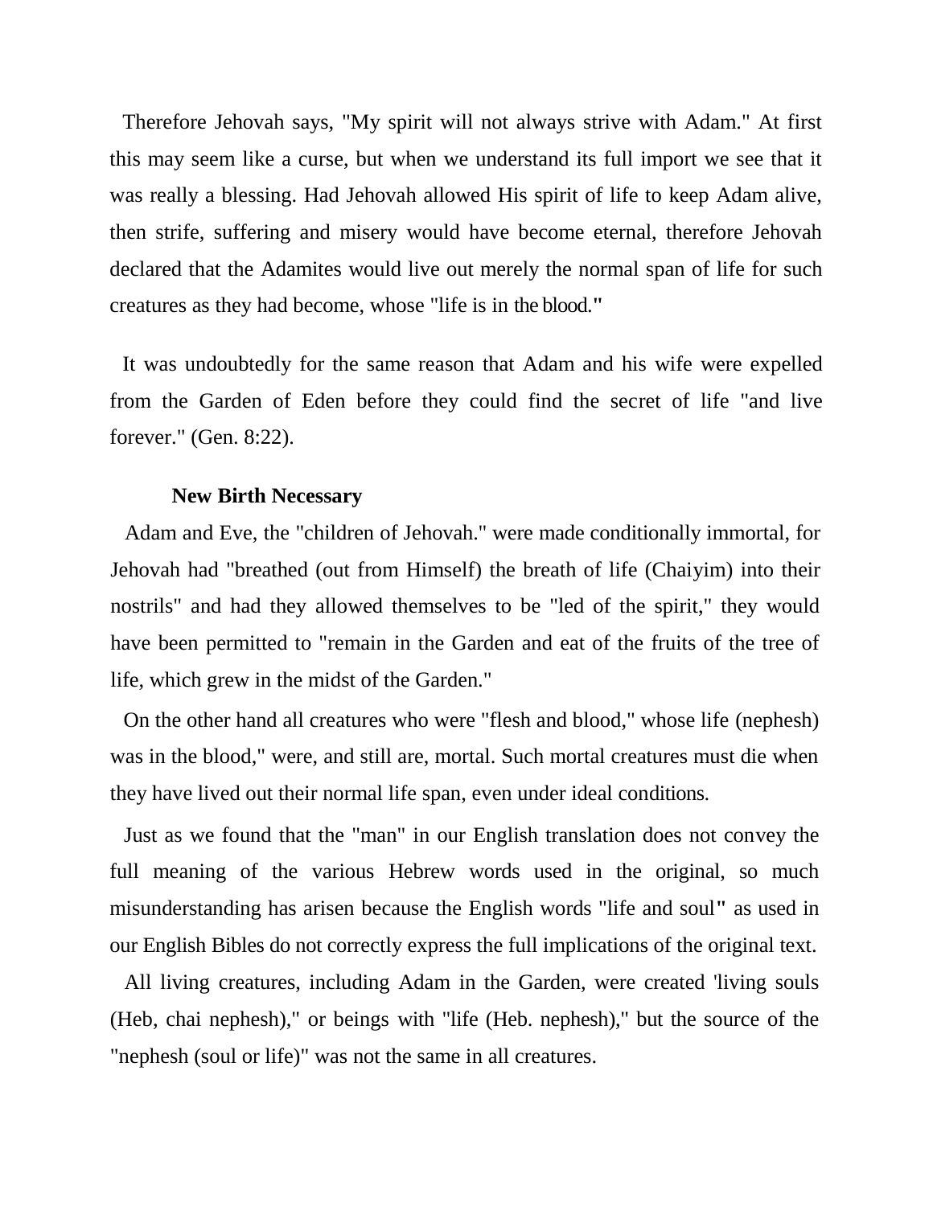Therefore Jehovah says, "My spirit will not always strive with Adam." At first this may seem like a curse, but when we understand its full import we see that it was really a blessing. Had Jehovah allowed His spirit of life to keep Adam alive, then strife, suffering and misery would have become eternal, therefore Jehovah declared that the Adamites would live out merely the normal span of life for such creatures as they had become, whose "life is in the blood."

It was undoubtedly for the same reason that Adam and his wife were expelled from the Garden of Eden before they could find the secret of life "and live forever." (Gen. 8:22).

**New Birth Necessary**

Adam and Eve, the "children of Jehovah." were made conditionally immortal, for Jehovah had "breathed (out from Himself) the breath of life (Chaiyim) into their nostrils" and had they allowed themselves to be "led of the spirit," they would have been permitted to "remain in the Garden and eat of the fruits of the tree of life, which grew in the midst of the Garden."

On the other hand all creatures who were "flesh and blood," whose life (nephesh) was in the blood," were, and still are, mortal. Such mortal creatures must die when they have lived out their normal life span, even under ideal conditions.

Just as we found that the "man" in our English translation does not convey the full meaning of the various Hebrew words used in the original, so much misunderstanding has arisen because the English words "life and soul" as used in our English Bibles do not correctly express the full implications of the original text.

All living creatures, including Adam in the Garden, were created 'living souls (Heb, chai nephesh)," or beings with "life (Heb. nephesh)," but the source of the "nephesh (soul or life)" was not the same in all creatures.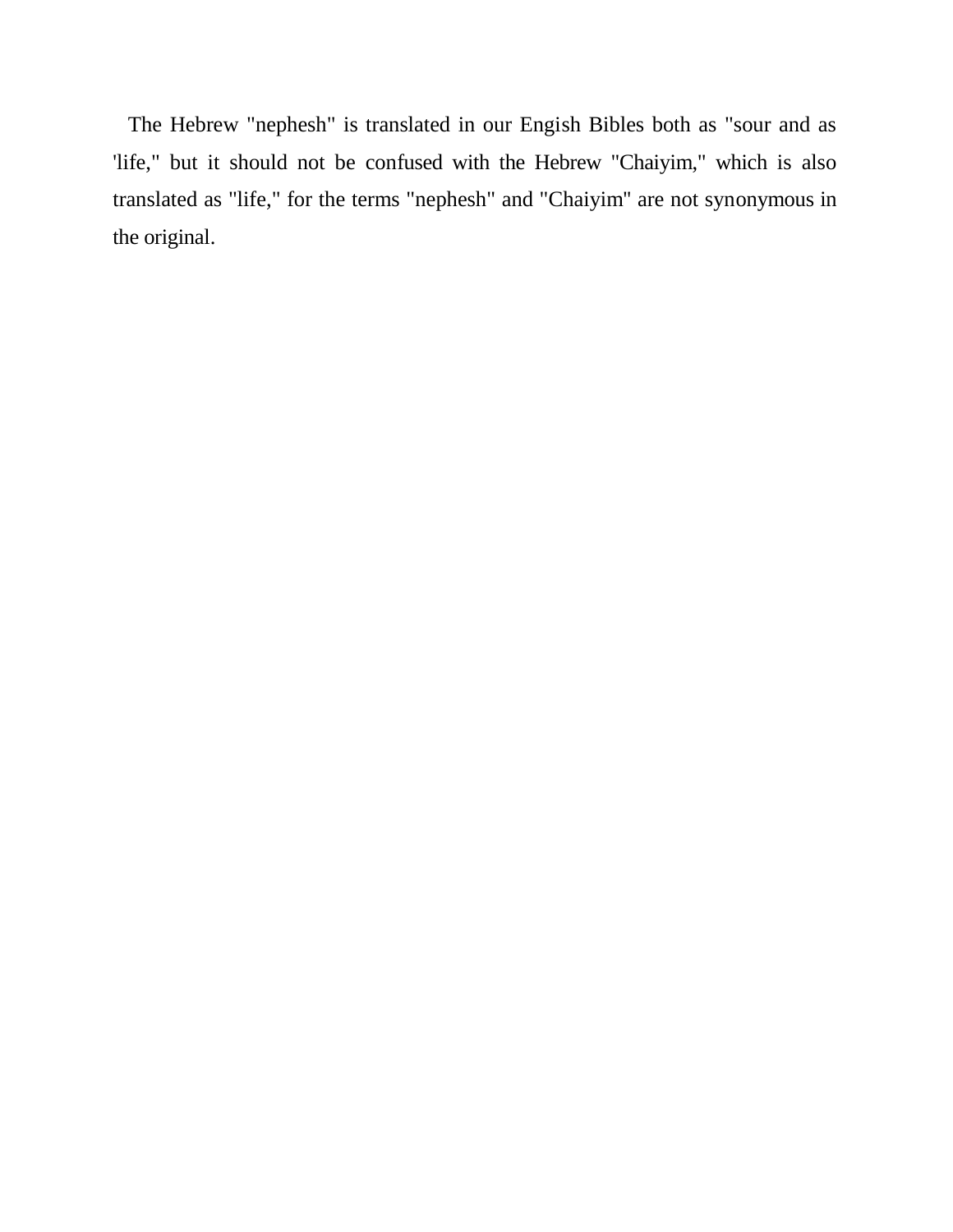The Hebrew "nephesh" is translated in our Engish Bibles both as "sour and as 'life," but it should not be confused with the Hebrew "Chaiyim," which is also translated as "life," for the terms "nephesh" and "Chaiyim" are not synonymous in the original.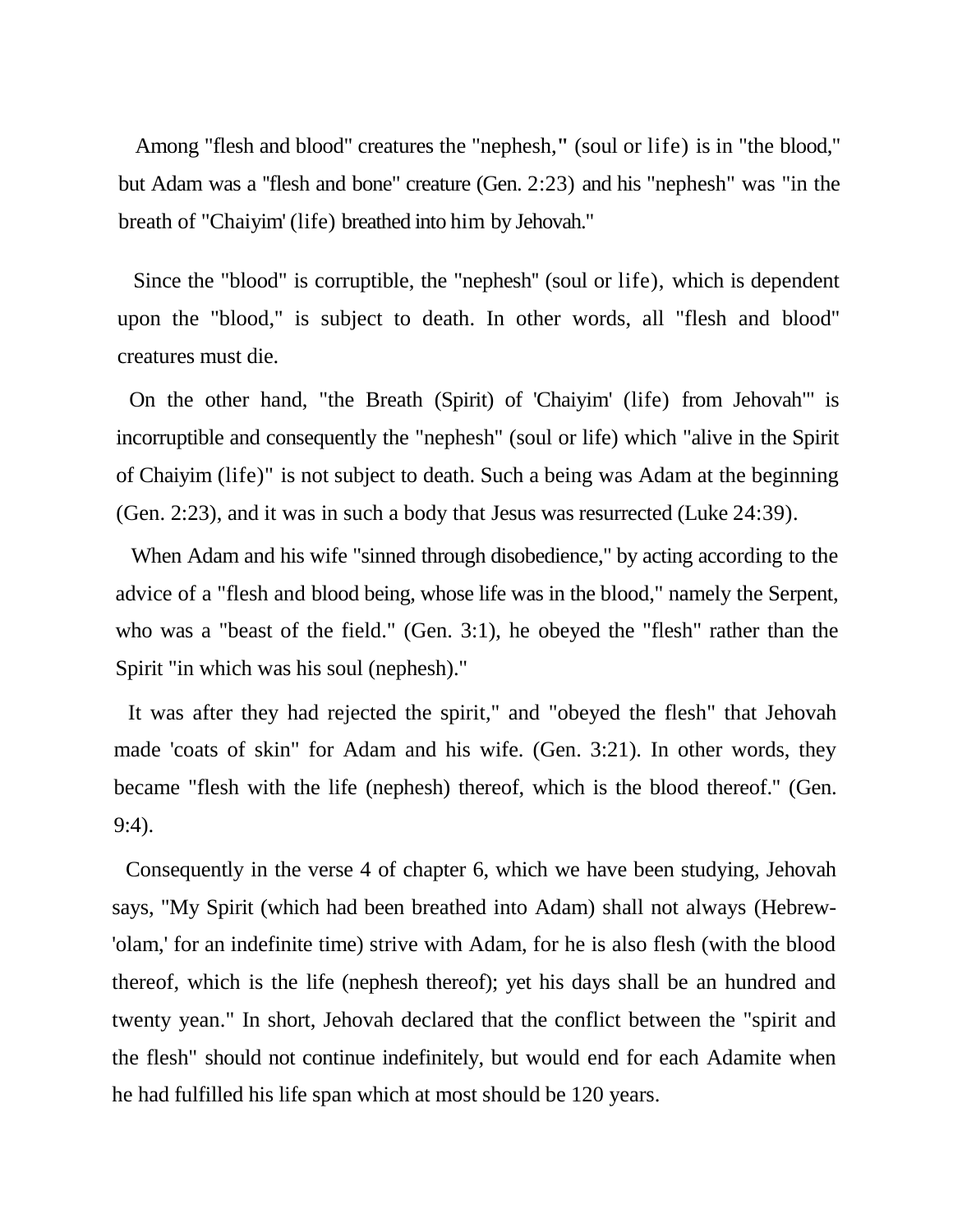Among "flesh and blood" creatures the "nephesh," (soul or life) is in "the blood," but Adam was a "flesh and bone" creature (Gen. 2:23) and his "nephesh" was "in the breath of "Chaiyim' (life) breathed into him by Jehovah."

Since the "blood" is corruptible, the "nephesh" (soul or life), which is dependent upon the "blood," is subject to death. In other words, all "flesh and blood" creatures must die.

On the other hand, "the Breath (Spirit) of 'Chaiyim' (life) from Jehovah'" is incorruptible and consequently the "nephesh" (soul or life) which "alive in the Spirit of Chaiyim (life)" is not subject to death. Such a being was Adam at the beginning (Gen. 2:23), and it was in such a body that Jesus was resurrected (Luke 24:39).

When Adam and his wife "sinned through disobedience," by acting according to the advice of a "flesh and blood being, whose life was in the blood," namely the Serpent, who was a "beast of the field." (Gen. 3:1), he obeyed the "flesh" rather than the Spirit "in which was his soul (nephesh)."

It was after they had rejected the spirit," and "obeyed the flesh" that Jehovah made 'coats of skin" for Adam and his wife. (Gen. 3:21). In other words, they became "flesh with the life (nephesh) thereof, which is the blood thereof." (Gen. 9:4).

Consequently in the verse 4 of chapter 6, which we have been studying, Jehovah says, "My Spirit (which had been breathed into Adam) shall not always (Hebrew- 'olam,' for an indefinite time) strive with Adam, for he is also flesh (with the blood thereof, which is the life (nephesh thereof); yet his days shall be an hundred and twenty yean." In short, Jehovah declared that the conflict between the "spirit and the flesh" should not continue indefinitely, but would end for each Adamite when he had fulfilled his life span which at most should be 120 years.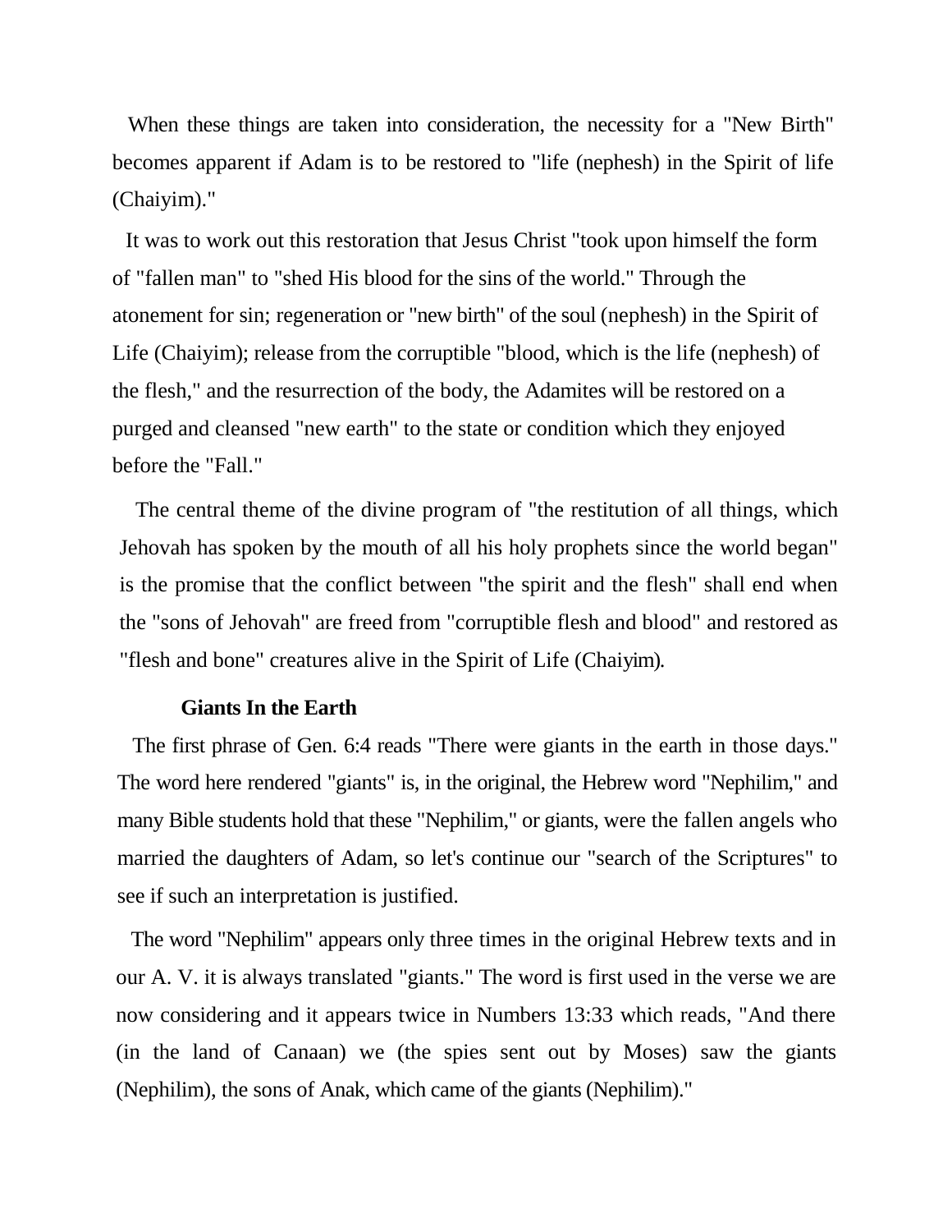When these things are taken into consideration, the necessity for a "New Birth" becomes apparent if Adam is to be restored to "life (nephesh) in the Spirit of life (Chaiyim)."

It was to work out this restoration that Jesus Christ "took upon himself the form of "fallen man" to "shed His blood for the sins of the world." Through the atonement for sin; regeneration or "new birth" of the soul (nephesh) in the Spirit of Life (Chaiyim); release from the corruptible "blood, which is the life (nephesh) of the flesh," and the resurrection of the body, the Adamites will be restored on a purged and cleansed "new earth" to the state or condition which they enjoyed before the "Fall."

The central theme of the divine program of "the restitution of all things, which Jehovah has spoken by the mouth of all his holy prophets since the world began" is the promise that the conflict between "the spirit and the flesh" shall end when the "sons of Jehovah" are freed from "corruptible flesh and blood" and restored as "flesh and bone" creatures alive in the Spirit of Life (Chaiyim).

### Giants In the Earth

The first phrase of Gen. 6:4 reads "There were giants in the earth in those days." The word here rendered "giants" is, in the original, the Hebrew word "Nephilim," and many Bible students hold that these "Nephilim," or giants, were the fallen angels who married the daughters of Adam, so let's continue our "search of the Scriptures" to see if such an interpretation is justified.

The word "Nephilim" appears only three times in the original Hebrew texts and in our A. V. it is always translated "giants." The word is first used in the verse we are now considering and it appears twice in Numbers 13:33 which reads, "And there (in the land of Canaan) we (the spies sent out by Moses) saw the giants (Nephilim), the sons of Anak, which came of the giants (Nephilim)."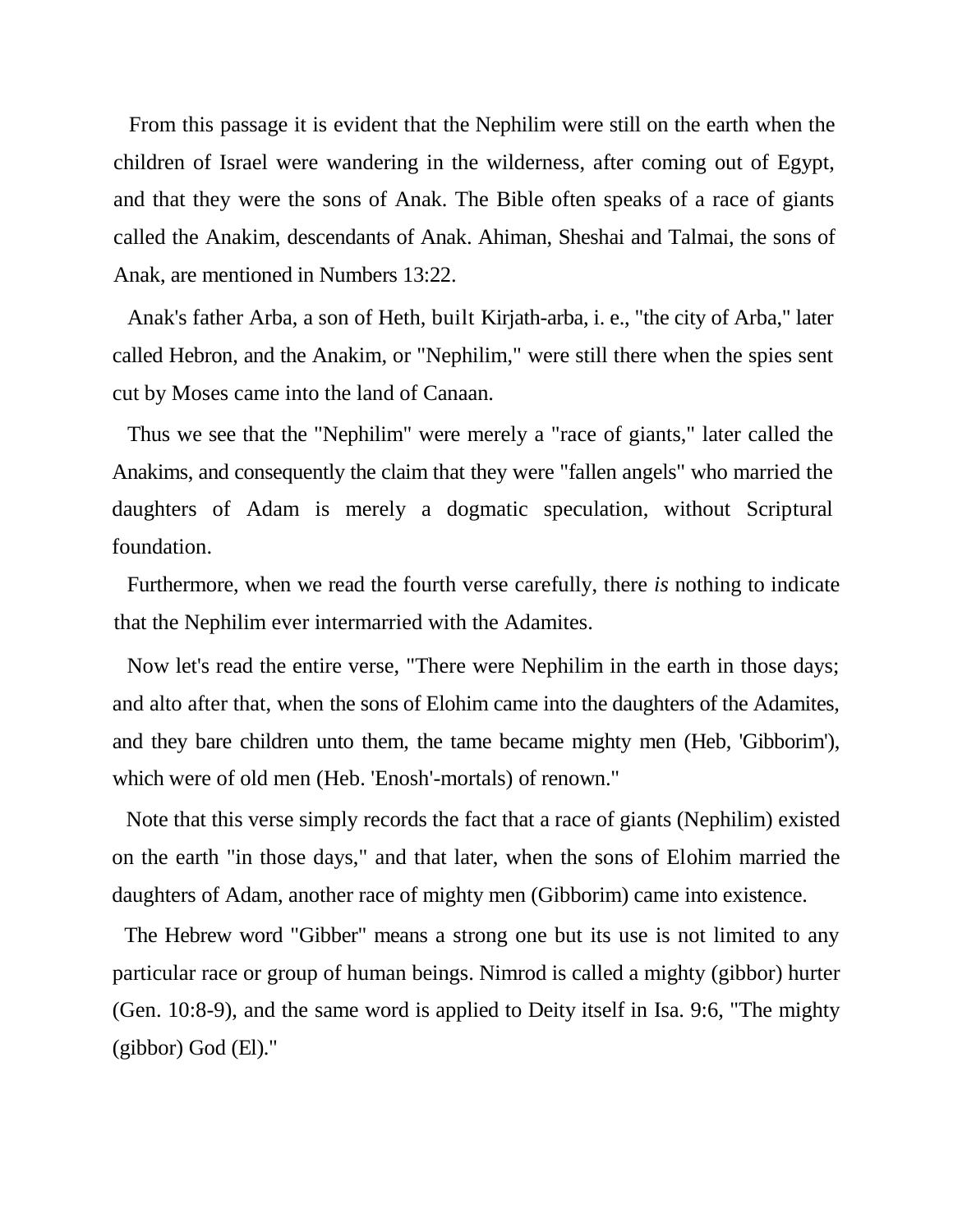From this passage it is evident that the Nephilim were still on the earth when the children of Israel were wandering in the wilderness, after coming out of Egypt, and that they were the sons of Anak. The Bible often speaks of a race of giants called the Anakim, descendants of Anak. Ahiman, Sheshai and Talmai, the sons of Anak, are mentioned in Numbers 13:22.

Anak's father Arba, a son of Heth, built Kirjath-arba, i. e., "the city of Arba," later called Hebron, and the Anakim, or "Nephilim," were still there when the spies sent cut by Moses came into the land of Canaan.

Thus we see that the "Nephilim" were merely a "race of giants," later called the Anakims, and consequently the claim that they were "fallen angels" who married the daughters of Adam is merely a dogmatic speculation, without Scriptural foundation.

Furthermore, when we read the fourth verse carefully, there *is* nothing to indicate that the Nephilim ever intermarried with the Adamites.

Now let's read the entire verse, "There were Nephilim in the earth in those days; and alto after that, when the sons of Elohim came into the daughters of the Adamites, and they bare children unto them, the tame became mighty men (Heb, 'Gibborim'), which were of old men (Heb. 'Enosh'-mortals) of renown."

Note that this verse simply records the fact that a race of giants (Nephilim) existed on the earth "in those days," and that later, when the sons of Elohim married the daughters of Adam, another race of mighty men (Gibborim) came into existence.

The Hebrew word "Gibber" means a strong one but its use is not limited to any particular race or group of human beings. Nimrod is called a mighty (gibbor) hurter (Gen. 10:8-9), and the same word is applied to Deity itself in Isa. 9:6, "The mighty (gibbor) God (El)."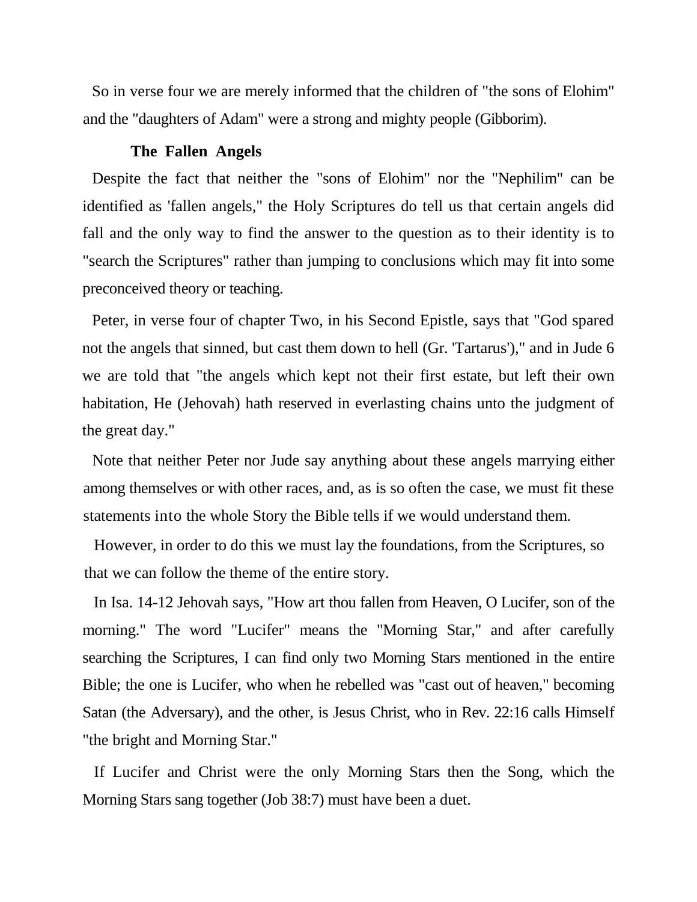So in verse four we are merely informed that the children of "the sons of Elohim" and the "daughters of Adam" were a strong and mighty people (Gibborim).

## The Fallen Angels

Despite the fact that neither the "sons of Elohim" nor the "Nephilim" can be identified as 'fallen angels," the Holy Scriptures do tell us that certain angels did fall and the only way to find the answer to the question as to their identity is to "search the Scriptures" rather than jumping to conclusions which may fit into some preconceived theory or teaching.

Peter, in verse four of chapter Two, in his Second Epistle, says that "God spared not the angels that sinned, but cast them down to hell (Gr. 'Tartarus')," and in Jude 6 we are told that "the angels which kept not their first estate, but left their own habitation, He (Jehovah) hath reserved in everlasting chains unto the judgment of the great day."

Note that neither Peter nor Jude say anything about these angels marrying either among themselves or with other races, and, as is so often the case, we must fit these statements into the whole Story the Bible tells if we would understand them.

However, in order to do this we must lay the foundations, from the Scriptures, so that we can follow the theme of the entire story.

In Isa. 14-12 Jehovah says, "How art thou fallen from Heaven, O Lucifer, son of the morning." The word "Lucifer" means the "Morning Star," and after carefully searching the Scriptures, I can find only two Morning Stars mentioned in the entire Bible; the one is Lucifer, who when he rebelled was "cast out of heaven," becoming Satan (the Adversary), and the other, is Jesus Christ, who in Rev. 22:16 calls Himself "the bright and Morning Star."

If Lucifer and Christ were the only Morning Stars then the Song, which the Morning Stars sang together (Job 38:7) must have been a duet.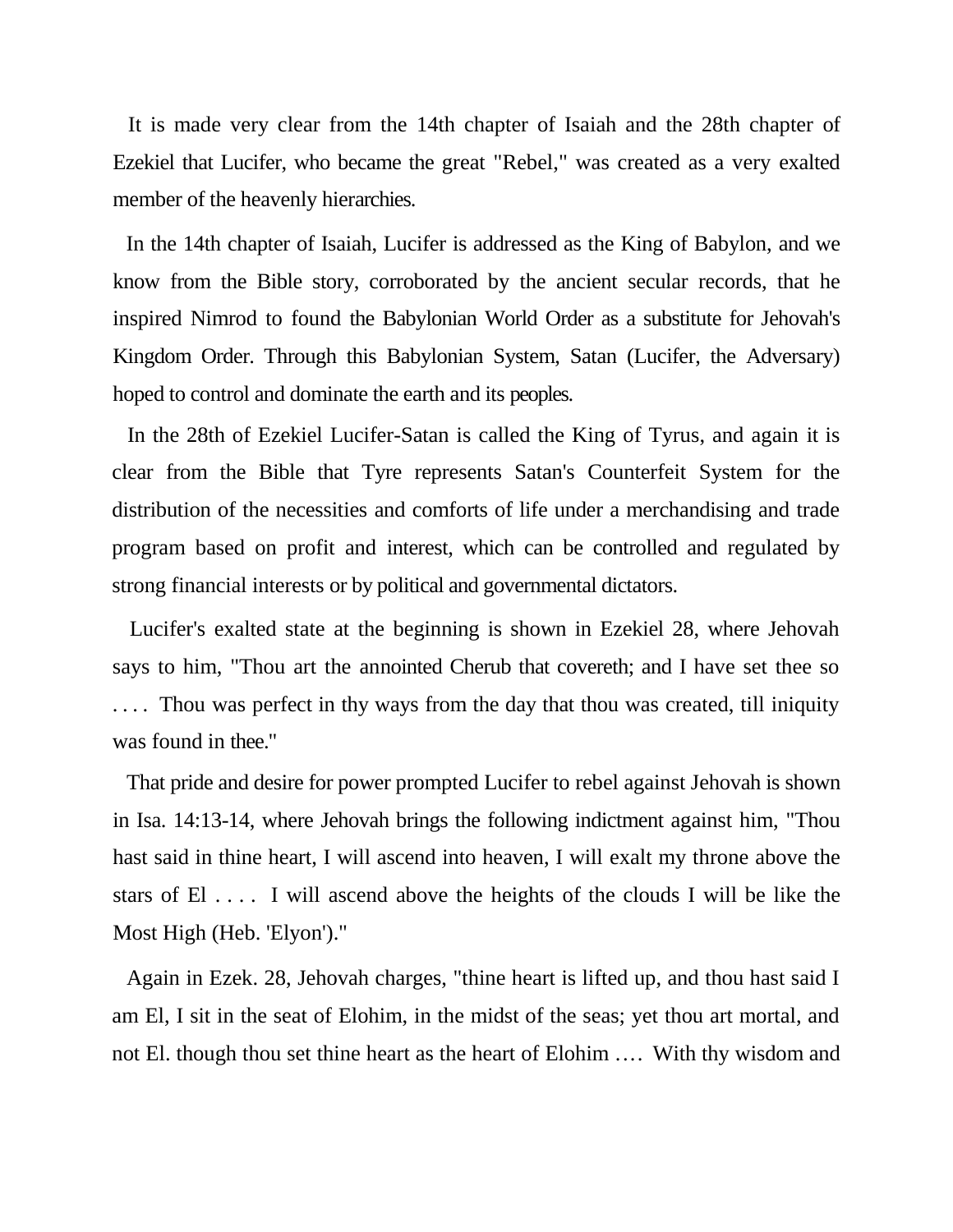It is made very clear from the 14th chapter of Isaiah and the 28th chapter of Ezekiel that Lucifer, who became the great "Rebel," was created as a very exalted member of the heavenly hierarchies.

In the 14th chapter of Isaiah, Lucifer is addressed as the King of Babylon, and we know from the Bible story, corroborated by the ancient secular records, that he inspired Nimrod to found the Babylonian World Order as a substitute for Jehovah's Kingdom Order. Through this Babylonian System, Satan (Lucifer, the Adversary) hoped to control and dominate the earth and its peoples.

In the 28th of Ezekiel Lucifer-Satan is called the King of Tyrus, and again it is clear from the Bible that Tyre represents Satan's Counterfeit System for the distribution of the necessities and comforts of life under a merchandising and trade program based on profit and interest, which can be controlled and regulated by strong financial interests or by political and governmental dictators.

Lucifer's exalted state at the beginning is shown in Ezekiel 28, where Jehovah says to him, "Thou art the annointed Cherub that covereth; and I have set thee so . . . . Thou was perfect in thy ways from the day that thou was created, till iniquity was found in thee."

That pride and desire for power prompted Lucifer to rebel against Jehovah is shown in Isa. 14:13-14, where Jehovah brings the following indictment against him, "Thou hast said in thine heart, I will ascend into heaven, I will exalt my throne above the stars of El . . . . I will ascend above the heights of the clouds I will be like the Most High (Heb. 'Elyon')."

Again in Ezek. 28, Jehovah charges, "thine heart is lifted up, and thou hast said I am El, I sit in the seat of Elohim, in the midst of the seas; yet thou art mortal, and not El. though thou set thine heart as the heart of Elohim .... With thy wisdom and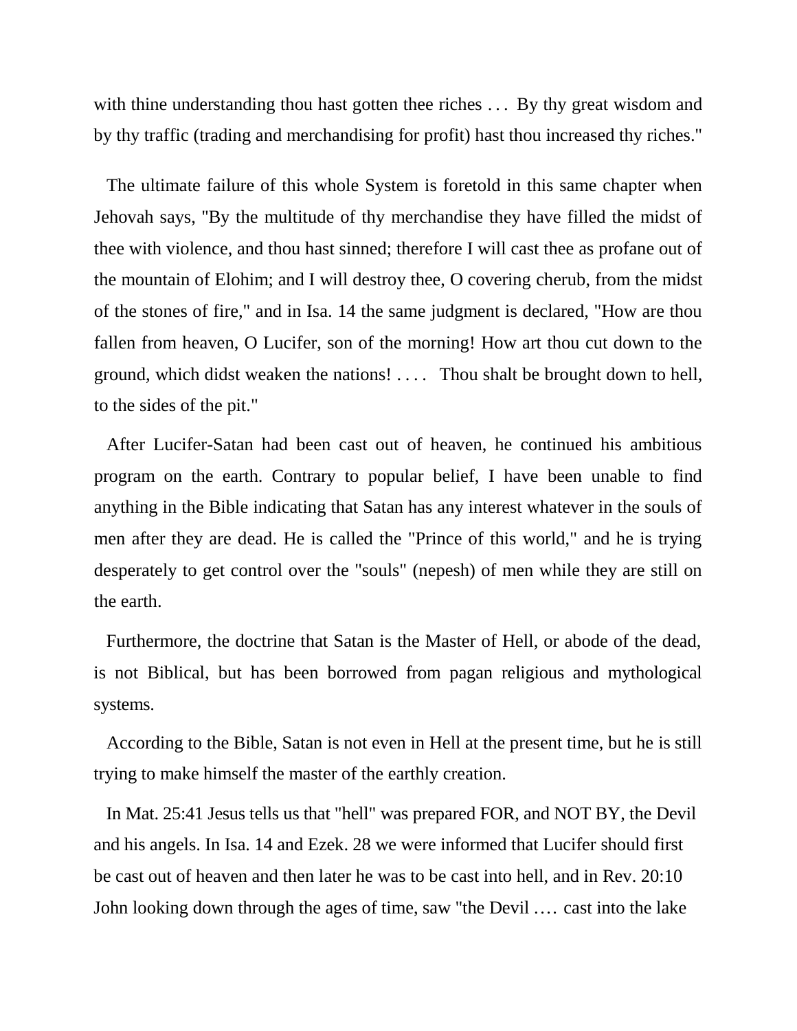with thine understanding thou hast gotten thee riches . . . By thy great wisdom and by thy traffic (trading and merchandising for profit) hast thou increased thy riches."

The ultimate failure of this whole System is foretold in this same chapter when Jehovah says, "By the multitude of thy merchandise they have filled the midst of thee with violence, and thou hast sinned; therefore I will cast thee as profane out of the mountain of Elohim; and I will destroy thee, O covering cherub, from the midst of the stones of fire," and in Isa. 14 the same judgment is declared, "How are thou fallen from heaven, O Lucifer, son of the morning! How art thou cut down to the ground, which didst weaken the nations! . . . . Thou shalt be brought down to hell, to the sides of the pit."

After Lucifer-Satan had been cast out of heaven, he continued his ambitious program on the earth. Contrary to popular belief, I have been unable to find anything in the Bible indicating that Satan has any interest whatever in the souls of men after they are dead. He is called the "Prince of this world," and he is trying desperately to get control over the "souls" (nepesh) of men while they are still on the earth.

Furthermore, the doctrine that Satan is the Master of Hell, or abode of the dead, is not Biblical, but has been borrowed from pagan religious and mythological systems.

According to the Bible, Satan is not even in Hell at the present time, but he is still trying to make himself the master of the earthly creation.

In Mat. 25:41 Jesus tells us that "hell" was prepared FOR, and NOT BY, the Devil and his angels. In Isa. 14 and Ezek. 28 we were informed that Lucifer should first be cast out of heaven and then later he was to be cast into hell, and in Rev. 20:10 John looking down through the ages of time, saw "the Devil …. cast into the lake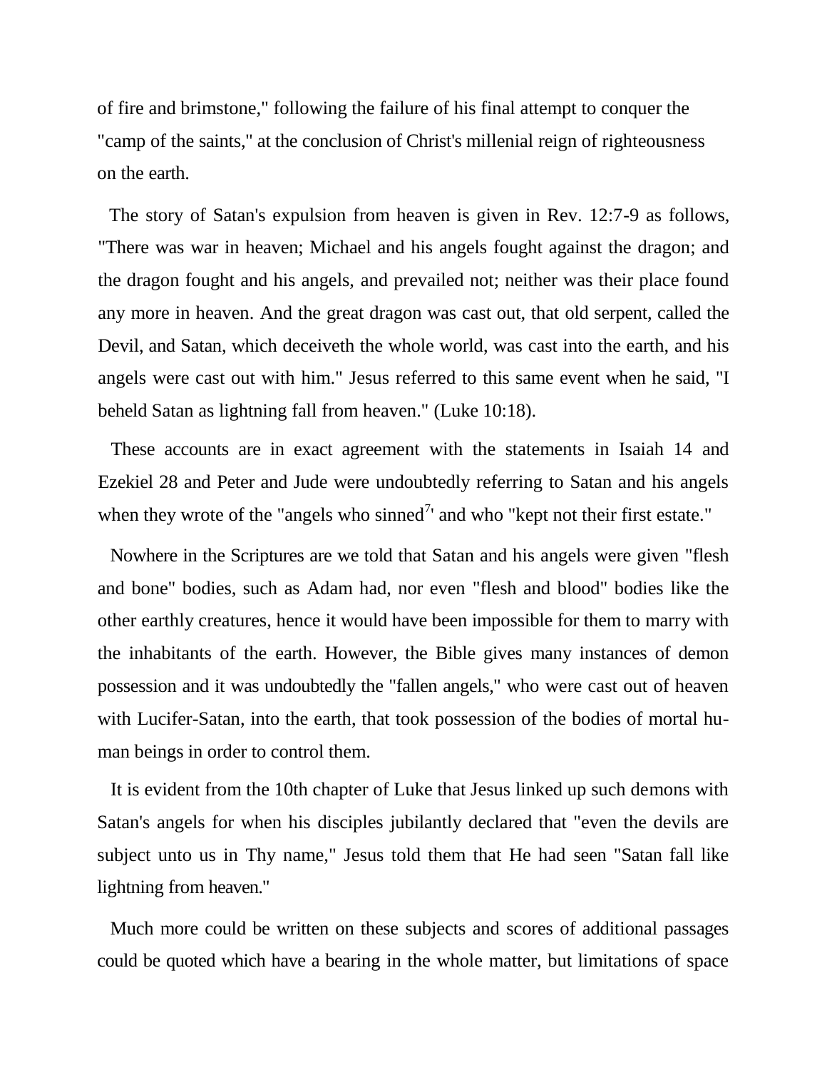of fire and brimstone," following the failure of his final attempt to conquer the "camp of the saints," at the conclusion of Christ's millenial reign of righteousness on the earth.

The story of Satan's expulsion from heaven is given in Rev. 12:7-9 as follows, "There was war in heaven; Michael and his angels fought against the dragon; and the dragon fought and his angels, and prevailed not; neither was their place found any more in heaven. And the great dragon was cast out, that old serpent, called the Devil, and Satan, which deceiveth the whole world, was cast into the earth, and his angels were cast out with him." Jesus referred to this same event when he said, "I beheld Satan as lightning fall from heaven." (Luke 10:18).

These accounts are in exact agreement with the statements in Isaiah 14 and Ezekiel 28 and Peter and Jude were undoubtedly referring to Satan and his angels when they wrote of the "angels who sinned[7]' and who "kept not their first estate."

Nowhere in the Scriptures are we told that Satan and his angels were given "flesh and bone" bodies, such as Adam had, nor even "flesh and blood" bodies like the other earthly creatures, hence it would have been impossible for them to marry with the inhabitants of the earth. However, the Bible gives many instances of demon possession and it was undoubtedly the "fallen angels," who were cast out of heaven with Lucifer-Satan, into the earth, that took possession of the bodies of mortal human beings in order to control them.

It is evident from the 10th chapter of Luke that Jesus linked up such demons with Satan's angels for when his disciples jubilantly declared that "even the devils are subject unto us in Thy name," Jesus told them that He had seen "Satan fall like lightning from heaven."

Much more could be written on these subjects and scores of additional passages could be quoted which have a bearing in the whole matter, but limitations of space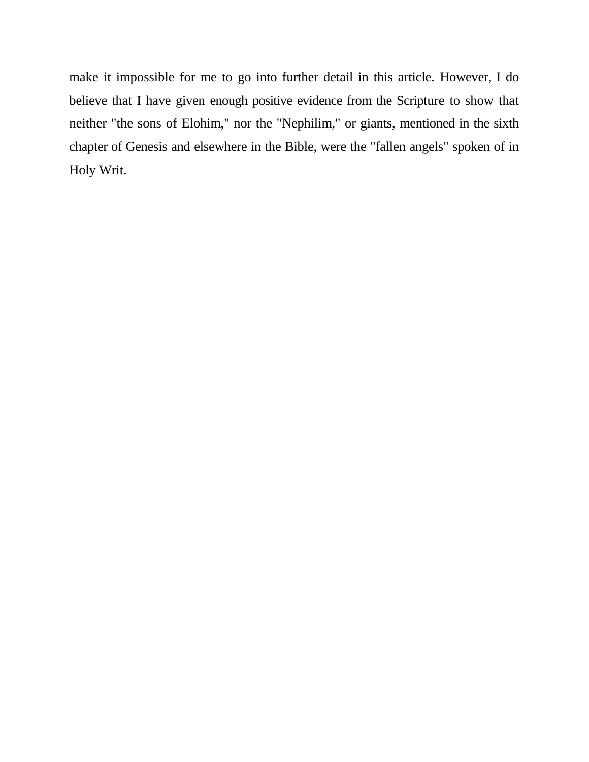make it impossible for me to go into further detail in this article. However, I do believe that I have given enough positive evidence from the Scripture to show that neither "the sons of Elohim," nor the "Nephilim," or giants, mentioned in the sixth chapter of Genesis and elsewhere in the Bible, were the "fallen angels" spoken of in Holy Writ.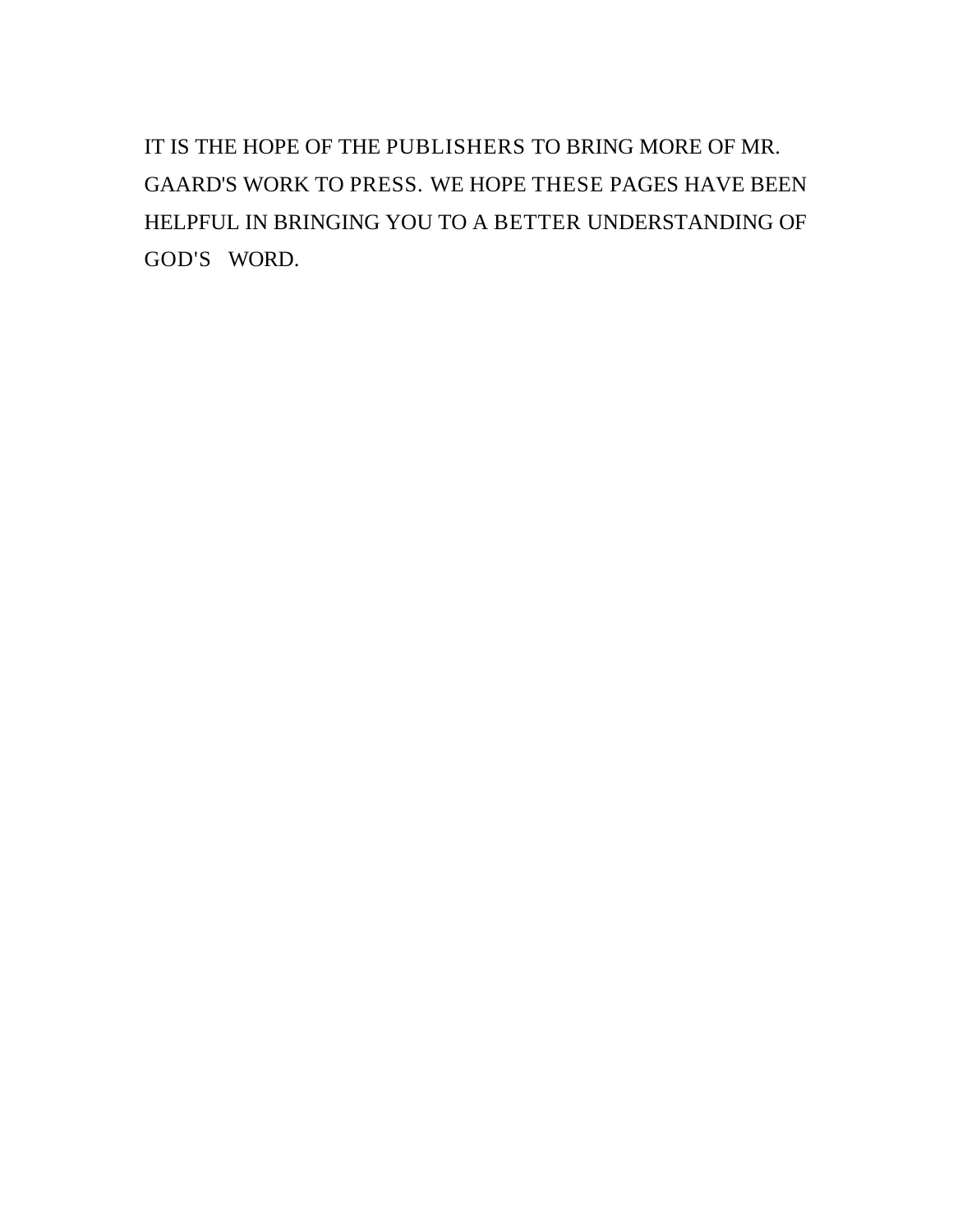IT IS THE HOPE OF THE PUBLISHERS TO BRING MORE OF MR. GAARD'S WORK TO PRESS. WE HOPE THESE PAGES HAVE BEEN HELPFUL IN BRINGING YOU TO A BETTER UNDERSTANDING OF GOD'S WORD.